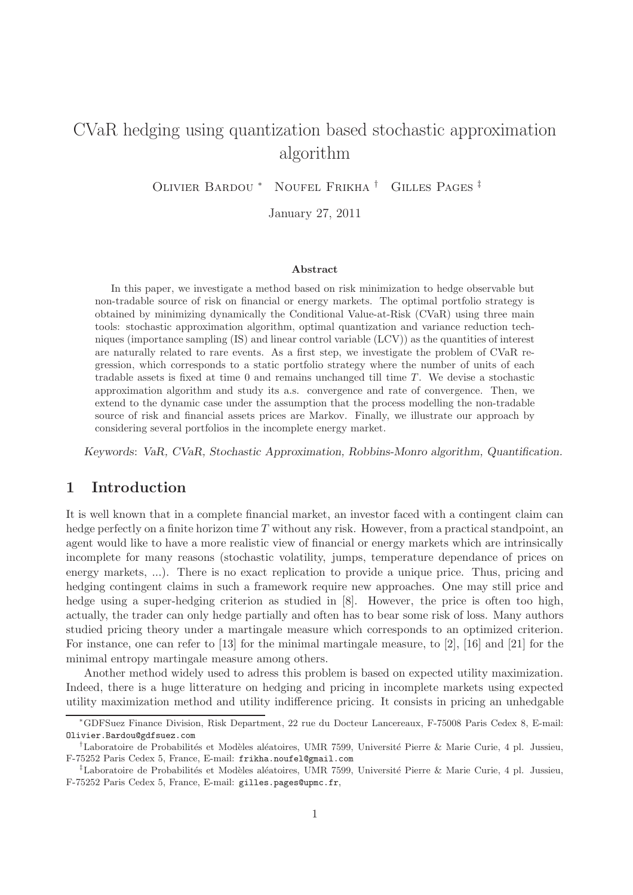# CVaR hedging using quantization based stochastic approximation algorithm

Olivier Bardou [*] Noufel Frikha [†] Gilles Pages [‡]

January 27, 2011

### Abstract

In this paper, we investigate a method based on risk minimization to hedge observable but non-tradable source of risk on financial or energy markets. The optimal portfolio strategy is obtained by minimizing dynamically the Conditional Value-at-Risk (CVaR) using three main tools: stochastic approximation algorithm, optimal quantization and variance reduction techniques (importance sampling (IS) and linear control variable (LCV)) as the quantities of interest are naturally related to rare events. As a first step, we investigate the problem of CVaR regression, which corresponds to a static portfolio strategy where the number of units of each tradable assets is fixed at time 0 and remains unchanged till time $T$. We devise a stochastic approximation algorithm and study its a.s. convergence and rate of convergence. Then, we extend to the dynamic case under the assumption that the process modelling the non-tradable source of risk and financial assets prices are Markov. Finally, we illustrate our approach by considering several portfolios in the incomplete energy market.

*Keywords*: *VaR, CVaR, Stochastic Approximation, Robbins-Monro algorithm, Quantification.*

## 1 Introduction

It is well known that in a complete financial market, an investor faced with a contingent claim can hedge perfectly on a finite horizon time $T$ without any risk. However, from a practical standpoint, an agent would like to have a more realistic view of financial or energy markets which are intrinsically incomplete for many reasons (stochastic volatility, jumps, temperature dependance of prices on energy markets, ...). There is no exact replication to provide a unique price. Thus, pricing and hedging contingent claims in such a framework require new approaches. One may still price and hedge using a super-hedging criterion as studied in [8]. However, the price is often too high, actually, the trader can only hedge partially and often has to bear some risk of loss. Many authors studied pricing theory under a martingale measure which corresponds to an optimized criterion. For instance, one can refer to [13] for the minimal martingale measure, to [2], [16] and [21] for the minimal entropy martingale measure among others.

Another method widely used to adress this problem is based on expected utility maximization. Indeed, there is a huge litterature on hedging and pricing in incomplete markets using expected utility maximization method and utility indifference pricing. It consists in pricing an unhedgable

---

[*] GDFSuez Finance Division, Risk Department, 22 rue du Docteur Lancereaux, F-75008 Paris Cedex 8, E-mail: Olivier.Bardou@gdfsuez.com

[†] Laboratoire de Probabilités et Modèles aléatoires, UMR 7599, Université Pierre & Marie Curie, 4 pl. Jussieu, F-75252 Paris Cedex 5, France, E-mail: frikha.noufel@gmail.com

[‡] Laboratoire de Probabilités et Modèles aléatoires, UMR 7599, Université Pierre & Marie Curie, 4 pl. Jussieu, F-75252 Paris Cedex 5, France, E-mail: gilles.pages@upmc.fr,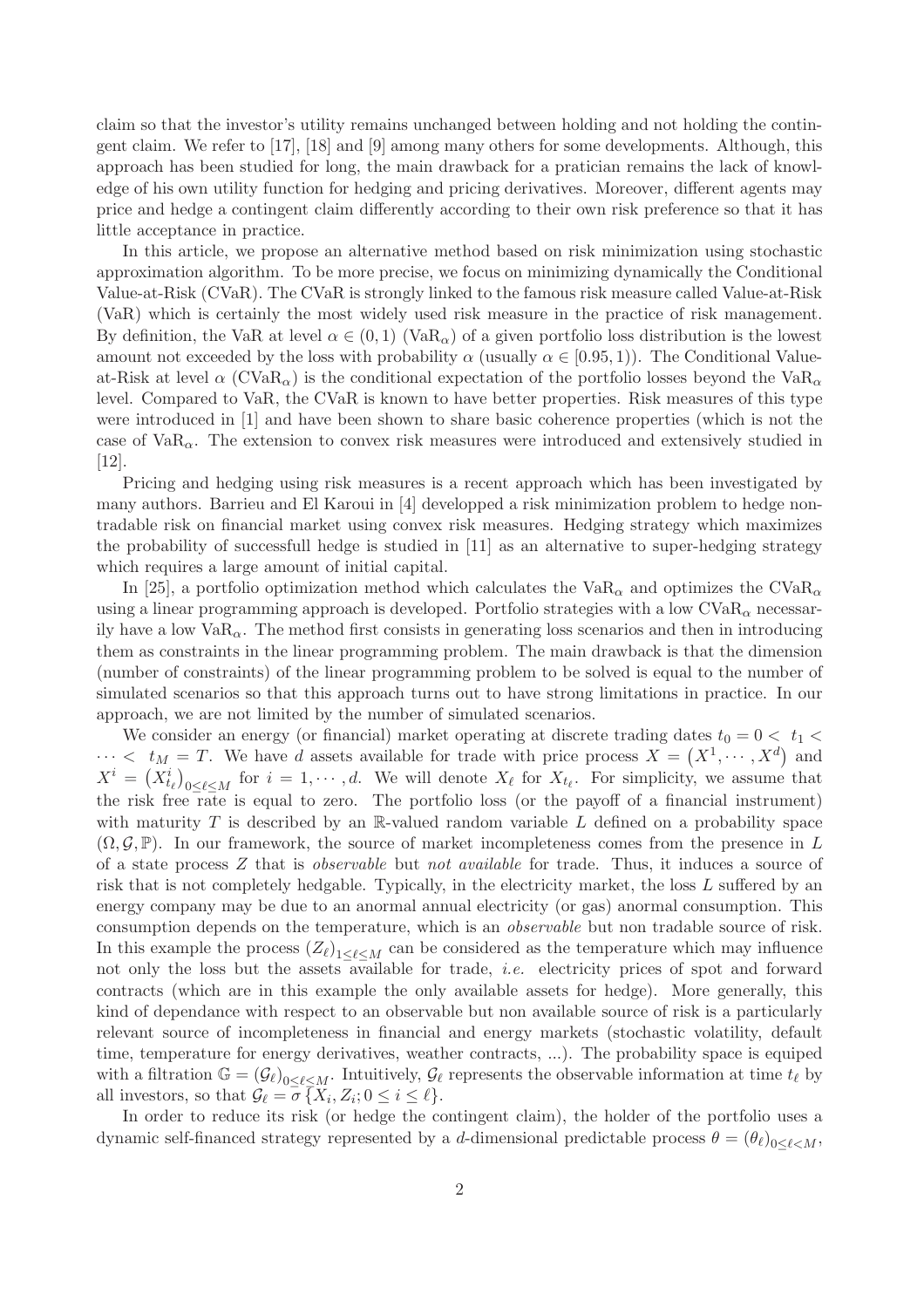claim so that the investor's utility remains unchanged between holding and not holding the contingent claim. We refer to [17], [18] and [9] among many others for some developments. Although, this approach has been studied for long, the main drawback for a pratician remains the lack of knowledge of his own utility function for hedging and pricing derivatives. Moreover, different agents may price and hedge a contingent claim differently according to their own risk preference so that it has little acceptance in practice.

In this article, we propose an alternative method based on risk minimization using stochastic approximation algorithm. To be more precise, we focus on minimizing dynamically the Conditional Value-at-Risk (CVaR). The CVaR is strongly linked to the famous risk measure called Value-at-Risk (VaR) which is certainly the most widely used risk measure in the practice of risk management. By definition, the VaR at level $\alpha \in (0,1)$ ($\mathrm{VaR}_\alpha$) of a given portfolio loss distribution is the lowest amount not exceeded by the loss with probability $\alpha$ (usually $\alpha \in [0.95, 1)$). The Conditional Value-at-Risk at level $\alpha$ ($\mathrm{CVaR}_\alpha$) is the conditional expectation of the portfolio losses beyond the $\mathrm{VaR}_\alpha$ level. Compared to VaR, the CVaR is known to have better properties. Risk measures of this type were introduced in [1] and have been shown to share basic coherence properties (which is not the case of $\mathrm{VaR}_\alpha$. The extension to convex risk measures were introduced and extensively studied in [12].

Pricing and hedging using risk measures is a recent approach which has been investigated by many authors. Barrieu and El Karoui in [4] developped a risk minimization problem to hedge non-tradable risk on financial market using convex risk measures. Hedging strategy which maximizes the probability of successfull hedge is studied in [11] as an alternative to super-hedging strategy which requires a large amount of initial capital.

In [25], a portfolio optimization method which calculates the $\mathrm{VaR}_\alpha$ and optimizes the $\mathrm{CVaR}_\alpha$ using a linear programming approach is developed. Portfolio strategies with a low $\mathrm{CVaR}_\alpha$ necessarily have a low $\mathrm{VaR}_\alpha$. The method first consists in generating loss scenarios and then in introducing them as constraints in the linear programming problem. The main drawback is that the dimension (number of constraints) of the linear programming problem to be solved is equal to the number of simulated scenarios so that this approach turns out to have strong limitations in practice. In our approach, we are not limited by the number of simulated scenarios.

We consider an energy (or financial) market operating at discrete trading dates $t_0 = 0 < t_1 < \cdots < t_M = T$. We have $d$ assets available for trade with price process $X = \left(X^1, \cdots, X^d\right)$ and $X^i = \left(X^i_{t_\ell}\right)_{0 \leq \ell \leq M}$ for $i = 1, \cdots, d$. We will denote $X_\ell$ for $X_{t_\ell}$. For simplicity, we assume that the risk free rate is equal to zero. The portfolio loss (or the payoff of a financial instrument) with maturity $T$ is described by an $\mathbb{R}$-valued random variable $L$ defined on a probability space $(\Omega, \mathcal{G}, \mathbb{P})$. In our framework, the source of market incompleteness comes from the presence in $L$ of a state process $Z$ that is *observable* but *not available* for trade. Thus, it induces a source of risk that is not completely hedgable. Typically, in the electricity market, the loss $L$ suffered by an energy company may be due to an anormal annual electricity (or gas) anormal consumption. This consumption depends on the temperature, which is an *observable* but non tradable source of risk. In this example the process $(Z_\ell)_{1 \leq \ell \leq M}$ can be considered as the temperature which may influence not only the loss but the assets available for trade, *i.e.* electricity prices of spot and forward contracts (which are in this example the only available assets for hedge). More generally, this kind of dependance with respect to an observable but non available source of risk is a particularly relevant source of incompleteness in financial and energy markets (stochastic volatility, default time, temperature for energy derivatives, weather contracts, ...). The probability space is equiped with a filtration $\mathbb{G} = (\mathcal{G}_\ell)_{0 \leq \ell \leq M}$. Intuitively, $\mathcal{G}_\ell$ represents the observable information at time $t_\ell$ by all investors, so that $\mathcal{G}_\ell = \sigma\{X_i, Z_i; 0 \leq i \leq \ell\}$.

In order to reduce its risk (or hedge the contingent claim), the holder of the portfolio uses a dynamic self-financed strategy represented by a $d$-dimensional predictable process $\theta = (\theta_\ell)_{0 \leq \ell < M}$,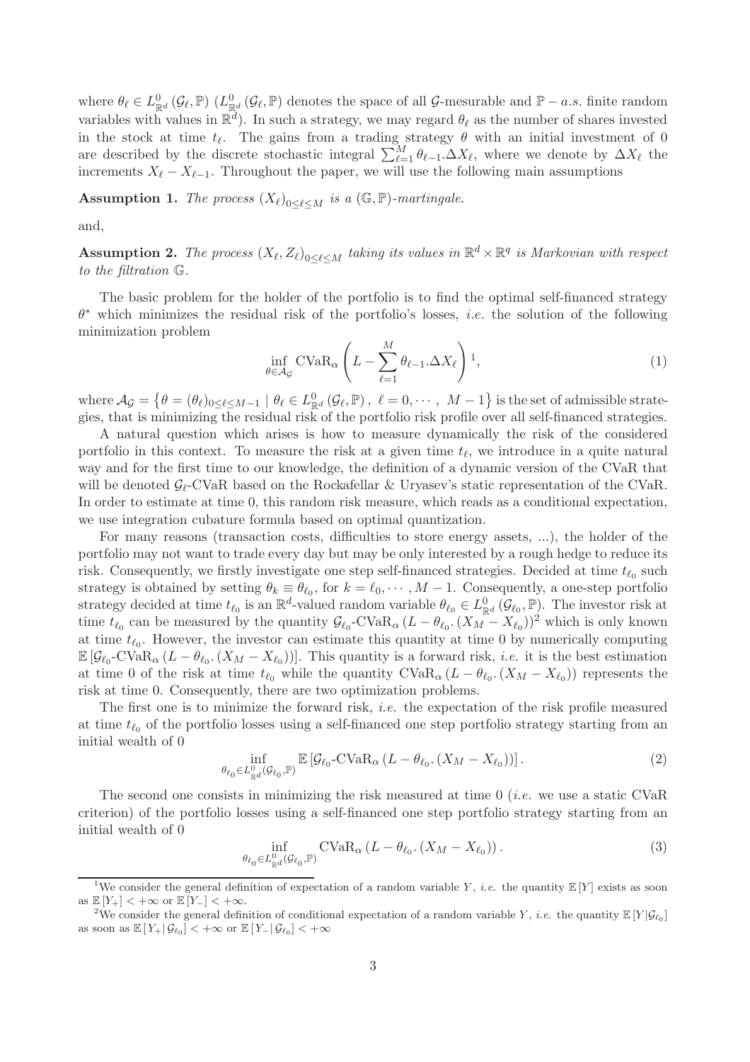where $\theta_\ell \in L^0_{\mathbb{R}^d}(\mathcal{G}_\ell, \mathbb{P})$ ($L^0_{\mathbb{R}^d}(\mathcal{G}_\ell, \mathbb{P})$ denotes the space of all $\mathcal{G}$-mesurable and $\mathbb{P}-a.s.$ finite random variables with values in $\mathbb{R}^d$). In such a strategy, we may regard $\theta_\ell$ as the number of shares invested in the stock at time $t_\ell$. The gains from a trading strategy $\theta$ with an initial investment of 0 are described by the discrete stochastic integral $\sum_{\ell=1}^{M} \theta_{\ell-1}.\Delta X_\ell$, where we denote by $\Delta X_\ell$ the increments $X_\ell - X_{\ell-1}$. Throughout the paper, we will use the following main assumptions

**Assumption 1.** *The process $(X_\ell)_{0\leq \ell \leq M}$ is a $(\mathbb{G}, \mathbb{P})$-martingale.*

and,

**Assumption 2.** *The process $(X_\ell, Z_\ell)_{0\leq \ell\leq M}$ taking its values in $\mathbb{R}^d \times \mathbb{R}^q$ is Markovian with respect to the filtration $\mathbb{G}$.*

The basic problem for the holder of the portfolio is to find the optimal self-financed strategy $\theta^*$ which minimizes the residual risk of the portfolio's losses, *i.e.* the solution of the following minimization problem

$$\inf_{\theta \in \mathcal{A}_\mathcal{G}} \mathrm{CVaR}_\alpha \left( L - \sum_{\ell=1}^{M} \theta_{\ell-1}.\Delta X_\ell \right)^{1}, \tag{1}$$

where $\mathcal{A}_\mathcal{G} = \left\{ \theta = (\theta_\ell)_{0\leq \ell \leq M-1} \mid \theta_\ell \in L^0_{\mathbb{R}^d}(\mathcal{G}_\ell, \mathbb{P}),\ \ell = 0, \cdots, M-1 \right\}$ is the set of admissible strategies, that is minimizing the residual risk of the portfolio risk profile over all self-financed strategies.

A natural question which arises is how to measure dynamically the risk of the considered portfolio in this context. To measure the risk at a given time $t_\ell$, we introduce in a quite natural way and for the first time to our knowledge, the definition of a dynamic version of the CVaR that will be denoted $\mathcal{G}_\ell$-CVaR based on the Rockafellar & Uryasev's static representation of the CVaR. In order to estimate at time 0, this random risk measure, which reads as a conditional expectation, we use integration cubature formula based on optimal quantization.

For many reasons (transaction costs, difficulties to store energy assets, ...), the holder of the portfolio may not want to trade every day but may be only interested by a rough hedge to reduce its risk. Consequently, we firstly investigate one step self-financed strategies. Decided at time $t_{\ell_0}$ such strategy is obtained by setting $\theta_k \equiv \theta_{\ell_0}$, for $k = \ell_0, \cdots, M-1$. Consequently, a one-step portfolio strategy decided at time $t_{\ell_0}$ is an $\mathbb{R}^d$-valued random variable $\theta_{\ell_0} \in L^0_{\mathbb{R}^d}(\mathcal{G}_{\ell_0}, \mathbb{P})$. The investor risk at time $t_{\ell_0}$ can be measured by the quantity $\mathcal{G}_{\ell_0}\text{-CVaR}_\alpha (L - \theta_{\ell_0}.(X_M - X_{\ell_0}))^2$ which is only known at time $t_{\ell_0}$. However, the investor can estimate this quantity at time 0 by numerically computing $\mathbb{E}\left[\mathcal{G}_{\ell_0}\text{-CVaR}_\alpha (L - \theta_{\ell_0}.(X_M - X_{\ell_0}))\right]$. This quantity is a forward risk, *i.e.* it is the best estimation at time 0 of the risk at time $t_{\ell_0}$ while the quantity $\mathrm{CVaR}_\alpha (L - \theta_{\ell_0}.(X_M - X_{\ell_0}))$ represents the risk at time 0. Consequently, there are two optimization problems.

The first one is to minimize the forward risk, *i.e.* the expectation of the risk profile measured at time $t_{\ell_0}$ of the portfolio losses using a self-financed one step portfolio strategy starting from an initial wealth of 0

$$\inf_{\theta_{\ell_0} \in L^0_{\mathbb{R}^d}(\mathcal{G}_{\ell_0}, \mathbb{P})} \mathbb{E}\left[\mathcal{G}_{\ell_0}\text{-CVaR}_\alpha (L - \theta_{\ell_0}.(X_M - X_{\ell_0}))\right]. \tag{2}$$

The second one consists in minimizing the risk measured at time 0 (*i.e.* we use a static CVaR criterion) of the portfolio losses using a self-financed one step portfolio strategy starting from an initial wealth of 0

$$\inf_{\theta_{\ell_0} \in L^0_{\mathbb{R}^d}(\mathcal{G}_{\ell_0}, \mathbb{P})} \mathrm{CVaR}_\alpha (L - \theta_{\ell_0}.(X_M - X_{\ell_0})). \tag{3}$$

[1] We consider the general definition of expectation of a random variable $Y$, *i.e.* the quantity $\mathbb{E}[Y]$ exists as soon as $\mathbb{E}[Y_+] < +\infty$ or $\mathbb{E}[Y_-] < +\infty$.

[2] We consider the general definition of conditional expectation of a random variable $Y$, *i.e.* the quantity $\mathbb{E}[Y|\mathcal{G}_{\ell_0}]$ as soon as $\mathbb{E}[Y_+|\mathcal{G}_{\ell_0}] < +\infty$ or $\mathbb{E}[Y_-|\mathcal{G}_{\ell_0}] < +\infty$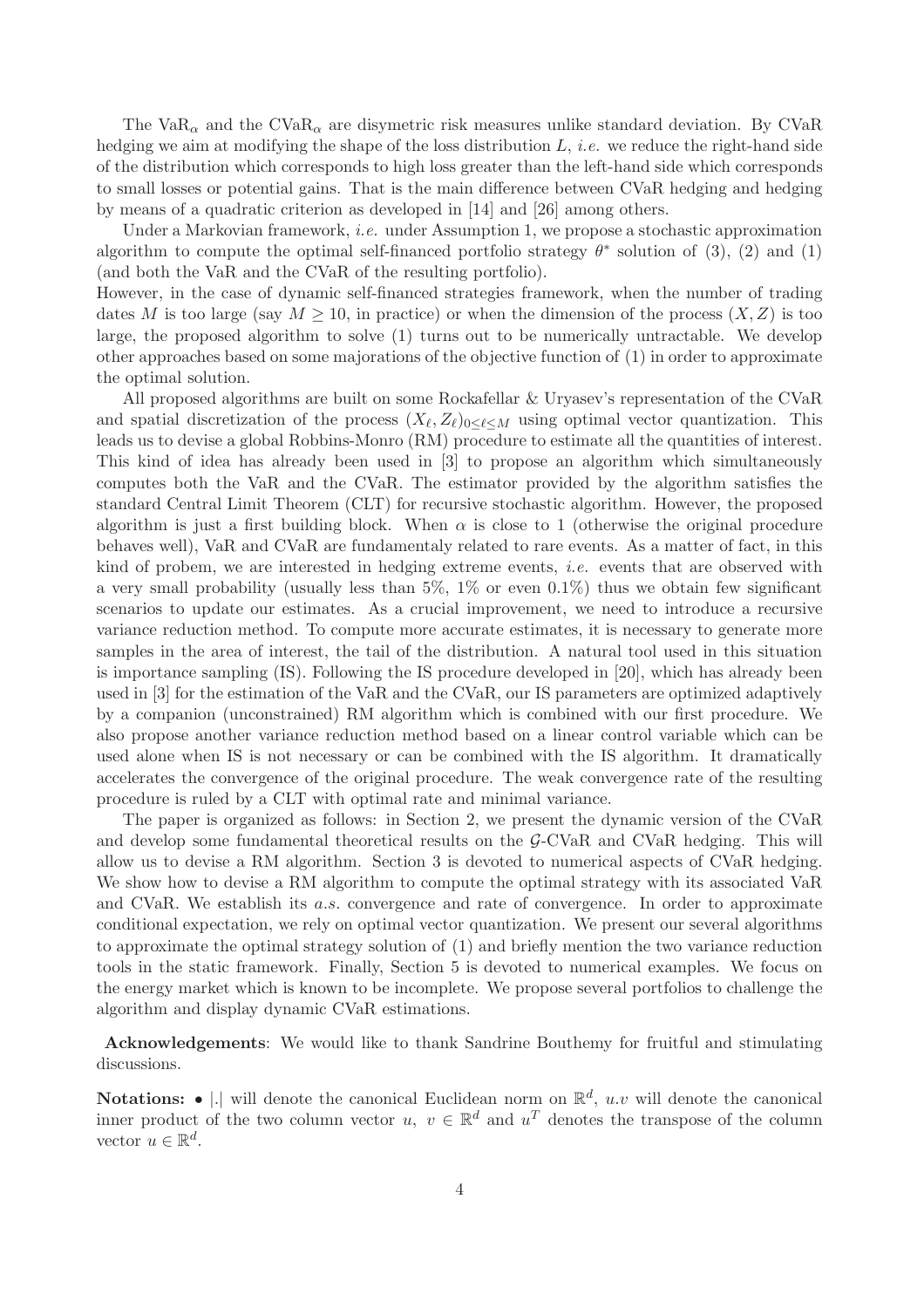The $\mathrm{VaR}_\alpha$ and the $\mathrm{CVaR}_\alpha$ are disymetric risk measures unlike standard deviation. By CVaR hedging we aim at modifying the shape of the loss distribution $L$, *i.e.* we reduce the right-hand side of the distribution which corresponds to high loss greater than the left-hand side which corresponds to small losses or potential gains. That is the main difference between CVaR hedging and hedging by means of a quadratic criterion as developed in [14] and [26] among others.

Under a Markovian framework, *i.e.* under Assumption 1, we propose a stochastic approximation algorithm to compute the optimal self-financed portfolio strategy $\theta^*$ solution of (3), (2) and (1) (and both the VaR and the CVaR of the resulting portfolio).
However, in the case of dynamic self-financed strategies framework, when the number of trading dates $M$ is too large (say $M \geq 10$, in practice) or when the dimension of the process $(X, Z)$ is too large, the proposed algorithm to solve (1) turns out to be numerically untractable. We develop other approaches based on some majorations of the objective function of (1) in order to approximate the optimal solution.

All proposed algorithms are built on some Rockafellar & Uryasev's representation of the CVaR and spatial discretization of the process $(X_\ell, Z_\ell)_{0\leq \ell \leq M}$ using optimal vector quantization. This leads us to devise a global Robbins-Monro (RM) procedure to estimate all the quantities of interest. This kind of idea has already been used in [3] to propose an algorithm which simultaneously computes both the VaR and the CVaR. The estimator provided by the algorithm satisfies the standard Central Limit Theorem (CLT) for recursive stochastic algorithm. However, the proposed algorithm is just a first building block. When $\alpha$ is close to 1 (otherwise the original procedure behaves well), VaR and CVaR are fundamentaly related to rare events. As a matter of fact, in this kind of probem, we are interested in hedging extreme events, *i.e.* events that are observed with a very small probability (usually less than 5%, 1% or even 0.1%) thus we obtain few significant scenarios to update our estimates. As a crucial improvement, we need to introduce a recursive variance reduction method. To compute more accurate estimates, it is necessary to generate more samples in the area of interest, the tail of the distribution. A natural tool used in this situation is importance sampling (IS). Following the IS procedure developed in [20], which has already been used in [3] for the estimation of the VaR and the CVaR, our IS parameters are optimized adaptively by a companion (unconstrained) RM algorithm which is combined with our first procedure. We also propose another variance reduction method based on a linear control variable which can be used alone when IS is not necessary or can be combined with the IS algorithm. It dramatically accelerates the convergence of the original procedure. The weak convergence rate of the resulting procedure is ruled by a CLT with optimal rate and minimal variance.

The paper is organized as follows: in Section 2, we present the dynamic version of the CVaR and develop some fundamental theoretical results on the $\mathcal{G}$-CVaR and CVaR hedging. This will allow us to devise a RM algorithm. Section 3 is devoted to numerical aspects of CVaR hedging. We show how to devise a RM algorithm to compute the optimal strategy with its associated VaR and CVaR. We establish its *a.s.* convergence and rate of convergence. In order to approximate conditional expectation, we rely on optimal vector quantization. We present our several algorithms to approximate the optimal strategy solution of (1) and briefly mention the two variance reduction tools in the static framework. Finally, Section 5 is devoted to numerical examples. We focus on the energy market which is known to be incomplete. We propose several portfolios to challenge the algorithm and display dynamic CVaR estimations.

**Acknowledgements**: We would like to thank Sandrine Bouthemy for fruitful and stimulating discussions.

**Notations:** • $|.|$ will denote the canonical Euclidean norm on $\mathbb{R}^d$, $u.v$ will denote the canonical inner product of the two column vector $u$, $v \in \mathbb{R}^d$ and $u^T$ denotes the transpose of the column vector $u \in \mathbb{R}^d$.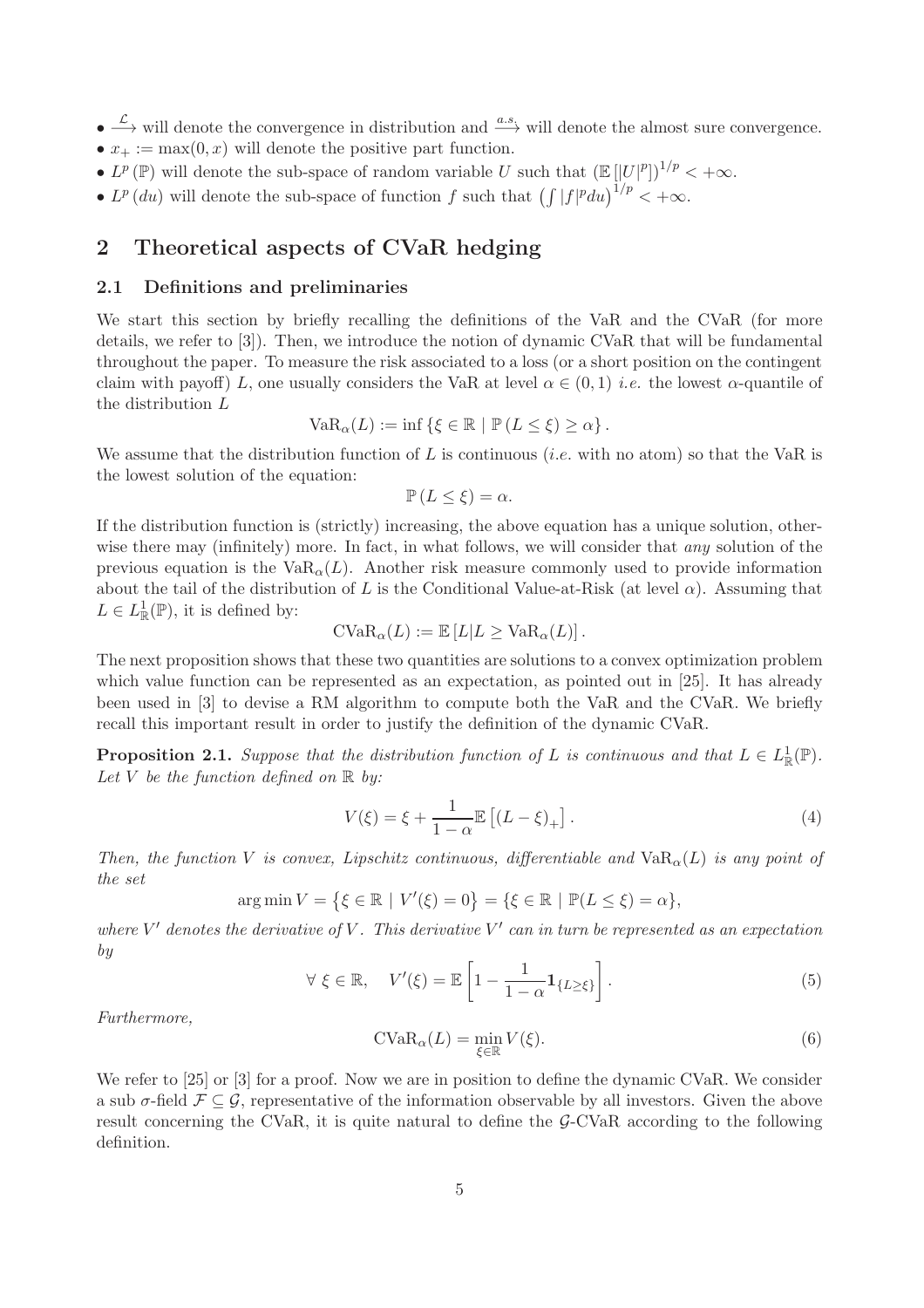- $\xrightarrow{\mathcal{L}}$ will denote the convergence in distribution and $\xrightarrow{a.s.}$ will denote the almost sure convergence.
- $x_+ := \max(0, x)$ will denote the positive part function.
- $L^p(\mathbb{P})$ will denote the sub-space of random variable $U$ such that $\left(\mathbb{E}\left[|U|^p\right]\right)^{1/p} < +\infty$.
- $L^p(du)$ will denote the sub-space of function $f$ such that $\left(\int |f|^p du\right)^{1/p} < +\infty$.

# 2 Theoretical aspects of CVaR hedging

## 2.1 Definitions and preliminaries

We start this section by briefly recalling the definitions of the VaR and the CVaR (for more details, we refer to [3]). Then, we introduce the notion of dynamic CVaR that will be fundamental throughout the paper. To measure the risk associated to a loss (or a short position on the contingent claim with payoff) $L$, one usually considers the VaR at level $\alpha \in (0, 1)$ *i.e.* the lowest $\alpha$-quantile of the distribution $L$

$$\mathrm{VaR}_\alpha(L) := \inf\left\{\xi \in \mathbb{R} \mid \mathbb{P}(L \leq \xi) \geq \alpha\right\}.$$

We assume that the distribution function of $L$ is continuous (*i.e.* with no atom) so that the VaR is the lowest solution of the equation:

$$\mathbb{P}(L \leq \xi) = \alpha.$$

If the distribution function is (strictly) increasing, the above equation has a unique solution, otherwise there may (infinitely) more. In fact, in what follows, we will consider that *any* solution of the previous equation is the $\mathrm{VaR}_\alpha(L)$. Another risk measure commonly used to provide information about the tail of the distribution of $L$ is the Conditional Value-at-Risk (at level $\alpha$). Assuming that $L \in L^1_{\mathbb{R}}(\mathbb{P})$, it is defined by:

$$\mathrm{CVaR}_\alpha(L) := \mathbb{E}\left[L | L \geq \mathrm{VaR}_\alpha(L)\right].$$

The next proposition shows that these two quantities are solutions to a convex optimization problem which value function can be represented as an expectation, as pointed out in [25]. It has already been used in [3] to devise a RM algorithm to compute both the VaR and the CVaR. We briefly recall this important result in order to justify the definition of the dynamic CVaR.

**Proposition 2.1.** *Suppose that the distribution function of $L$ is continuous and that $L \in L^1_{\mathbb{R}}(\mathbb{P})$. Let $V$ be the function defined on $\mathbb{R}$ by:*

$$V(\xi) = \xi + \frac{1}{1-\alpha}\mathbb{E}\left[(L - \xi)_+\right]. \tag{4}$$

*Then, the function $V$ is convex, Lipschitz continuous, differentiable and $\mathrm{VaR}_\alpha(L)$ is any point of the set*

$$\arg\min V = \left\{\xi \in \mathbb{R} \mid V'(\xi) = 0\right\} = \left\{\xi \in \mathbb{R} \mid \mathbb{P}(L \leq \xi) = \alpha\right\},$$

*where $V'$ denotes the derivative of $V$. This derivative $V'$ can in turn be represented as an expectation by*

$$\forall\ \xi \in \mathbb{R}, \quad V'(\xi) = \mathbb{E}\left[1 - \frac{1}{1-\alpha}\mathbf{1}_{\{L \geq \xi\}}\right]. \tag{5}$$

*Furthermore,*

$$\mathrm{CVaR}_\alpha(L) = \min_{\xi \in \mathbb{R}} V(\xi). \tag{6}$$

We refer to [25] or [3] for a proof. Now we are in position to define the dynamic CVaR. We consider a sub $\sigma$-field $\mathcal{F} \subseteq \mathcal{G}$, representative of the information observable by all investors. Given the above result concerning the CVaR, it is quite natural to define the $\mathcal{G}$-CVaR according to the following definition.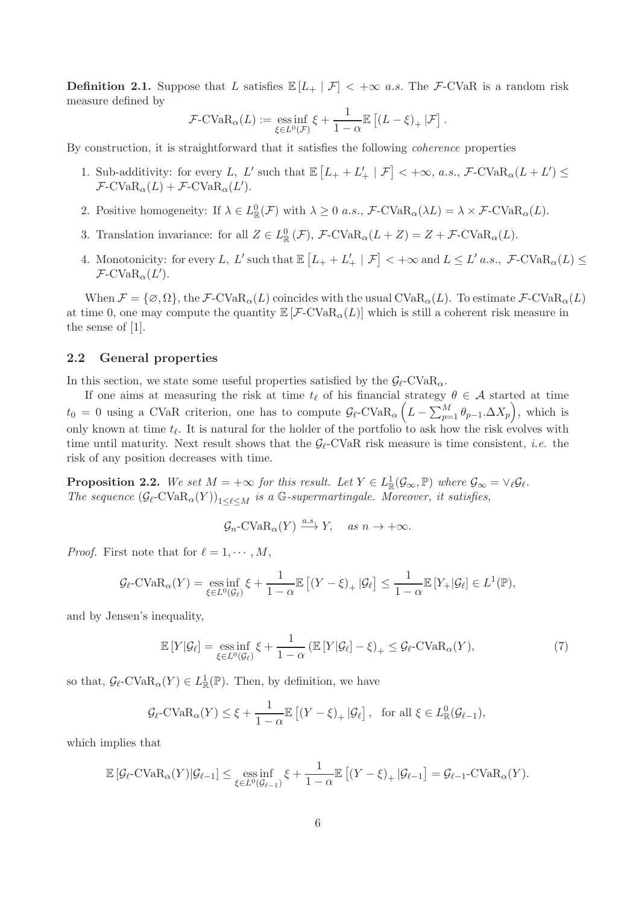**Definition 2.1.** Suppose that $L$ satisfies $\mathbb{E}[L_+ \mid \mathcal{F}] < +\infty$ *a.s.* The $\mathcal{F}$-CVaR is a random risk measure defined by

$$\mathcal{F}\text{-CVaR}_\alpha(L) := \operatorname*{ess\,inf}_{\xi \in L^0(\mathcal{F})} \xi + \frac{1}{1-\alpha}\mathbb{E}\left[(L-\xi)_+ \,|\mathcal{F}\right].$$

By construction, it is straightforward that it satisfies the following *coherence* properties

1. Sub-additivity: for every $L$, $L'$ such that $\mathbb{E}\left[L_+ + L'_+ \mid \mathcal{F}\right] < +\infty$, *a.s.*, $\mathcal{F}\text{-CVaR}_\alpha(L+L') \leq \mathcal{F}\text{-CVaR}_\alpha(L) + \mathcal{F}\text{-CVaR}_\alpha(L')$.
2. Positive homogeneity: If $\lambda \in L^0_{\mathbb{R}}(\mathcal{F})$ with $\lambda \geq 0$ *a.s.*, $\mathcal{F}\text{-CVaR}_\alpha(\lambda L) = \lambda \times \mathcal{F}\text{-CVaR}_\alpha(L)$.
3. Translation invariance: for all $Z \in L^0_{\mathbb{R}}(\mathcal{F})$, $\mathcal{F}\text{-CVaR}_\alpha(L+Z) = Z + \mathcal{F}\text{-CVaR}_\alpha(L)$.
4. Monotonicity: for every $L$, $L'$ such that $\mathbb{E}\left[L_+ + L'_+ \mid \mathcal{F}\right] < +\infty$ and $L \leq L'$ *a.s.*, $\mathcal{F}\text{-CVaR}_\alpha(L) \leq \mathcal{F}\text{-CVaR}_\alpha(L')$.

When $\mathcal{F} = \{\varnothing, \Omega\}$, the $\mathcal{F}\text{-CVaR}_\alpha(L)$ coincides with the usual $\text{CVaR}_\alpha(L)$. To estimate $\mathcal{F}\text{-CVaR}_\alpha(L)$ at time 0, one may compute the quantity $\mathbb{E}\left[\mathcal{F}\text{-CVaR}_\alpha(L)\right]$ which is still a coherent risk measure in the sense of [1].

## 2.2 General properties

In this section, we state some useful properties satisfied by the $\mathcal{G}_\ell\text{-CVaR}_\alpha$.

If one aims at measuring the risk at time $t_\ell$ of his financial strategy $\theta \in \mathcal{A}$ started at time $t_0 = 0$ using a CVaR criterion, one has to compute $\mathcal{G}_\ell\text{-CVaR}_\alpha\left(L - \sum_{p=1}^{M} \theta_{p-1}.\Delta X_p\right)$, which is only known at time $t_\ell$. It is natural for the holder of the portfolio to ask how the risk evolves with time until maturity. Next result shows that the $\mathcal{G}_\ell$-CVaR risk measure is time consistent, *i.e.* the risk of any position decreases with time.

**Proposition 2.2.** *We set $M = +\infty$ for this result. Let $Y \in L^1_{\mathbb{R}}(\mathcal{G}_\infty, \mathbb{P})$ where $\mathcal{G}_\infty = \vee_\ell \mathcal{G}_\ell$. The sequence $(\mathcal{G}_\ell\text{-CVaR}_\alpha(Y))_{1 \leq \ell \leq M}$ is a $\mathbb{G}$-supermartingale. Moreover, it satisfies,*

$$\mathcal{G}_n\text{-CVaR}_\alpha(Y) \xrightarrow{a.s.} Y, \quad \textit{as } n \to +\infty.$$

*Proof.* First note that for $\ell = 1, \cdots, M$,

$$\mathcal{G}_\ell\text{-CVaR}_\alpha(Y) = \operatorname*{ess\,inf}_{\xi \in L^0(\mathcal{G}_\ell)} \xi + \frac{1}{1-\alpha}\mathbb{E}\left[(Y-\xi)_+ \,|\mathcal{G}_\ell\right] \leq \frac{1}{1-\alpha}\mathbb{E}\left[Y_+ | \mathcal{G}_\ell\right] \in L^1(\mathbb{P}),$$

and by Jensen's inequality,

$$\mathbb{E}\left[Y|\mathcal{G}_\ell\right] = \operatorname*{ess\,inf}_{\xi \in L^0(\mathcal{G}_\ell)} \xi + \frac{1}{1-\alpha}\left(\mathbb{E}\left[Y|\mathcal{G}_\ell\right] - \xi\right)_+ \leq \mathcal{G}_\ell\text{-CVaR}_\alpha(Y), \tag{7}$$

so that, $\mathcal{G}_\ell\text{-CVaR}_\alpha(Y) \in L^1_{\mathbb{R}}(\mathbb{P})$. Then, by definition, we have

$$\mathcal{G}_\ell\text{-CVaR}_\alpha(Y) \leq \xi + \frac{1}{1-\alpha}\mathbb{E}\left[(Y-\xi)_+ \,|\mathcal{G}_\ell\right], \quad \text{for all } \xi \in L^0_{\mathbb{R}}(\mathcal{G}_{\ell-1}),$$

which implies that

$$\mathbb{E}\left[\mathcal{G}_\ell\text{-CVaR}_\alpha(Y)|\mathcal{G}_{\ell-1}\right] \leq \operatorname*{ess\,inf}_{\xi \in L^0(\mathcal{G}_{\ell-1})} \xi + \frac{1}{1-\alpha}\mathbb{E}\left[(Y-\xi)_+ \,|\mathcal{G}_{\ell-1}\right] = \mathcal{G}_{\ell-1}\text{-CVaR}_\alpha(Y).$$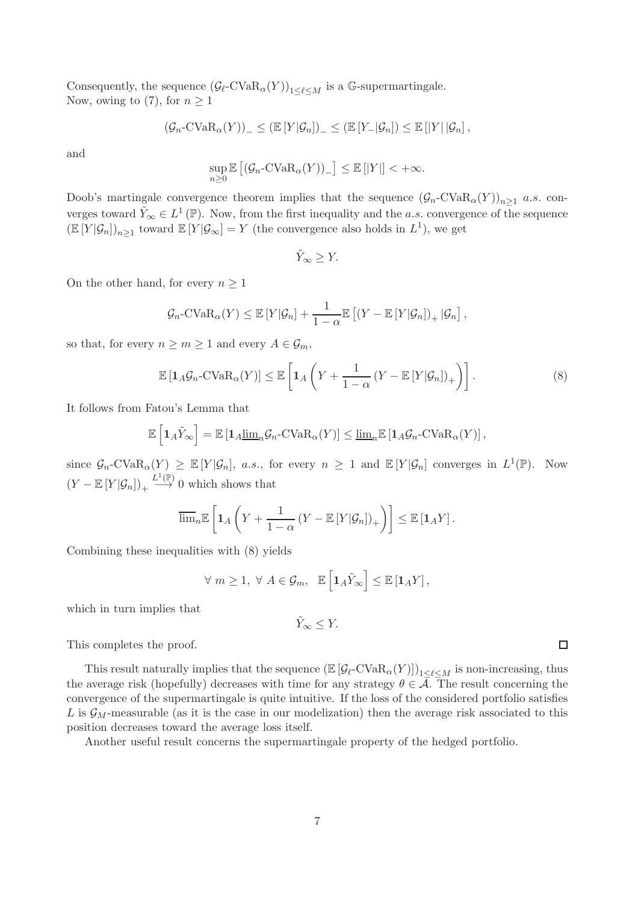Consequently, the sequence $(\mathcal{G}_\ell\text{-CVaR}_\alpha(Y))_{1\leq \ell\leq M}$ is a $\mathbb{G}$-supermartingale.
Now, owing to (7), for $n \geq 1$

$$(\mathcal{G}_n\text{-CVaR}_\alpha(Y))_- \leq (\mathbb{E}[Y|\mathcal{G}_n])_- \leq (\mathbb{E}[Y_-|\mathcal{G}_n]) \leq \mathbb{E}[|Y|\,|\mathcal{G}_n],$$

and

$$\sup_{n\geq 0} \mathbb{E}\left[(\mathcal{G}_n\text{-CVaR}_\alpha(Y))_-\right] \leq \mathbb{E}[|Y|] < +\infty.$$

Doob's martingale convergence theorem implies that the sequence $(\mathcal{G}_n\text{-CVaR}_\alpha(Y))_{n\geq 1}$ *a.s.* converges toward $\tilde{Y}_\infty \in L^1(\mathbb{P})$. Now, from the first inequality and the *a.s.* convergence of the sequence $(\mathbb{E}[Y|\mathcal{G}_n])_{n\geq 1}$ toward $\mathbb{E}[Y|\mathcal{G}_\infty] = Y$ (the convergence also holds in $L^1$), we get

$$\tilde{Y}_\infty \geq Y.$$

On the other hand, for every $n \geq 1$

$$\mathcal{G}_n\text{-CVaR}_\alpha(Y) \leq \mathbb{E}[Y|\mathcal{G}_n] + \frac{1}{1-\alpha}\mathbb{E}\left[(Y - \mathbb{E}[Y|\mathcal{G}_n])_+ |\mathcal{G}_n\right],$$

so that, for every $n \geq m \geq 1$ and every $A \in \mathcal{G}_m$,

$$\mathbb{E}[\mathbf{1}_A \mathcal{G}_n\text{-CVaR}_\alpha(Y)] \leq \mathbb{E}\left[\mathbf{1}_A\left(Y + \frac{1}{1-\alpha}(Y - \mathbb{E}[Y|\mathcal{G}_n])_+\right)\right]. \tag{8}$$

It follows from Fatou's Lemma that

$$\mathbb{E}\left[\mathbf{1}_A\tilde{Y}_\infty\right] = \mathbb{E}\left[\mathbf{1}_A \underline{\lim}_n \mathcal{G}_n\text{-CVaR}_\alpha(Y)\right] \leq \underline{\lim}_n \mathbb{E}[\mathbf{1}_A \mathcal{G}_n\text{-CVaR}_\alpha(Y)],$$

since $\mathcal{G}_n\text{-CVaR}_\alpha(Y) \geq \mathbb{E}[Y|\mathcal{G}_n]$, *a.s.*, for every $n \geq 1$ and $\mathbb{E}[Y|\mathcal{G}_n]$ converges in $L^1(\mathbb{P})$. Now $(Y - \mathbb{E}[Y|\mathcal{G}_n])_+ \overset{L^1(\mathbb{P})}{\longrightarrow} 0$ which shows that

$$\overline{\lim}_n \mathbb{E}\left[\mathbf{1}_A\left(Y + \frac{1}{1-\alpha}(Y - \mathbb{E}[Y|\mathcal{G}_n])_+\right)\right] \leq \mathbb{E}[\mathbf{1}_A Y].$$

Combining these inequalities with (8) yields

$$\forall\, m \geq 1,\ \forall\, A \in \mathcal{G}_m,\ \ \mathbb{E}\left[\mathbf{1}_A\tilde{Y}_\infty\right] \leq \mathbb{E}[\mathbf{1}_A Y],$$

which in turn implies that

$$\tilde{Y}_\infty \leq Y.$$

This completes the proof. □

This result naturally implies that the sequence $(\mathbb{E}[\mathcal{G}_\ell\text{-CVaR}_\alpha(Y)])_{1\leq \ell\leq M}$ is non-increasing, thus the average risk (hopefully) decreases with time for any strategy $\theta \in \mathcal{A}$. The result concerning the convergence of the supermartingale is quite intuitive. If the loss of the considered portfolio satisfies $L$ is $\mathcal{G}_M$-measurable (as it is the case in our modelization) then the average risk associated to this position decreases toward the average loss itself.

Another useful result concerns the supermartingale property of the hedged portfolio.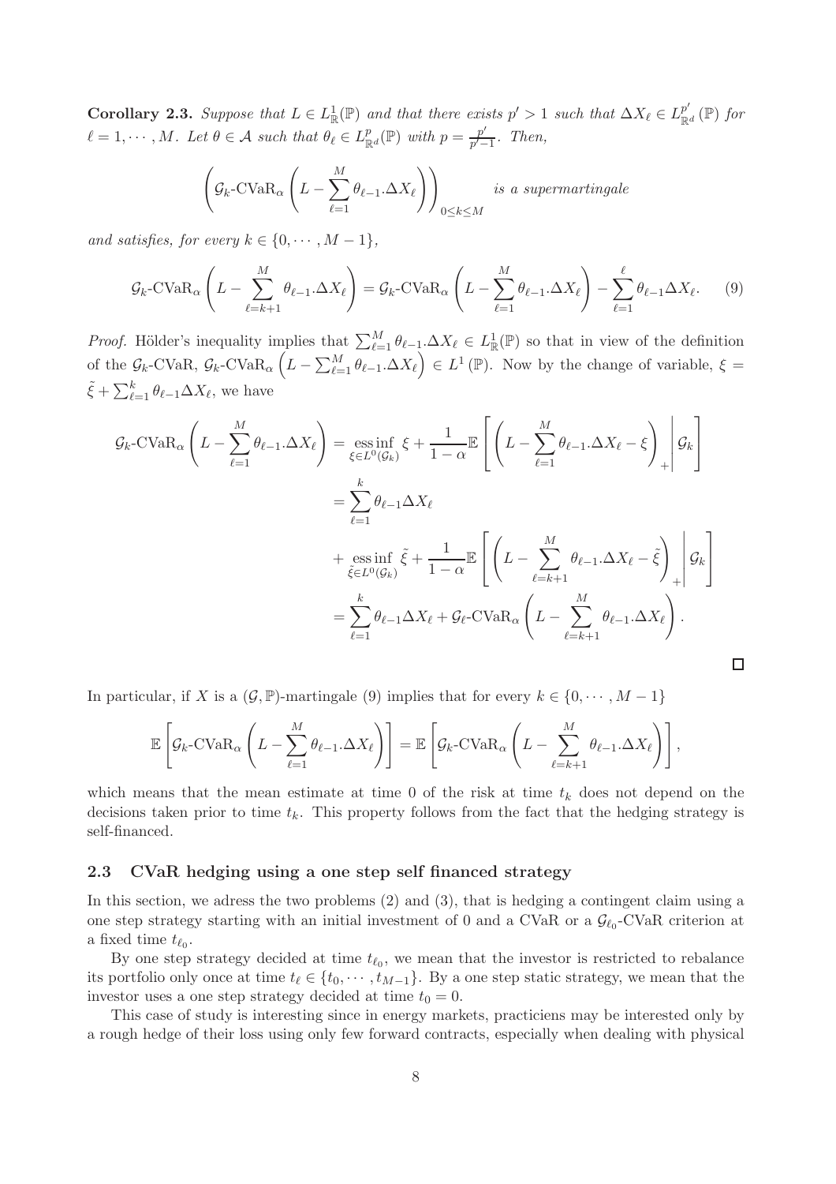**Corollary 2.3.** *Suppose that $L \in L^1_{\mathbb{R}}(\mathbb{P})$ and that there exists $p' > 1$ such that $\Delta X_\ell \in L^{p'}_{\mathbb{R}^d}(\mathbb{P})$ for $\ell = 1, \cdots, M$. Let $\theta \in \mathcal{A}$ such that $\theta_\ell \in L^p_{\mathbb{R}^d}(\mathbb{P})$ with $p = \frac{p'}{p'-1}$. Then,*

$$\left( \mathcal{G}_k\text{-CVaR}_\alpha \left( L - \sum_{\ell=1}^{M} \theta_{\ell-1}.\Delta X_\ell \right) \right)_{0 \le k \le M} \quad \textit{is a supermartingale}$$

*and satisfies, for every $k \in \{0, \cdots, M-1\}$,*

$$\mathcal{G}_k\text{-CVaR}_\alpha \left( L - \sum_{\ell=k+1}^{M} \theta_{\ell-1}.\Delta X_\ell \right) = \mathcal{G}_k\text{-CVaR}_\alpha \left( L - \sum_{\ell=1}^{M} \theta_{\ell-1}.\Delta X_\ell \right) - \sum_{\ell=1}^{\ell} \theta_{\ell-1} \Delta X_\ell. \tag{9}$$

*Proof.* Hölder's inequality implies that $\sum_{\ell=1}^{M} \theta_{\ell-1}.\Delta X_\ell \in L^1_{\mathbb{R}}(\mathbb{P})$ so that in view of the definition of the $\mathcal{G}_k$-CVaR, $\mathcal{G}_k\text{-CVaR}_\alpha \left( L - \sum_{\ell=1}^{M} \theta_{\ell-1}.\Delta X_\ell \right) \in L^1(\mathbb{P})$. Now by the change of variable, $\xi = \tilde{\xi} + \sum_{\ell=1}^{k} \theta_{\ell-1} \Delta X_\ell$, we have

$$\begin{aligned}
\mathcal{G}_k\text{-CVaR}_\alpha \left( L - \sum_{\ell=1}^{M} \theta_{\ell-1}.\Delta X_\ell \right) &= \operatorname*{ess\,inf}_{\xi \in L^0(\mathcal{G}_k)} \xi + \frac{1}{1-\alpha} \mathbb{E} \left[ \left( L - \sum_{\ell=1}^{M} \theta_{\ell-1}.\Delta X_\ell - \xi \right)_+ \middle| \mathcal{G}_k \right] \\
&= \sum_{\ell=1}^{k} \theta_{\ell-1} \Delta X_\ell \\
&\quad + \operatorname*{ess\,inf}_{\tilde{\xi} \in L^0(\mathcal{G}_k)} \tilde{\xi} + \frac{1}{1-\alpha} \mathbb{E} \left[ \left( L - \sum_{\ell=k+1}^{M} \theta_{\ell-1}.\Delta X_\ell - \tilde{\xi} \right)_+ \middle| \mathcal{G}_k \right] \\
&= \sum_{\ell=1}^{k} \theta_{\ell-1} \Delta X_\ell + \mathcal{G}_\ell\text{-CVaR}_\alpha \left( L - \sum_{\ell=k+1}^{M} \theta_{\ell-1}.\Delta X_\ell \right).
\end{aligned}$$

□

In particular, if $X$ is a $(\mathcal{G}, \mathbb{P})$-martingale (9) implies that for every $k \in \{0, \cdots, M-1\}$

$$\mathbb{E} \left[ \mathcal{G}_k\text{-CVaR}_\alpha \left( L - \sum_{\ell=1}^{M} \theta_{\ell-1}.\Delta X_\ell \right) \right] = \mathbb{E} \left[ \mathcal{G}_k\text{-CVaR}_\alpha \left( L - \sum_{\ell=k+1}^{M} \theta_{\ell-1}.\Delta X_\ell \right) \right],$$

which means that the mean estimate at time 0 of the risk at time $t_k$ does not depend on the decisions taken prior to time $t_k$. This property follows from the fact that the hedging strategy is self-financed.

### 2.3 CVaR hedging using a one step self financed strategy

In this section, we adress the two problems (2) and (3), that is hedging a contingent claim using a one step strategy starting with an initial investment of 0 and a CVaR or a $\mathcal{G}_{\ell_0}$-CVaR criterion at a fixed time $t_{\ell_0}$.

By one step strategy decided at time $t_{\ell_0}$, we mean that the investor is restricted to rebalance its portfolio only once at time $t_\ell \in \{t_0, \cdots, t_{M-1}\}$. By a one step static strategy, we mean that the investor uses a one step strategy decided at time $t_0 = 0$.

This case of study is interesting since in energy markets, practiciens may be interested only by a rough hedge of their loss using only few forward contracts, especially when dealing with physical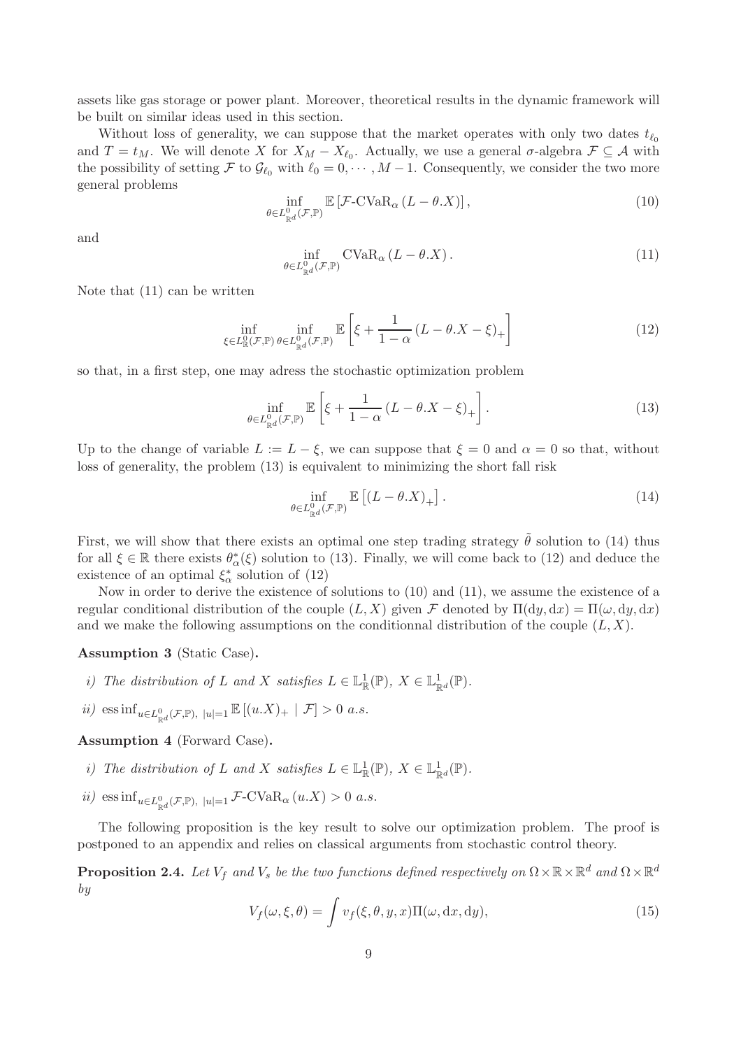assets like gas storage or power plant. Moreover, theoretical results in the dynamic framework will be built on similar ideas used in this section.

Without loss of generality, we can suppose that the market operates with only two dates $t_{\ell_0}$ and $T = t_M$. We will denote $X$ for $X_M - X_{\ell_0}$. Actually, we use a general $\sigma$-algebra $\mathcal{F} \subseteq \mathcal{A}$ with the possibility of setting $\mathcal{F}$ to $\mathcal{G}_{\ell_0}$ with $\ell_0 = 0, \cdots, M-1$. Consequently, we consider the two more general problems

$$\inf_{\theta \in L^0_{\mathbb{R}^d}(\mathcal{F},\mathbb{P})} \mathbb{E}\left[\mathcal{F}\text{-CVaR}_\alpha\left(L - \theta.X\right)\right], \tag{10}$$

and

$$\inf_{\theta \in L^0_{\mathbb{R}^d}(\mathcal{F},\mathbb{P})} \text{CVaR}_\alpha\left(L - \theta.X\right). \tag{11}$$

Note that (11) can be written

$$\inf_{\xi \in L^0_{\mathbb{R}}(\mathcal{F},\mathbb{P})} \inf_{\theta \in L^0_{\mathbb{R}^d}(\mathcal{F},\mathbb{P})} \mathbb{E}\left[\xi + \frac{1}{1-\alpha}\left(L - \theta.X - \xi\right)_+\right] \tag{12}$$

so that, in a first step, one may adress the stochastic optimization problem

$$\inf_{\theta \in L^0_{\mathbb{R}^d}(\mathcal{F},\mathbb{P})} \mathbb{E}\left[\xi + \frac{1}{1-\alpha}\left(L - \theta.X - \xi\right)_+\right]. \tag{13}$$

Up to the change of variable $L := L - \xi$, we can suppose that $\xi = 0$ and $\alpha = 0$ so that, without loss of generality, the problem (13) is equivalent to minimizing the short fall risk

$$\inf_{\theta \in L^0_{\mathbb{R}^d}(\mathcal{F},\mathbb{P})} \mathbb{E}\left[\left(L - \theta.X\right)_+\right]. \tag{14}$$

First, we will show that there exists an optimal one step trading strategy $\tilde{\theta}$ solution to (14) thus for all $\xi \in \mathbb{R}$ there exists $\theta^*_\alpha(\xi)$ solution to (13). Finally, we will come back to (12) and deduce the existence of an optimal $\xi^*_\alpha$ solution of (12)

Now in order to derive the existence of solutions to (10) and (11), we assume the existence of a regular conditional distribution of the couple $(L, X)$ given $\mathcal{F}$ denoted by $\Pi(\mathrm{d}y, \mathrm{d}x) = \Pi(\omega, \mathrm{d}y, \mathrm{d}x)$ and we make the following assumptions on the conditionnal distribution of the couple $(L, X)$.

**Assumption 3** (Static Case)**.**

*i) The distribution of $L$ and $X$ satisfies $L \in \mathbb{L}^1_{\mathbb{R}}(\mathbb{P})$, $X \in \mathbb{L}^1_{\mathbb{R}^d}(\mathbb{P})$.*

*ii)* $\operatorname{ess\,inf}_{u \in L^0_{\mathbb{R}^d}(\mathcal{F},\mathbb{P}),\ |u|=1} \mathbb{E}\left[(u.X)_+ \mid \mathcal{F}\right] > 0$ *a.s.*

**Assumption 4** (Forward Case)**.**

*i) The distribution of $L$ and $X$ satisfies $L \in \mathbb{L}^1_{\mathbb{R}}(\mathbb{P})$, $X \in \mathbb{L}^1_{\mathbb{R}^d}(\mathbb{P})$.*

*ii)* $\operatorname{ess\,inf}_{u \in L^0_{\mathbb{R}^d}(\mathcal{F},\mathbb{P}),\ |u|=1} \mathcal{F}\text{-CVaR}_\alpha\left(u.X\right) > 0$ *a.s.*

The following proposition is the key result to solve our optimization problem. The proof is postponed to an appendix and relies on classical arguments from stochastic control theory.

**Proposition 2.4.** *Let $V_f$ and $V_s$ be the two functions defined respectively on $\Omega \times \mathbb{R} \times \mathbb{R}^d$ and $\Omega \times \mathbb{R}^d$ by*

$$V_f(\omega, \xi, \theta) = \int v_f(\xi, \theta, y, x)\Pi(\omega, \mathrm{d}x, \mathrm{d}y), \tag{15}$$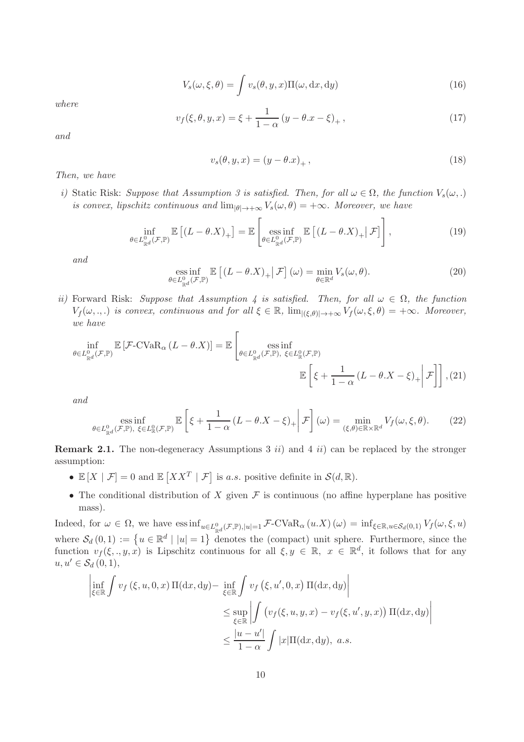$$V_s(\omega, \xi, \theta) = \int v_s(\theta, y, x)\Pi(\omega, \mathrm{d}x, \mathrm{d}y) \tag{16}$$

*where*

$$v_f(\xi, \theta, y, x) = \xi + \frac{1}{1-\alpha}\left(y - \theta.x - \xi\right)_+, \tag{17}$$

*and*

$$v_s(\theta, y, x) = \left(y - \theta.x\right)_+, \tag{18}$$

*Then, we have*

*i)* Static Risk: *Suppose that Assumption 3 is satisfied. Then, for all $\omega \in \Omega$, the function $V_s(\omega, .)$ is convex, lipschitz continuous and $\lim_{|\theta| \to +\infty} V_s(\omega, \theta) = +\infty$. Moreover, we have*

$$\inf_{\theta \in L^0_{\mathbb{R}^d}(\mathcal{F}, \mathbb{P})} \mathbb{E}\left[\left(L - \theta.X\right)_+\right] = \mathbb{E}\left[\operatorname*{ess\,inf}_{\theta \in L^0_{\mathbb{R}^d}(\mathcal{F}, \mathbb{P})} \mathbb{E}\left[\left(L - \theta.X\right)_+ \middle| \mathcal{F}\right]\right], \tag{19}$$

*and*

$$\operatorname*{ess\,inf}_{\theta \in L^0_{\mathbb{R}^d}(\mathcal{F}, \mathbb{P})} \mathbb{E}\left[\left(L - \theta.X\right)_+ \middle| \mathcal{F}\right](\omega) = \min_{\theta \in \mathbb{R}^d} V_s(\omega, \theta). \tag{20}$$

*ii)* Forward Risk: *Suppose that Assumption 4 is satisfied. Then, for all $\omega \in \Omega$, the function $V_f(\omega, ., .)$ is convex, continuous and for all $\xi \in \mathbb{R}$, $\lim_{|(\xi,\theta)| \to +\infty} V_f(\omega, \xi, \theta) = +\infty$. Moreover, we have*

$$\inf_{\theta \in L^0_{\mathbb{R}^d}(\mathcal{F}, \mathbb{P})} \mathbb{E}\left[\mathcal{F}\text{-CVaR}_\alpha\left(L - \theta.X\right)\right] = \mathbb{E}\left[\operatorname*{ess\,inf}_{\theta \in L^0_{\mathbb{R}^d}(\mathcal{F}, \mathbb{P}),\ \xi \in L^0_{\mathbb{R}}(\mathcal{F}, \mathbb{P})} \mathbb{E}\left[\xi + \frac{1}{1-\alpha}\left(L - \theta.X - \xi\right)_+ \middle| \mathcal{F}\right]\right], \tag{21}$$

*and*

$$\operatorname*{ess\,inf}_{\theta \in L^0_{\mathbb{R}^d}(\mathcal{F}, \mathbb{P}),\ \xi \in L^0_{\mathbb{R}}(\mathcal{F}, \mathbb{P})} \mathbb{E}\left[\xi + \frac{1}{1-\alpha}\left(L - \theta.X - \xi\right)_+ \middle| \mathcal{F}\right](\omega) = \min_{(\xi,\theta) \in \mathbb{R} \times \mathbb{R}^d} V_f(\omega, \xi, \theta). \tag{22}$$

**Remark 2.1.** The non-degeneracy Assumptions 3 *ii)* and 4 *ii)* can be replaced by the stronger assumption:

- $\mathbb{E}\left[X \mid \mathcal{F}\right] = 0$ and $\mathbb{E}\left[XX^T \mid \mathcal{F}\right]$ is *a.s.* positive definite in $\mathcal{S}(d, \mathbb{R})$.
- The conditional distribution of $X$ given $\mathcal{F}$ is continuous (no affine hyperplane has positive mass).

Indeed, for $\omega \in \Omega$, we have $\operatorname*{ess\,inf}_{u \in L^0_{\mathbb{R}^d}(\mathcal{F}, \mathbb{P}), |u|=1} \mathcal{F}\text{-CVaR}_\alpha\left(u.X\right)(\omega) = \inf_{\xi \in \mathbb{R}, u \in \mathcal{S}_d(0,1)} V_f(\omega, \xi, u)$ where $\mathcal{S}_d\left(0, 1\right) := \left\{u \in \mathbb{R}^d \mid |u| = 1\right\}$ denotes the (compact) unit sphere. Furthermore, since the function $v_f(\xi, ., y, x)$ is Lipschitz continuous for all $\xi, y \in \mathbb{R}$, $x \in \mathbb{R}^d$, it follows that for any $u, u' \in \mathcal{S}_d\left(0, 1\right)$,

$$\begin{aligned}
\left|\inf_{\xi \in \mathbb{R}} \int v_f\left(\xi, u, 0, x\right) \Pi(\mathrm{d}x, \mathrm{d}y) - \inf_{\xi \in \mathbb{R}} \int v_f\left(\xi, u', 0, x\right) \Pi(\mathrm{d}x, \mathrm{d}y)\right| &\\
\leq \sup_{\xi \in \mathbb{R}} \left|\int \left(v_f(\xi, u, y, x) - v_f(\xi, u', y, x)\right) \Pi(\mathrm{d}x, \mathrm{d}y)\right| &\\
\leq \frac{|u - u'|}{1-\alpha} \int |x| \Pi(\mathrm{d}x, \mathrm{d}y),\ a.s. &
\end{aligned}$$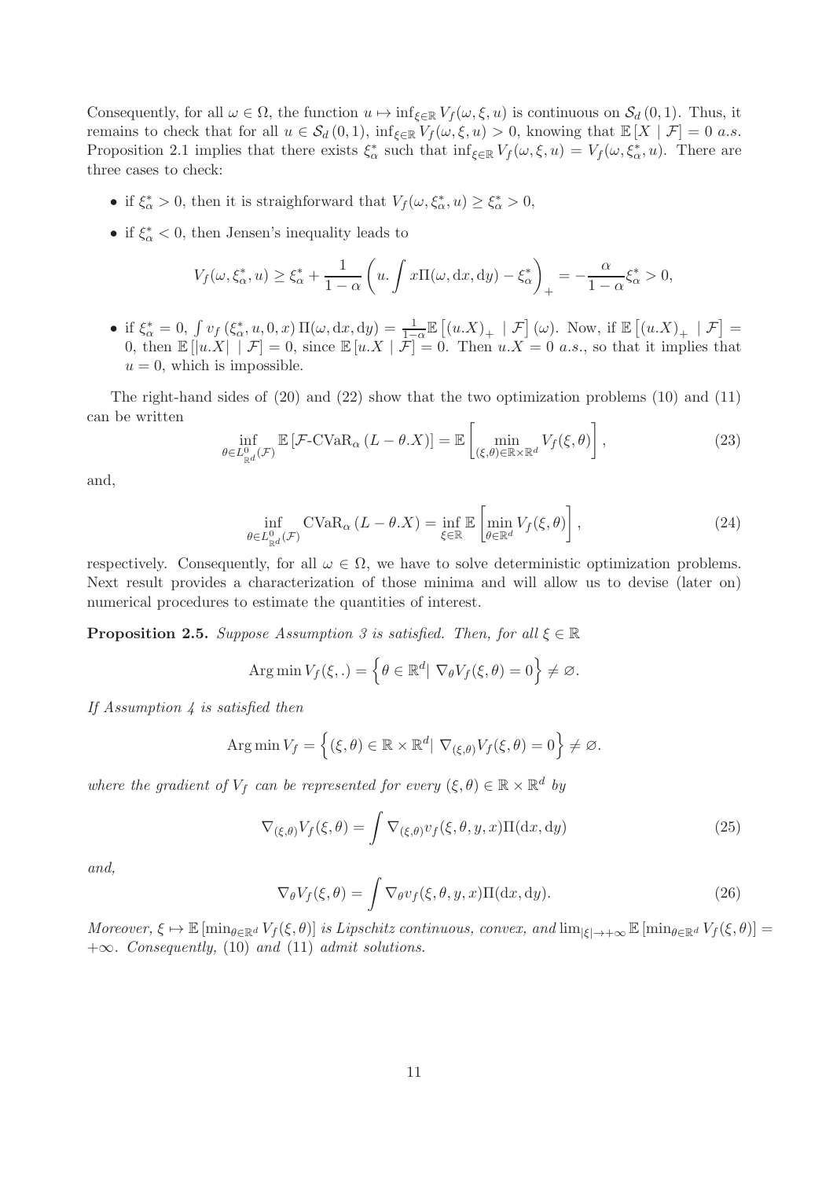Consequently, for all $\omega \in \Omega$, the function $u \mapsto \inf_{\xi\in\mathbb{R}} V_f(\omega, \xi, u)$ is continuous on $\mathcal{S}_d(0,1)$. Thus, it remains to check that for all $u \in \mathcal{S}_d(0,1)$, $\inf_{\xi\in\mathbb{R}} V_f(\omega, \xi, u) > 0$, knowing that $\mathbb{E}[X \mid \mathcal{F}] = 0$ *a.s.* Proposition 2.1 implies that there exists $\xi^*_\alpha$ such that $\inf_{\xi\in\mathbb{R}} V_f(\omega, \xi, u) = V_f(\omega, \xi^*_\alpha, u)$. There are three cases to check:

- if $\xi^*_\alpha > 0$, then it is straighforward that $V_f(\omega, \xi^*_\alpha, u) \geq \xi^*_\alpha > 0$,
- if $\xi^*_\alpha < 0$, then Jensen's inequality leads to

$$V_f(\omega, \xi^*_\alpha, u) \geq \xi^*_\alpha + \frac{1}{1-\alpha}\left(u.\int x\Pi(\omega, \mathrm{d}x, \mathrm{d}y) - \xi^*_\alpha\right)_+ = -\frac{\alpha}{1-\alpha}\xi^*_\alpha > 0,$$

- if $\xi^*_\alpha = 0$, $\int v_f(\xi^*_\alpha, u, 0, x)\,\Pi(\omega, \mathrm{d}x, \mathrm{d}y) = \frac{1}{1-\alpha}\mathbb{E}\left[(u.X)_+ \mid \mathcal{F}\right](\omega)$. Now, if $\mathbb{E}\left[(u.X)_+ \mid \mathcal{F}\right] = 0$, then $\mathbb{E}\left[|u.X| \mid \mathcal{F}\right] = 0$, since $\mathbb{E}\left[u.X \mid \mathcal{F}\right] = 0$. Then $u.X = 0$ *a.s.*, so that it implies that $u = 0$, which is impossible.

The right-hand sides of (20) and (22) show that the two optimization problems (10) and (11) can be written

$$\inf_{\theta\in L^0_{\mathbb{R}^d}(\mathcal{F})} \mathbb{E}\left[\mathcal{F}\text{-CVaR}_\alpha\left(L - \theta.X\right)\right] = \mathbb{E}\left[\min_{(\xi,\theta)\in\mathbb{R}\times\mathbb{R}^d} V_f(\xi, \theta)\right], \tag{23}$$

and,

$$\inf_{\theta\in L^0_{\mathbb{R}^d}(\mathcal{F})} \text{CVaR}_\alpha\left(L - \theta.X\right) = \inf_{\xi\in\mathbb{R}} \mathbb{E}\left[\min_{\theta\in\mathbb{R}^d} V_f(\xi, \theta)\right], \tag{24}$$

respectively. Consequently, for all $\omega \in \Omega$, we have to solve deterministic optimization problems. Next result provides a characterization of those minima and will allow us to devise (later on) numerical procedures to estimate the quantities of interest.

**Proposition 2.5.** *Suppose Assumption 3 is satisfied. Then, for all* $\xi \in \mathbb{R}$

$$\operatorname{Arg\,min} V_f(\xi, .) = \left\{\theta \in \mathbb{R}^d \middle|\ \nabla_\theta V_f(\xi, \theta) = 0\right\} \neq \varnothing.$$

*If Assumption 4 is satisfied then*

$$\operatorname{Arg\,min} V_f = \left\{(\xi, \theta) \in \mathbb{R}\times\mathbb{R}^d \middle|\ \nabla_{(\xi,\theta)} V_f(\xi, \theta) = 0\right\} \neq \varnothing.$$

*where the gradient of* $V_f$ *can be represented for every* $(\xi, \theta) \in \mathbb{R}\times\mathbb{R}^d$ *by*

$$\nabla_{(\xi,\theta)} V_f(\xi, \theta) = \int \nabla_{(\xi,\theta)} v_f(\xi, \theta, y, x)\Pi(\mathrm{d}x, \mathrm{d}y) \tag{25}$$

*and,*

$$\nabla_\theta V_f(\xi, \theta) = \int \nabla_\theta v_f(\xi, \theta, y, x)\Pi(\mathrm{d}x, \mathrm{d}y). \tag{26}$$

*Moreover,* $\xi \mapsto \mathbb{E}\left[\min_{\theta\in\mathbb{R}^d} V_f(\xi, \theta)\right]$ *is Lipschitz continuous, convex, and* $\lim_{|\xi|\to+\infty} \mathbb{E}\left[\min_{\theta\in\mathbb{R}^d} V_f(\xi, \theta)\right] = +\infty$. *Consequently,* (10) *and* (11) *admit solutions.*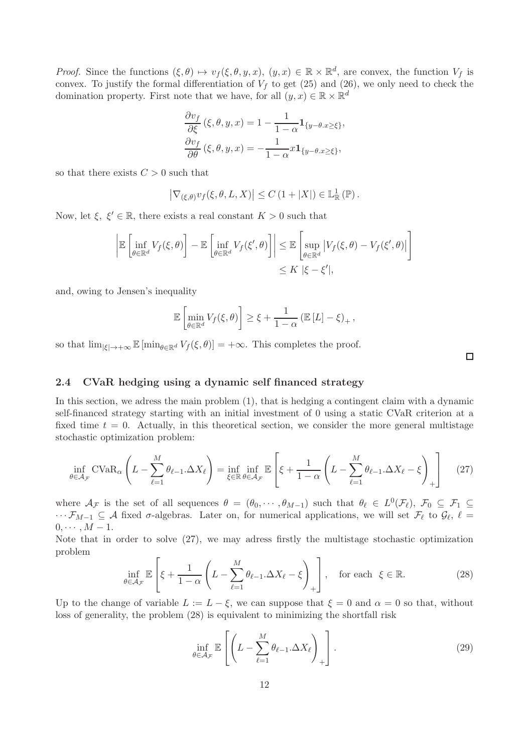*Proof.* Since the functions $(\xi, \theta) \mapsto v_f(\xi, \theta, y, x)$, $(y, x) \in \mathbb{R} \times \mathbb{R}^d$, are convex, the function $V_f$ is convex. To justify the formal differentiation of $V_f$ to get (25) and (26), we only need to check the domination property. First note that we have, for all $(y, x) \in \mathbb{R} \times \mathbb{R}^d$

$$
\begin{aligned}
\frac{\partial v_f}{\partial \xi}(\xi, \theta, y, x) &= 1 - \frac{1}{1-\alpha} \mathbf{1}_{\{y - \theta . x \geq \xi\}}, \\
\frac{\partial v_f}{\partial \theta}(\xi, \theta, y, x) &= -\frac{1}{1-\alpha} x \mathbf{1}_{\{y - \theta . x \geq \xi\}},
\end{aligned}
$$

so that there exists $C > 0$ such that

$$
\left| \nabla_{(\xi, \theta)} v_f(\xi, \theta, L, X) \right| \leq C \left(1 + |X|\right) \in \mathbb{L}^1_{\mathbb{R}}(\mathbb{P}).
$$

Now, let $\xi$, $\xi' \in \mathbb{R}$, there exists a real constant $K > 0$ such that

$$
\begin{aligned}
\left| \mathbb{E}\left[\inf_{\theta \in \mathbb{R}^d} V_f(\xi, \theta)\right] - \mathbb{E}\left[\inf_{\theta \in \mathbb{R}^d} V_f(\xi', \theta)\right] \right| &\leq \mathbb{E}\left[\sup_{\theta \in \mathbb{R}^d} \left| V_f(\xi, \theta) - V_f(\xi', \theta) \right| \right] \\
&\leq K \, |\xi - \xi'|,
\end{aligned}
$$

and, owing to Jensen's inequality

$$
\mathbb{E}\left[\min_{\theta \in \mathbb{R}^d} V_f(\xi, \theta)\right] \geq \xi + \frac{1}{1-\alpha} \left(\mathbb{E}\left[L\right] - \xi\right)_+,
$$

so that $\lim_{|\xi| \to +\infty} \mathbb{E}\left[\min_{\theta \in \mathbb{R}^d} V_f(\xi, \theta)\right] = +\infty$. This completes the proof. □

## 2.4 CVaR hedging using a dynamic self financed strategy

In this section, we adress the main problem (1), that is hedging a contingent claim with a dynamic self-financed strategy starting with an initial investment of 0 using a static CVaR criterion at a fixed time $t = 0$. Actually, in this theoretical section, we consider the more general multistage stochastic optimization problem:

$$
\inf_{\theta \in \mathcal{A}_{\mathcal{F}}} \mathrm{CVaR}_\alpha\left(L - \sum_{\ell=1}^{M} \theta_{\ell-1}.\Delta X_\ell\right) = \inf_{\xi \in \mathbb{R}} \inf_{\theta \in \mathcal{A}_{\mathcal{F}}} \mathbb{E}\left[\xi + \frac{1}{1-\alpha}\left(L - \sum_{\ell=1}^{M} \theta_{\ell-1}.\Delta X_\ell - \xi\right)_+\right] \quad (27)
$$

where $\mathcal{A}_{\mathcal{F}}$ is the set of all sequences $\theta = (\theta_0, \cdots, \theta_{M-1})$ such that $\theta_\ell \in L^0(\mathcal{F}_\ell)$, $\mathcal{F}_0 \subseteq \mathcal{F}_1 \subseteq \cdots \mathcal{F}_{M-1} \subseteq \mathcal{A}$ fixed $\sigma$-algebras. Later on, for numerical applications, we will set $\mathcal{F}_\ell$ to $\mathcal{G}_\ell$, $\ell = 0, \cdots, M-1$.

Note that in order to solve (27), we may adress firstly the multistage stochastic optimization problem

$$
\inf_{\theta \in \mathcal{A}_{\mathcal{F}}} \mathbb{E}\left[\xi + \frac{1}{1-\alpha}\left(L - \sum_{\ell=1}^{M} \theta_{\ell-1}.\Delta X_\ell - \xi\right)_+\right], \quad \text{for each } \ \xi \in \mathbb{R}. \quad (28)
$$

Up to the change of variable $L := L - \xi$, we can suppose that $\xi = 0$ and $\alpha = 0$ so that, without loss of generality, the problem (28) is equivalent to minimizing the shortfall risk

$$
\inf_{\theta \in \mathcal{A}_{\mathcal{F}}} \mathbb{E}\left[\left(L - \sum_{\ell=1}^{M} \theta_{\ell-1}.\Delta X_\ell\right)_+\right]. \quad (29)
$$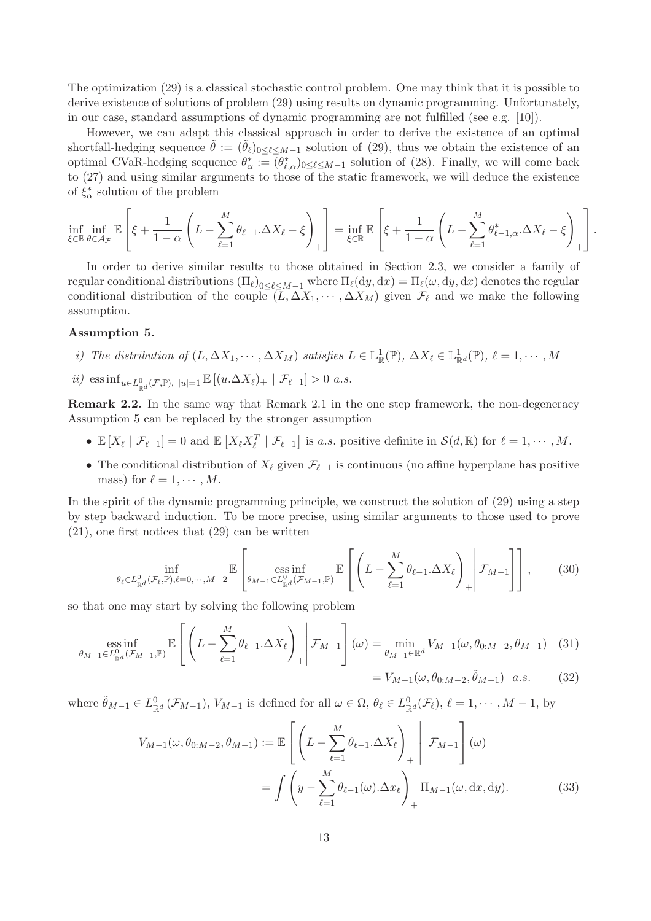The optimization (29) is a classical stochastic control problem. One may think that it is possible to derive existence of solutions of problem (29) using results on dynamic programming. Unfortunately, in our case, standard assumptions of dynamic programming are not fulfilled (see e.g. [10]).

However, we can adapt this classical approach in order to derive the existence of an optimal shortfall-hedging sequence $\tilde{\theta} := (\tilde{\theta}_\ell)_{0\le \ell \le M-1}$ solution of (29), thus we obtain the existence of an optimal CVaR-hedging sequence $\theta^*_\alpha := (\theta^*_{\ell,\alpha})_{0\le \ell\le M-1}$ solution of (28). Finally, we will come back to (27) and using similar arguments to those of the static framework, we will deduce the existence of $\xi^*_\alpha$ solution of the problem

$$
\inf_{\xi\in\mathbb{R}} \inf_{\theta\in\mathcal{A}_{\mathcal{F}}} \mathbb{E}\left[\xi + \frac{1}{1-\alpha}\left(L - \sum_{\ell=1}^{M}\theta_{\ell-1}.\Delta X_\ell - \xi\right)_+\right] = \inf_{\xi\in\mathbb{R}} \mathbb{E}\left[\xi + \frac{1}{1-\alpha}\left(L - \sum_{\ell=1}^{M}\theta^*_{\ell-1,\alpha}.\Delta X_\ell - \xi\right)_+\right].
$$

In order to derive similar results to those obtained in Section 2.3, we consider a family of regular conditional distributions $(\Pi_\ell)_{0\le\ell\le M-1}$ where $\Pi_\ell(\mathrm{d}y,\mathrm{d}x) = \Pi_\ell(\omega,\mathrm{d}y,\mathrm{d}x)$ denotes the regular conditional distribution of the couple $(L,\Delta X_1,\cdots,\Delta X_M)$ given $\mathcal{F}_\ell$ and we make the following assumption.

**Assumption 5.**

*i) The distribution of* $(L,\Delta X_1,\cdots,\Delta X_M)$ *satisfies* $L\in\mathbb{L}^1_{\mathbb{R}}(\mathbb{P})$, $\Delta X_\ell \in \mathbb{L}^1_{\mathbb{R}^d}(\mathbb{P})$, $\ell = 1,\cdots,M$

*ii)* $\operatorname{ess\,inf}_{u\in L^0_{\mathbb{R}^d}(\mathcal{F},\mathbb{P}),\ |u|=1} \mathbb{E}\left[(u.\Delta X_\ell)_+ \mid \mathcal{F}_{\ell-1}\right] > 0$ *a.s.*

**Remark 2.2.** In the same way that Remark 2.1 in the one step framework, the non-degeneracy Assumption 5 can be replaced by the stronger assumption

- $\mathbb{E}\left[X_\ell \mid \mathcal{F}_{\ell-1}\right] = 0$ and $\mathbb{E}\left[X_\ell X_\ell^T \mid \mathcal{F}_{\ell-1}\right]$ is *a.s.* positive definite in $\mathcal{S}(d,\mathbb{R})$ for $\ell = 1,\cdots,M$.
- The conditional distribution of $X_\ell$ given $\mathcal{F}_{\ell-1}$ is continuous (no affine hyperplane has positive mass) for $\ell = 1,\cdots,M$.

In the spirit of the dynamic programming principle, we construct the solution of (29) using a step by step backward induction. To be more precise, using similar arguments to those used to prove (21), one first notices that (29) can be written

$$
\inf_{\theta_\ell\in L^0_{\mathbb{R}^d}(\mathcal{F}_\ell,\mathbb{P}),\ell=0,\cdots,M-2} \mathbb{E}\left[\operatorname*{ess\,inf}_{\theta_{M-1}\in L^0_{\mathbb{R}^d}(\mathcal{F}_{M-1},\mathbb{P})} \mathbb{E}\left[\left(L - \sum_{\ell=1}^{M}\theta_{\ell-1}.\Delta X_\ell\right)_+ \middle| \mathcal{F}_{M-1}\right]\right], \tag{30}
$$

so that one may start by solving the following problem

$$
\operatorname*{ess\,inf}_{\theta_{M-1}\in L^0_{\mathbb{R}^d}(\mathcal{F}_{M-1},\mathbb{P})} \mathbb{E}\left[\left(L - \sum_{\ell=1}^{M}\theta_{\ell-1}.\Delta X_\ell\right)_+ \middle| \mathcal{F}_{M-1}\right](\omega) = \min_{\theta_{M-1}\in\mathbb{R}^d} V_{M-1}(\omega,\theta_{0:M-2},\theta_{M-1}) \tag{31}
$$

$$
= V_{M-1}(\omega,\theta_{0:M-2},\tilde{\theta}_{M-1}) \quad a.s. \tag{32}
$$

where $\tilde{\theta}_{M-1}\in L^0_{\mathbb{R}^d}(\mathcal{F}_{M-1})$, $V_{M-1}$ is defined for all $\omega\in\Omega$, $\theta_\ell\in L^0_{\mathbb{R}^d}(\mathcal{F}_\ell)$, $\ell = 1,\cdots,M-1$, by

$$
\begin{aligned}
V_{M-1}(\omega,\theta_{0:M-2},\theta_{M-1}) &:= \mathbb{E}\left[\left(L - \sum_{\ell=1}^{M}\theta_{\ell-1}.\Delta X_\ell\right)_+ \ \middle|\ \mathcal{F}_{M-1}\right](\omega) \\
&= \int \left(y - \sum_{\ell=1}^{M}\theta_{\ell-1}(\omega).\Delta x_\ell\right)_+ \Pi_{M-1}(\omega,\mathrm{d}x,\mathrm{d}y).
\end{aligned} \tag{33}
$$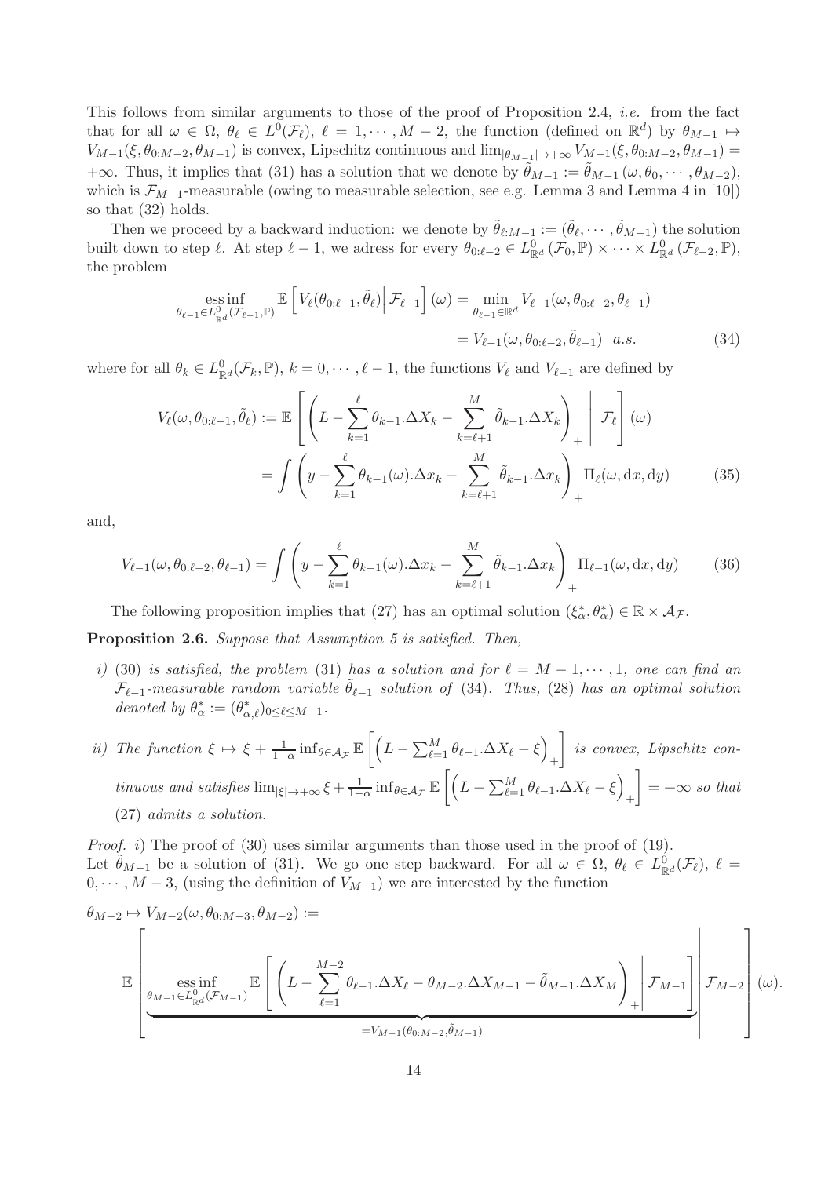This follows from similar arguments to those of the proof of Proposition 2.4, *i.e.* from the fact that for all $\omega \in \Omega$, $\theta_\ell \in L^0(\mathcal{F}_\ell)$, $\ell = 1, \cdots, M-2$, the function (defined on $\mathbb{R}^d$) by $\theta_{M-1} \mapsto V_{M-1}(\xi, \theta_{0:M-2}, \theta_{M-1})$ is convex, Lipschitz continuous and $\lim_{|\theta_{M-1}|\to+\infty} V_{M-1}(\xi, \theta_{0:M-2}, \theta_{M-1}) = +\infty$. Thus, it implies that (31) has a solution that we denote by $\tilde{\theta}_{M-1} := \tilde{\theta}_{M-1}(\omega, \theta_0, \cdots, \theta_{M-2})$, which is $\mathcal{F}_{M-1}$-measurable (owing to measurable selection, see e.g. Lemma 3 and Lemma 4 in [10]) so that (32) holds.

Then we proceed by a backward induction: we denote by $\tilde{\theta}_{\ell:M-1} := (\tilde{\theta}_\ell, \cdots, \tilde{\theta}_{M-1})$ the solution built down to step $\ell$. At step $\ell - 1$, we adress for every $\theta_{0:\ell-2} \in L^0_{\mathbb{R}^d}(\mathcal{F}_0, \mathbb{P}) \times \cdots \times L^0_{\mathbb{R}^d}(\mathcal{F}_{\ell-2}, \mathbb{P})$, the problem

$$
\begin{aligned}
\operatorname*{ess\,inf}_{\theta_{\ell-1} \in L^0_{\mathbb{R}^d}(\mathcal{F}_{\ell-1},\mathbb{P})} \mathbb{E}\left[ V_\ell(\theta_{0:\ell-1}, \tilde{\theta}_\ell) \middle| \mathcal{F}_{\ell-1} \right](\omega) &= \min_{\theta_{\ell-1}\in\mathbb{R}^d} V_{\ell-1}(\omega, \theta_{0:\ell-2}, \theta_{\ell-1}) \\
&= V_{\ell-1}(\omega, \theta_{0:\ell-2}, \tilde{\theta}_{\ell-1}) \quad a.s. \qquad (34)
\end{aligned}
$$

where for all $\theta_k \in L^0_{\mathbb{R}^d}(\mathcal{F}_k, \mathbb{P})$, $k = 0, \cdots, \ell-1$, the functions $V_\ell$ and $V_{\ell-1}$ are defined by

$$
\begin{aligned}
V_\ell(\omega, \theta_{0:\ell-1}, \tilde{\theta}_\ell) &:= \mathbb{E}\left[ \left( L - \sum_{k=1}^{\ell} \theta_{k-1}.\Delta X_k - \sum_{k=\ell+1}^{M} \tilde{\theta}_{k-1}.\Delta X_k \right)_+ \middle| \mathcal{F}_\ell \right](\omega) \\
&= \int \left( y - \sum_{k=1}^{\ell} \theta_{k-1}(\omega).\Delta x_k - \sum_{k=\ell+1}^{M} \tilde{\theta}_{k-1}.\Delta x_k \right)_+ \Pi_\ell(\omega, \mathrm{d}x, \mathrm{d}y) \qquad (35)
\end{aligned}
$$

and,

$$
V_{\ell-1}(\omega, \theta_{0:\ell-2}, \theta_{\ell-1}) = \int \left( y - \sum_{k=1}^{\ell} \theta_{k-1}(\omega).\Delta x_k - \sum_{k=\ell+1}^{M} \tilde{\theta}_{k-1}.\Delta x_k \right)_+ \Pi_{\ell-1}(\omega, \mathrm{d}x, \mathrm{d}y) \qquad (36)
$$

The following proposition implies that (27) has an optimal solution $(\xi^*_\alpha, \theta^*_\alpha) \in \mathbb{R} \times \mathcal{A}_\mathcal{F}$.

**Proposition 2.6.** *Suppose that Assumption 5 is satisfied. Then,*

*i)* (30) *is satisfied, the problem* (31) *has a solution and for $\ell = M-1, \cdots, 1$, one can find an $\mathcal{F}_{\ell-1}$-measurable random variable $\tilde{\theta}_{\ell-1}$ solution of* (34)*. Thus,* (28) *has an optimal solution denoted by $\theta^*_\alpha := (\theta^*_{\alpha,\ell})_{0\le\ell\le M-1}$.*

*ii) The function $\xi \mapsto \xi + \frac{1}{1-\alpha} \inf_{\theta\in\mathcal{A}_\mathcal{F}} \mathbb{E}\left[ \left( L - \sum_{\ell=1}^{M} \theta_{\ell-1}.\Delta X_\ell - \xi \right)_+ \right]$ is convex, Lipschitz continuous and satisfies $\lim_{|\xi|\to+\infty} \xi + \frac{1}{1-\alpha} \inf_{\theta\in\mathcal{A}_\mathcal{F}} \mathbb{E}\left[ \left( L - \sum_{\ell=1}^{M} \theta_{\ell-1}.\Delta X_\ell - \xi \right)_+ \right] = +\infty$ so that* (27) *admits a solution.*

*Proof. i)* The proof of (30) uses similar arguments than those used in the proof of (19).
Let $\tilde{\theta}_{M-1}$ be a solution of (31). We go one step backward. For all $\omega \in \Omega$, $\theta_\ell \in L^0_{\mathbb{R}^d}(\mathcal{F}_\ell)$, $\ell = 0, \cdots, M-3$, (using the definition of $V_{M-1}$) we are interested by the function

$$
\theta_{M-2} \mapsto V_{M-2}(\omega, \theta_{0:M-3}, \theta_{M-2}) :=
$$

$$
\mathbb{E}\left[ \underbrace{\operatorname*{ess\,inf}_{\theta_{M-1}\in L^0_{\mathbb{R}^d}(\mathcal{F}_{M-1})} \mathbb{E}\left[ \left( L - \sum_{\ell=1}^{M-2} \theta_{\ell-1}.\Delta X_\ell - \theta_{M-2}.\Delta X_{M-1} - \tilde{\theta}_{M-1}.\Delta X_M \right)_+ \middle| \mathcal{F}_{M-1} \right]}_{=V_{M-1}(\theta_{0:M-2}, \tilde{\theta}_{M-1})} \middle| \mathcal{F}_{M-2} \right](\omega).
$$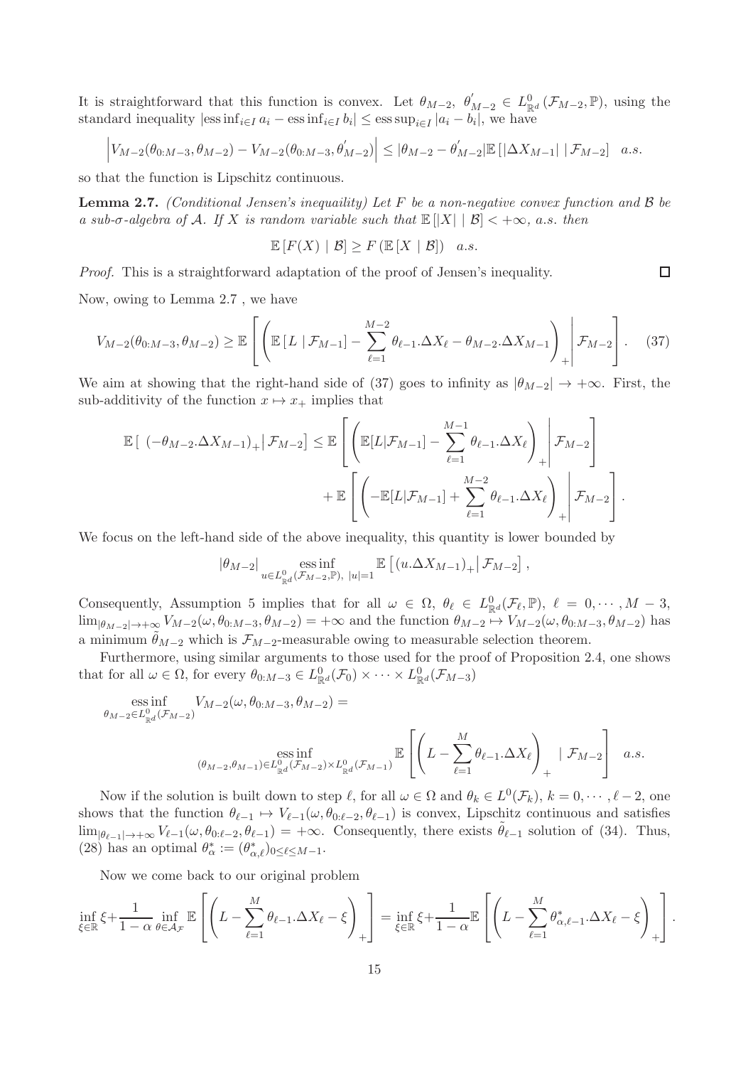It is straightforward that this function is convex. Let $\theta_{M-2},\ \theta^{'}_{M-2} \in L^0_{\mathbb{R}^d}(\mathcal{F}_{M-2}, \mathbb{P})$, using the standard inequality $|\operatorname{ess\,inf}_{i\in I} a_i - \operatorname{ess\,inf}_{i\in I} b_i| \leq \operatorname{ess\,sup}_{i\in I} |a_i - b_i|$, we have

$$\left|V_{M-2}(\theta_{0:M-3}, \theta_{M-2}) - V_{M-2}(\theta_{0:M-3}, \theta^{'}_{M-2})\right| \leq |\theta_{M-2} - \theta^{'}_{M-2}| \mathbb{E}\left[|\Delta X_{M-1}| \mid \mathcal{F}_{M-2}\right] \quad a.s.$$

so that the function is Lipschitz continuous.

**Lemma 2.7.** *(Conditional Jensen's inequaility) Let $F$ be a non-negative convex function and $\mathcal{B}$ be a sub-$\sigma$-algebra of $\mathcal{A}$. If $X$ is random variable such that $\mathbb{E}\left[|X| \mid \mathcal{B}\right] < +\infty$, a.s. then*

$$\mathbb{E}\left[F(X) \mid \mathcal{B}\right] \geq F\left(\mathbb{E}\left[X \mid \mathcal{B}\right]\right) \quad a.s.$$

*Proof.* This is a straightforward adaptation of the proof of Jensen's inequality. $\square$

Now, owing to Lemma 2.7 , we have

$$V_{M-2}(\theta_{0:M-3}, \theta_{M-2}) \geq \mathbb{E}\left[\left(\mathbb{E}\left[L \mid \mathcal{F}_{M-1}\right] - \sum_{\ell=1}^{M-2} \theta_{\ell-1}.\Delta X_\ell - \theta_{M-2}.\Delta X_{M-1}\right)_+ \middle| \mathcal{F}_{M-2}\right]. \quad (37)$$

We aim at showing that the right-hand side of (37) goes to infinity as $|\theta_{M-2}| \to +\infty$. First, the sub-additivity of the function $x \mapsto x_+$ implies that

$$\mathbb{E}\left[\left(-\theta_{M-2}.\Delta X_{M-1}\right)_+ \middle| \mathcal{F}_{M-2}\right] \leq \mathbb{E}\left[\left(\mathbb{E}[L|\mathcal{F}_{M-1}] - \sum_{\ell=1}^{M-1} \theta_{\ell-1}.\Delta X_\ell\right)_+ \middle| \mathcal{F}_{M-2}\right] + \mathbb{E}\left[\left(-\mathbb{E}[L|\mathcal{F}_{M-1}] + \sum_{\ell=1}^{M-2} \theta_{\ell-1}.\Delta X_\ell\right)_+ \middle| \mathcal{F}_{M-2}\right].$$

We focus on the left-hand side of the above inequality, this quantity is lower bounded by

$$|\theta_{M-2}| \operatorname*{ess\,inf}_{u \in L^0_{\mathbb{R}^d}(\mathcal{F}_{M-2}, \mathbb{P}),\ |u|=1} \mathbb{E}\left[\left(u.\Delta X_{M-1}\right)_+ \middle| \mathcal{F}_{M-2}\right],$$

Consequently, Assumption 5 implies that for all $\omega \in \Omega$, $\theta_\ell \in L^0_{\mathbb{R}^d}(\mathcal{F}_\ell, \mathbb{P})$, $\ell = 0, \cdots, M-3$, $\lim_{|\theta_{M-2}| \to +\infty} V_{M-2}(\omega, \theta_{0:M-3}, \theta_{M-2}) = +\infty$ and the function $\theta_{M-2} \mapsto V_{M-2}(\omega, \theta_{0:M-3}, \theta_{M-2})$ has a minimum $\tilde{\theta}_{M-2}$ which is $\mathcal{F}_{M-2}$-measurable owing to measurable selection theorem.

Furthermore, using similar arguments to those used for the proof of Proposition 2.4, one shows that for all $\omega \in \Omega$, for every $\theta_{0:M-3} \in L^0_{\mathbb{R}^d}(\mathcal{F}_0) \times \cdots \times L^0_{\mathbb{R}^d}(\mathcal{F}_{M-3})$

$$\operatorname*{ess\,inf}_{\theta_{M-2} \in L^0_{\mathbb{R}^d}(\mathcal{F}_{M-2})} V_{M-2}(\omega, \theta_{0:M-3}, \theta_{M-2}) = \operatorname*{ess\,inf}_{(\theta_{M-2}, \theta_{M-1}) \in L^0_{\mathbb{R}^d}(\mathcal{F}_{M-2}) \times L^0_{\mathbb{R}^d}(\mathcal{F}_{M-1})} \mathbb{E}\left[\left(L - \sum_{\ell=1}^{M} \theta_{\ell-1}.\Delta X_\ell\right)_+ \mid \mathcal{F}_{M-2}\right] \quad a.s.$$

Now if the solution is built down to step $\ell$, for all $\omega \in \Omega$ and $\theta_k \in L^0(\mathcal{F}_k)$, $k = 0, \cdots, \ell-2$, one shows that the function $\theta_{\ell-1} \mapsto V_{\ell-1}(\omega, \theta_{0:\ell-2}, \theta_{\ell-1})$ is convex, Lipschitz continuous and satisfies $\lim_{|\theta_{\ell-1}| \to +\infty} V_{\ell-1}(\omega, \theta_{0:\ell-2}, \theta_{\ell-1}) = +\infty$. Consequently, there exists $\tilde{\theta}_{\ell-1}$ solution of (34). Thus, (28) has an optimal $\theta^*_\alpha := (\theta^*_{\alpha,\ell})_{0 \leq \ell \leq M-1}$.

Now we come back to our original problem

$$\inf_{\xi \in \mathbb{R}} \xi + \frac{1}{1-\alpha} \inf_{\theta \in \mathcal{A}_{\mathcal{F}}} \mathbb{E}\left[\left(L - \sum_{\ell=1}^{M} \theta_{\ell-1}.\Delta X_\ell - \xi\right)_+\right] = \inf_{\xi \in \mathbb{R}} \xi + \frac{1}{1-\alpha} \mathbb{E}\left[\left(L - \sum_{\ell=1}^{M} \theta^*_{\alpha,\ell-1}.\Delta X_\ell - \xi\right)_+\right].$$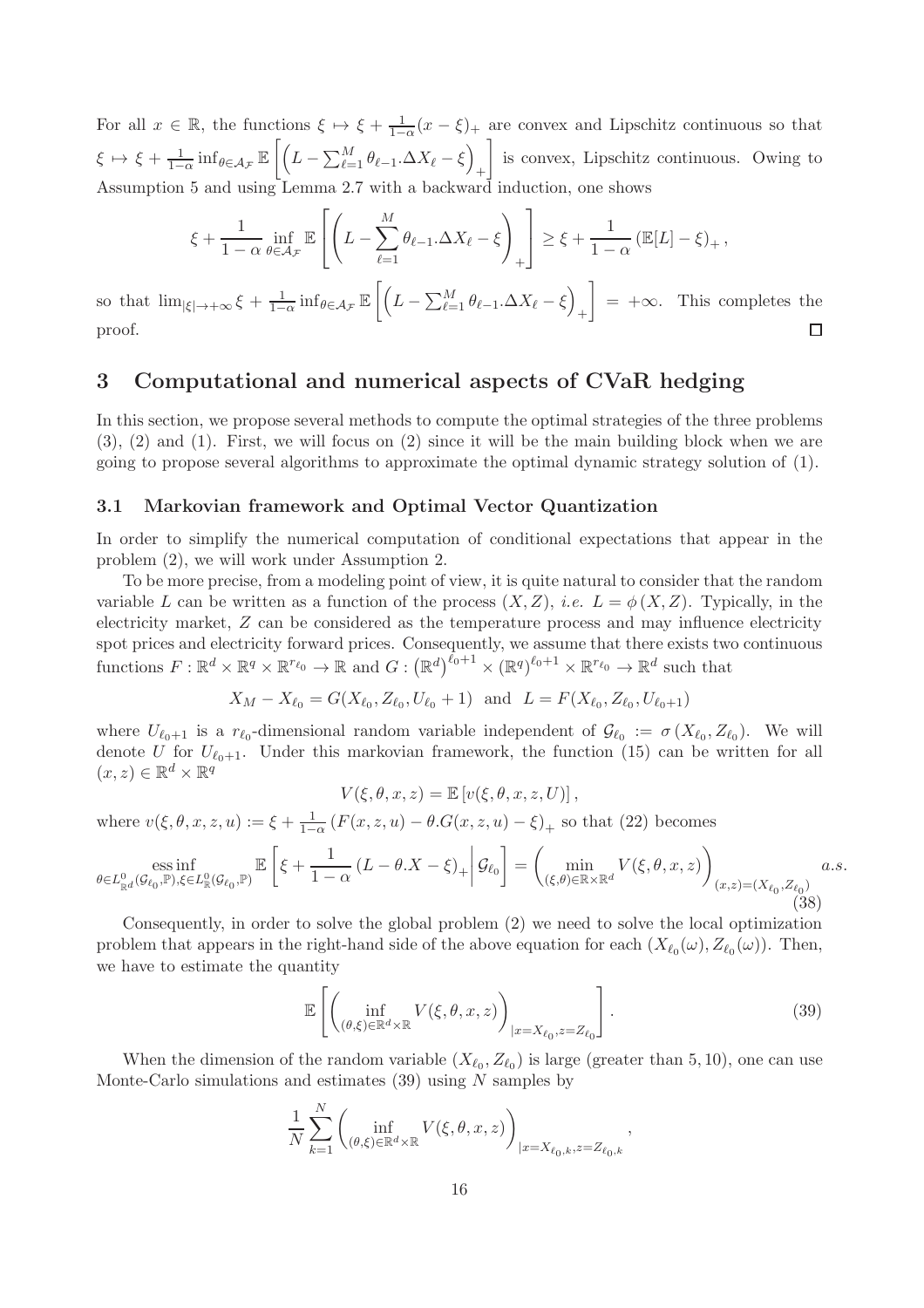For all $x \in \mathbb{R}$, the functions $\xi \mapsto \xi + \frac{1}{1-\alpha}(x-\xi)_+$ are convex and Lipschitz continuous so that $\xi \mapsto \xi + \frac{1}{1-\alpha}\inf_{\theta\in\mathcal{A}_\mathcal{F}} \mathbb{E}\left[\left(L - \sum_{\ell=1}^M \theta_{\ell-1}.\Delta X_\ell - \xi\right)_+\right]$ is convex, Lipschitz continuous. Owing to Assumption 5 and using Lemma 2.7 with a backward induction, one shows

$$\xi + \frac{1}{1-\alpha}\inf_{\theta\in\mathcal{A}_\mathcal{F}} \mathbb{E}\left[\left(L - \sum_{\ell=1}^M \theta_{\ell-1}.\Delta X_\ell - \xi\right)_+\right] \geq \xi + \frac{1}{1-\alpha}\left(\mathbb{E}[L] - \xi\right)_+,$$

so that $\lim_{|\xi|\to+\infty} \xi + \frac{1}{1-\alpha}\inf_{\theta\in\mathcal{A}_\mathcal{F}} \mathbb{E}\left[\left(L - \sum_{\ell=1}^M \theta_{\ell-1}.\Delta X_\ell - \xi\right)_+\right] = +\infty$. This completes the proof. □

# 3 Computational and numerical aspects of CVaR hedging

In this section, we propose several methods to compute the optimal strategies of the three problems (3), (2) and (1). First, we will focus on (2) since it will be the main building block when we are going to propose several algorithms to approximate the optimal dynamic strategy solution of (1).

## 3.1 Markovian framework and Optimal Vector Quantization

In order to simplify the numerical computation of conditional expectations that appear in the problem (2), we will work under Assumption 2.

To be more precise, from a modeling point of view, it is quite natural to consider that the random variable $L$ can be written as a function of the process $(X, Z)$, *i.e.* $L = \phi(X, Z)$. Typically, in the electricity market, $Z$ can be considered as the temperature process and may influence electricity spot prices and electricity forward prices. Consequently, we assume that there exists two continuous functions $F : \mathbb{R}^d \times \mathbb{R}^q \times \mathbb{R}^{r_{\ell_0}} \to \mathbb{R}$ and $G : \left(\mathbb{R}^d\right)^{\ell_0+1} \times \left(\mathbb{R}^q\right)^{\ell_0+1} \times \mathbb{R}^{r_{\ell_0}} \to \mathbb{R}^d$ such that

$$X_M - X_{\ell_0} = G(X_{\ell_0}, Z_{\ell_0}, U_{\ell_0} + 1) \text{ and } L = F(X_{\ell_0}, Z_{\ell_0}, U_{\ell_0+1})$$

where $U_{\ell_0+1}$ is a $r_{\ell_0}$-dimensional random variable independent of $\mathcal{G}_{\ell_0} := \sigma\left(X_{\ell_0}, Z_{\ell_0}\right)$. We will denote $U$ for $U_{\ell_0+1}$. Under this markovian framework, the function (15) can be written for all $(x, z) \in \mathbb{R}^d \times \mathbb{R}^q$

$$V(\xi, \theta, x, z) = \mathbb{E}\left[v(\xi, \theta, x, z, U)\right],$$

where $v(\xi, \theta, x, z, u) := \xi + \frac{1}{1-\alpha}\left(F(x, z, u) - \theta.G(x, z, u) - \xi\right)_+$ so that (22) becomes

$$\operatorname*{ess\,inf}_{\theta\in L^0_{\mathbb{R}^d}(\mathcal{G}_{\ell_0},\mathbb{P}),\xi\in L^0_{\mathbb{R}}(\mathcal{G}_{\ell_0},\mathbb{P})} \mathbb{E}\left[\xi + \frac{1}{1-\alpha}\left(L - \theta.X - \xi\right)_+ \middle| \mathcal{G}_{\ell_0}\right] = \left(\min_{(\xi,\theta)\in\mathbb{R}\times\mathbb{R}^d} V(\xi, \theta, x, z)\right)_{(x,z)=(X_{\ell_0}, Z_{\ell_0})} \quad a.s. \tag{38}$$

Consequently, in order to solve the global problem (2) we need to solve the local optimization problem that appears in the right-hand side of the above equation for each $(X_{\ell_0}(\omega), Z_{\ell_0}(\omega))$. Then, we have to estimate the quantity

$$\mathbb{E}\left[\left(\inf_{(\theta,\xi)\in\mathbb{R}^d\times\mathbb{R}} V(\xi, \theta, x, z)\right)_{|x=X_{\ell_0}, z=Z_{\ell_0}}\right]. \tag{39}$$

When the dimension of the random variable $(X_{\ell_0}, Z_{\ell_0})$ is large (greater than $5, 10$), one can use Monte-Carlo simulations and estimates (39) using $N$ samples by

$$\frac{1}{N}\sum_{k=1}^N \left(\inf_{(\theta,\xi)\in\mathbb{R}^d\times\mathbb{R}} V(\xi, \theta, x, z)\right)_{|x=X_{\ell_0,k}, z=Z_{\ell_0,k}},$$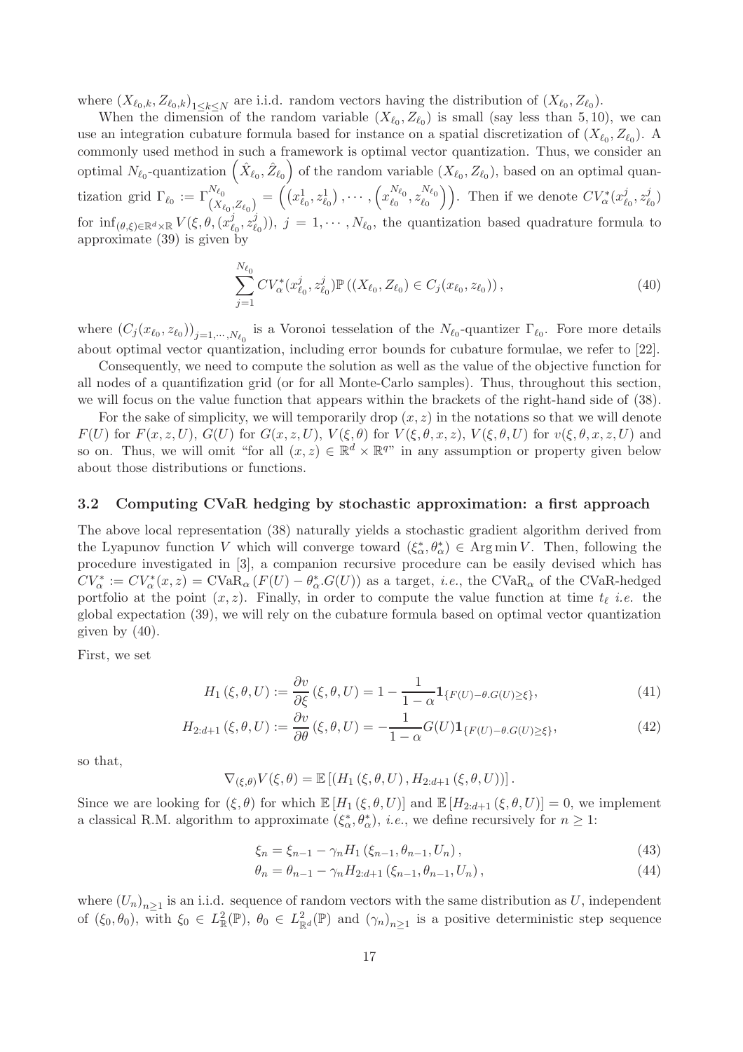where $(X_{\ell_0,k}, Z_{\ell_0,k})_{1\leq k\leq N}$ are i.i.d. random vectors having the distribution of $(X_{\ell_0}, Z_{\ell_0})$.

When the dimension of the random variable $(X_{\ell_0}, Z_{\ell_0})$ is small (say less than 5, 10), we can use an integration cubature formula based for instance on a spatial discretization of $(X_{\ell_0}, Z_{\ell_0})$. A commonly used method in such a framework is optimal vector quantization. Thus, we consider an optimal $N_{\ell_0}$-quantization $\left(\hat{X}_{\ell_0}, \hat{Z}_{\ell_0}\right)$ of the random variable $(X_{\ell_0}, Z_{\ell_0})$, based on an optimal quantization grid $\Gamma_{\ell_0} := \Gamma^{N_{\ell_0}}_{(X_{\ell_0}, Z_{\ell_0})} = \left(\left(x^1_{\ell_0}, z^1_{\ell_0}\right), \cdots, \left(x^{N_{\ell_0}}_{\ell_0}, z^{N_{\ell_0}}_{\ell_0}\right)\right)$. Then if we denote $CV^*_\alpha(x^j_{\ell_0}, z^j_{\ell_0})$ for $\inf_{(\theta,\xi)\in\mathbb{R}^d\times\mathbb{R}} V(\xi, \theta, (x^j_{\ell_0}, z^j_{\ell_0}))$, $j = 1, \cdots, N_{\ell_0}$, the quantization based quadrature formula to approximate (39) is given by

$$\sum_{j=1}^{N_{\ell_0}} CV^*_\alpha(x^j_{\ell_0}, z^j_{\ell_0}) \mathbb{P}\left((X_{\ell_0}, Z_{\ell_0}) \in C_j(x_{\ell_0}, z_{\ell_0})\right), \tag{40}$$

where $(C_j(x_{\ell_0}, z_{\ell_0}))_{j=1,\cdots,N_{\ell_0}}$ is a Voronoi tesselation of the $N_{\ell_0}$-quantizer $\Gamma_{\ell_0}$. Fore more details about optimal vector quantization, including error bounds for cubature formulae, we refer to [22].

Consequently, we need to compute the solution as well as the value of the objective function for all nodes of a quantification grid (or for all Monte-Carlo samples). Thus, throughout this section, we will focus on the value function that appears within the brackets of the right-hand side of (38).

For the sake of simplicity, we will temporarily drop $(x, z)$ in the notations so that we will denote $F(U)$ for $F(x, z, U)$, $G(U)$ for $G(x, z, U)$, $V(\xi, \theta)$ for $V(\xi, \theta, x, z)$, $V(\xi, \theta, U)$ for $v(\xi, \theta, x, z, U)$ and so on. Thus, we will omit "for all $(x, z) \in \mathbb{R}^d \times \mathbb{R}^q$" in any assumption or property given below about those distributions or functions.

### 3.2 Computing CVaR hedging by stochastic approximation: a first approach

The above local representation (38) naturally yields a stochastic gradient algorithm derived from the Lyapunov function $V$ which will converge toward $(\xi^*_\alpha, \theta^*_\alpha) \in \operatorname{Arg\,min} V$. Then, following the procedure investigated in [3], a companion recursive procedure can be easily devised which has $CV^*_\alpha := CV^*_\alpha(x, z) = \mathrm{CVaR}_\alpha\left(F(U) - \theta^*_\alpha.G(U)\right)$ as a target, *i.e.*, the $\mathrm{CVaR}_\alpha$ of the CVaR-hedged portfolio at the point $(x, z)$. Finally, in order to compute the value function at time $t_\ell$ *i.e.* the global expectation (39), we will rely on the cubature formula based on optimal vector quantization given by (40).

First, we set

$$H_1(\xi, \theta, U) := \frac{\partial v}{\partial \xi}(\xi, \theta, U) = 1 - \frac{1}{1-\alpha}\mathbf{1}_{\{F(U)-\theta.G(U)\geq\xi\}}, \tag{41}$$

$$H_{2:d+1}(\xi, \theta, U) := \frac{\partial v}{\partial \theta}(\xi, \theta, U) = -\frac{1}{1-\alpha}G(U)\mathbf{1}_{\{F(U)-\theta.G(U)\geq\xi\}}, \tag{42}$$

so that,

$$\nabla_{(\xi,\theta)}V(\xi, \theta) = \mathbb{E}\left[\left(H_1(\xi, \theta, U), H_{2:d+1}(\xi, \theta, U)\right)\right].$$

Since we are looking for $(\xi, \theta)$ for which $\mathbb{E}\left[H_1(\xi, \theta, U)\right]$ and $\mathbb{E}\left[H_{2:d+1}(\xi, \theta, U)\right] = 0$, we implement a classical R.M. algorithm to approximate $(\xi^*_\alpha, \theta^*_\alpha)$, *i.e.*, we define recursively for $n \geq 1$:

$$\xi_n = \xi_{n-1} - \gamma_n H_1(\xi_{n-1}, \theta_{n-1}, U_n), \tag{43}$$

$$\theta_n = \theta_{n-1} - \gamma_n H_{2:d+1}(\xi_{n-1}, \theta_{n-1}, U_n), \tag{44}$$

where $(U_n)_{n\geq1}$ is an i.i.d. sequence of random vectors with the same distribution as $U$, independent of $(\xi_0, \theta_0)$, with $\xi_0 \in L^2_{\mathbb{R}}(\mathbb{P})$, $\theta_0 \in L^2_{\mathbb{R}^d}(\mathbb{P})$ and $(\gamma_n)_{n\geq1}$ is a positive deterministic step sequence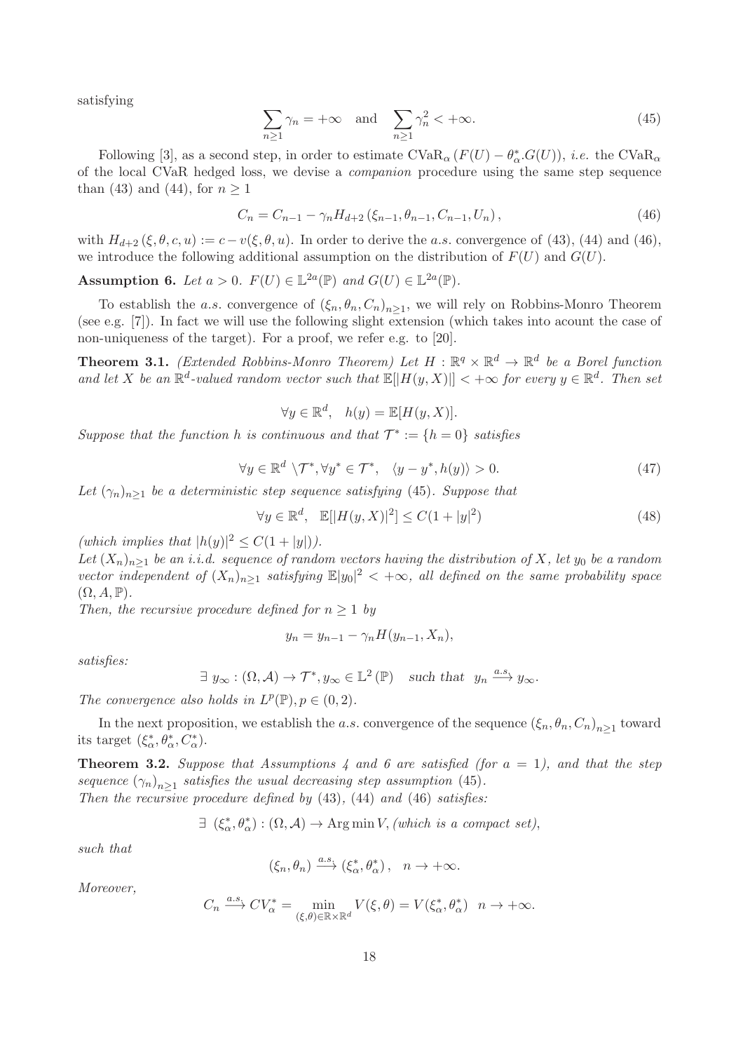satisfying

$$\sum_{n\geq 1}\gamma_n = +\infty \quad \text{and} \quad \sum_{n\geq 1}\gamma_n^2 < +\infty. \tag{45}$$

Following [3], as a second step, in order to estimate $\text{CVaR}_\alpha\left(F(U) - \theta_\alpha^*.G(U)\right)$, *i.e.* the $\text{CVaR}_\alpha$ of the local CVaR hedged loss, we devise a *companion* procedure using the same step sequence than (43) and (44), for $n \geq 1$

$$C_n = C_{n-1} - \gamma_n H_{d+2}\left(\xi_{n-1}, \theta_{n-1}, C_{n-1}, U_n\right), \tag{46}$$

with $H_{d+2}\left(\xi, \theta, c, u\right) := c - v(\xi, \theta, u)$. In order to derive the *a.s.* convergence of (43), (44) and (46), we introduce the following additional assumption on the distribution of $F(U)$ and $G(U)$.

**Assumption 6.** *Let $a > 0$. $F(U) \in \mathbb{L}^{2a}(\mathbb{P})$ and $G(U) \in \mathbb{L}^{2a}(\mathbb{P})$.*

To establish the *a.s.* convergence of $(\xi_n, \theta_n, C_n)_{n\geq 1}$, we will rely on Robbins-Monro Theorem (see e.g. [7]). In fact we will use the following slight extension (which takes into acount the case of non-uniqueness of the target). For a proof, we refer e.g. to [20].

**Theorem 3.1.** *(Extended Robbins-Monro Theorem) Let $H : \mathbb{R}^q \times \mathbb{R}^d \to \mathbb{R}^d$ be a Borel function and let $X$ be an $\mathbb{R}^d$-valued random vector such that $\mathbb{E}[|H(y, X)|] < +\infty$ for every $y \in \mathbb{R}^d$. Then set*

$$\forall y \in \mathbb{R}^d, \quad h(y) = \mathbb{E}[H(y, X)].$$

*Suppose that the function $h$ is continuous and that $\mathcal{T}^* := \{h = 0\}$ satisfies*

$$\forall y \in \mathbb{R}^d \setminus \mathcal{T}^*, \forall y^* \in \mathcal{T}^*, \quad \langle y - y^*, h(y)\rangle > 0. \tag{47}$$

*Let $(\gamma_n)_{n\geq 1}$ be a deterministic step sequence satisfying (45). Suppose that*

$$\forall y \in \mathbb{R}^d, \quad \mathbb{E}[|H(y, X)|^2] \leq C(1 + |y|^2) \tag{48}$$

*(which implies that $|h(y)|^2 \leq C(1 + |y|)$).*
*Let $(X_n)_{n\geq 1}$ be an i.i.d. sequence of random vectors having the distribution of $X$, let $y_0$ be a random vector independent of $(X_n)_{n\geq 1}$ satisfying $\mathbb{E}|y_0|^2 < +\infty$, all defined on the same probability space $(\Omega, A, \mathbb{P})$.*
*Then, the recursive procedure defined for $n \geq 1$ by*

$$y_n = y_{n-1} - \gamma_n H(y_{n-1}, X_n),$$

*satisfies:*

$$\exists\ y_\infty : (\Omega, \mathcal{A}) \to \mathcal{T}^*, y_\infty \in \mathbb{L}^2(\mathbb{P}) \quad \text{such that} \quad y_n \xrightarrow{a.s} y_\infty.$$

*The convergence also holds in $L^p(\mathbb{P}), p \in (0, 2)$.*

In the next proposition, we establish the *a.s.* convergence of the sequence $(\xi_n, \theta_n, C_n)_{n\geq 1}$ toward its target $(\xi_\alpha^*, \theta_\alpha^*, C_\alpha^*)$.

**Theorem 3.2.** *Suppose that Assumptions 4 and 6 are satisfied (for $a = 1$), and that the step sequence $(\gamma_n)_{n\geq 1}$ satisfies the usual decreasing step assumption (45).*
*Then the recursive procedure defined by (43), (44) and (46) satisfies:*

$$\exists\ (\xi_\alpha^*, \theta_\alpha^*) : (\Omega, \mathcal{A}) \to \text{Arg}\min V, \textit{(which is a compact set)},$$

*such that*

$$(\xi_n, \theta_n) \xrightarrow{a.s} (\xi_\alpha^*, \theta_\alpha^*), \quad n \to +\infty.$$

*Moreover,*

$$C_n \xrightarrow{a.s} CV_\alpha^* = \min_{(\xi,\theta)\in\mathbb{R}\times\mathbb{R}^d} V(\xi, \theta) = V(\xi_\alpha^*, \theta_\alpha^*) \quad n \to +\infty.$$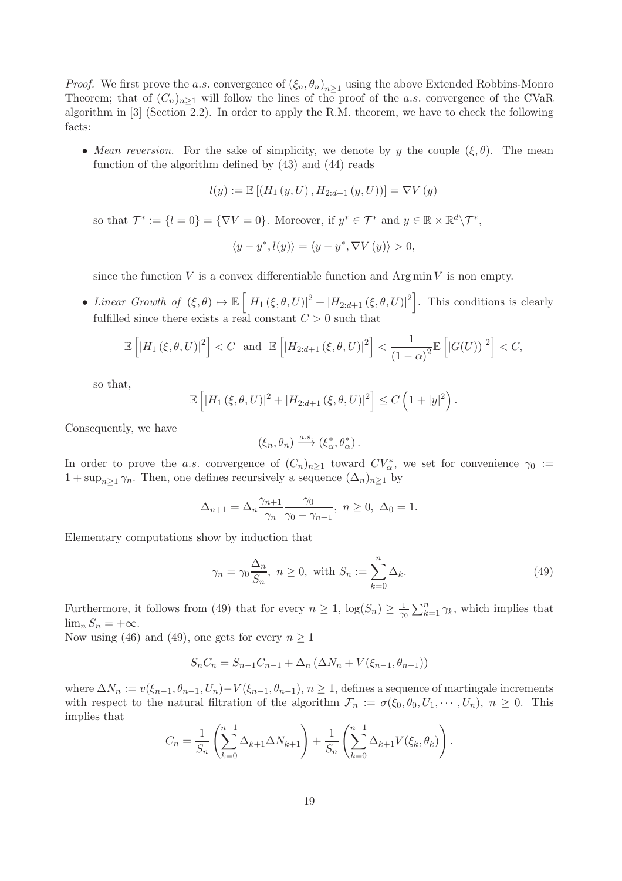*Proof.* We first prove the *a.s.* convergence of $(\xi_n, \theta_n)_{n\geq 1}$ using the above Extended Robbins-Monro Theorem; that of $(C_n)_{n\geq 1}$ will follow the lines of the proof of the *a.s.* convergence of the CVaR algorithm in [3] (Section 2.2). In order to apply the R.M. theorem, we have to check the following facts:

- *Mean reversion.* For the sake of simplicity, we denote by $y$ the couple $(\xi, \theta)$. The mean function of the algorithm defined by (43) and (44) reads

$$l(y) := \mathbb{E}\left[\left(H_1\left(y, U\right), H_{2:d+1}\left(y, U\right)\right)\right] = \nabla V\left(y\right)$$

so that $\mathcal{T}^* := \{l = 0\} = \{\nabla V = 0\}$. Moreover, if $y^* \in \mathcal{T}^*$ and $y \in \mathbb{R} \times \mathbb{R}^d \backslash \mathcal{T}^*$,

$$\langle y - y^*, l(y)\rangle = \langle y - y^*, \nabla V\left(y\right)\rangle > 0,$$

since the function $V$ is a convex differentiable function and $\operatorname{Arg\,min} V$ is non empty.

- *Linear Growth of* $(\xi, \theta) \mapsto \mathbb{E}\left[\left|H_1\left(\xi, \theta, U\right)\right|^2 + \left|H_{2:d+1}\left(\xi, \theta, U\right)\right|^2\right]$. This conditions is clearly fulfilled since there exists a real constant $C > 0$ such that

$$\mathbb{E}\left[\left|H_1\left(\xi, \theta, U\right)\right|^2\right] < C \text{ and } \mathbb{E}\left[\left|H_{2:d+1}\left(\xi, \theta, U\right)\right|^2\right] < \frac{1}{\left(1-\alpha\right)^2}\mathbb{E}\left[\left|G(U)\right)\right|^2\right] < C,$$

so that,

$$\mathbb{E}\left[\left|H_1\left(\xi, \theta, U\right)\right|^2 + \left|H_{2:d+1}\left(\xi, \theta, U\right)\right|^2\right] \leq C\left(1 + |y|^2\right).$$

Consequently, we have

$$\left(\xi_n, \theta_n\right) \xrightarrow{a.s.} \left(\xi^*_\alpha, \theta^*_\alpha\right).$$

In order to prove the *a.s.* convergence of $(C_n)_{n\geq 1}$ toward $CV^*_\alpha$, we set for convenience $\gamma_0 := 1 + \sup_{n\geq 1}\gamma_n$. Then, one defines recursively a sequence $(\Delta_n)_{n\geq 1}$ by

$$\Delta_{n+1} = \Delta_n \frac{\gamma_{n+1}}{\gamma_n}\frac{\gamma_0}{\gamma_0 - \gamma_{n+1}},\ n \geq 0,\ \Delta_0 = 1.$$

Elementary computations show by induction that

$$\gamma_n = \gamma_0 \frac{\Delta_n}{S_n},\ n \geq 0,\ \text{with } S_n := \sum_{k=0}^{n}\Delta_k. \tag{49}$$

Furthermore, it follows from (49) that for every $n \geq 1$, $\log(S_n) \geq \frac{1}{\gamma_0}\sum_{k=1}^{n}\gamma_k$, which implies that $\lim_n S_n = +\infty$.

Now using (46) and (49), one gets for every $n \geq 1$

$$S_n C_n = S_{n-1}C_{n-1} + \Delta_n\left(\Delta N_n + V(\xi_{n-1}, \theta_{n-1})\right)$$

where $\Delta N_n := v(\xi_{n-1}, \theta_{n-1}, U_n) - V(\xi_{n-1}, \theta_{n-1})$, $n \geq 1$, defines a sequence of martingale increments with respect to the natural filtration of the algorithm $\mathcal{F}_n := \sigma(\xi_0, \theta_0, U_1, \cdots, U_n)$, $n \geq 0$. This implies that

$$C_n = \frac{1}{S_n}\left(\sum_{k=0}^{n-1}\Delta_{k+1}\Delta N_{k+1}\right) + \frac{1}{S_n}\left(\sum_{k=0}^{n-1}\Delta_{k+1}V(\xi_k, \theta_k)\right).$$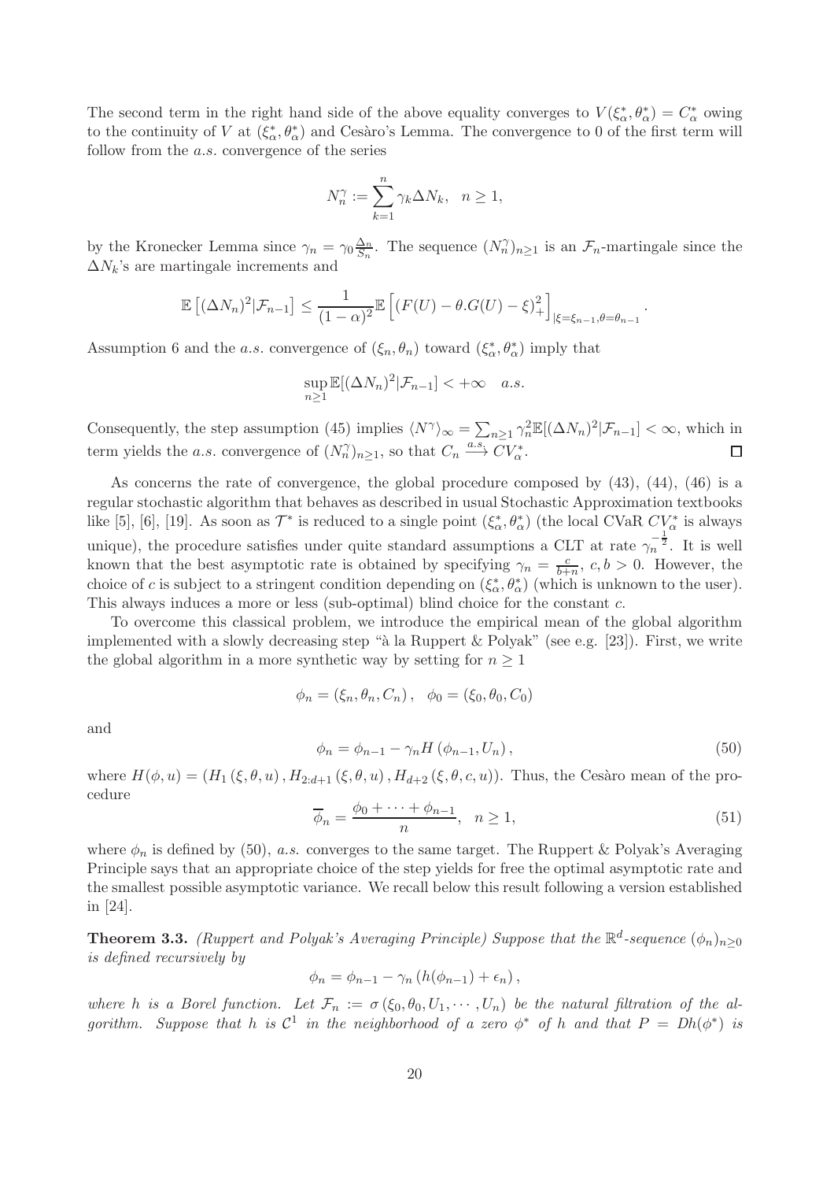The second term in the right hand side of the above equality converges to $V(\xi^*_\alpha, \theta^*_\alpha) = C^*_\alpha$ owing to the continuity of $V$ at $(\xi^*_\alpha, \theta^*_\alpha)$ and Cesàro's Lemma. The convergence to 0 of the first term will follow from the *a.s.* convergence of the series

$$N^\gamma_n := \sum_{k=1}^{n} \gamma_k \Delta N_k, \quad n \geq 1,$$

by the Kronecker Lemma since $\gamma_n = \gamma_0 \frac{\Delta_n}{S_n}$. The sequence $(N^\gamma_n)_{n\geq 1}$ is an $\mathcal{F}_n$-martingale since the $\Delta N_k$'s are martingale increments and

$$\mathbb{E}\left[(\Delta N_n)^2 | \mathcal{F}_{n-1}\right] \leq \frac{1}{(1-\alpha)^2} \mathbb{E}\left[(F(U) - \theta.G(U) - \xi)_+^2\right]_{|\xi=\xi_{n-1}, \theta=\theta_{n-1}}.$$

Assumption 6 and the *a.s.* convergence of $(\xi_n, \theta_n)$ toward $(\xi^*_\alpha, \theta^*_\alpha)$ imply that

$$\sup_{n\geq 1} \mathbb{E}[(\Delta N_n)^2 | \mathcal{F}_{n-1}] < +\infty \quad a.s.$$

Consequently, the step assumption (45) implies $\langle N^\gamma \rangle_\infty = \sum_{n\geq 1} \gamma_n^2 \mathbb{E}[(\Delta N_n)^2 | \mathcal{F}_{n-1}] < \infty$, which in term yields the *a.s.* convergence of $(N^\gamma_n)_{n\geq 1}$, so that $C_n \xrightarrow{a.s.} CV^*_\alpha$. □

As concerns the rate of convergence, the global procedure composed by (43), (44), (46) is a regular stochastic algorithm that behaves as described in usual Stochastic Approximation textbooks like [5], [6], [19]. As soon as $\mathcal{T}^*$ is reduced to a single point $(\xi^*_\alpha, \theta^*_\alpha)$ (the local CVaR $CV^*_\alpha$ is always unique), the procedure satisfies under quite standard assumptions a CLT at rate $\gamma_n^{-\frac{1}{2}}$. It is well known that the best asymptotic rate is obtained by specifying $\gamma_n = \frac{c}{b+n}$, $c, b > 0$. However, the choice of $c$ is subject to a stringent condition depending on $(\xi^*_\alpha, \theta^*_\alpha)$ (which is unknown to the user). This always induces a more or less (sub-optimal) blind choice for the constant $c$.

To overcome this classical problem, we introduce the empirical mean of the global algorithm implemented with a slowly decreasing step "à la Ruppert & Polyak" (see e.g. [23]). First, we write the global algorithm in a more synthetic way by setting for $n \geq 1$

$$\phi_n = (\xi_n, \theta_n, C_n), \quad \phi_0 = (\xi_0, \theta_0, C_0)$$

and

$$\phi_n = \phi_{n-1} - \gamma_n H(\phi_{n-1}, U_n), \tag{50}$$

where $H(\phi, u) = (H_1(\xi, \theta, u), H_{2:d+1}(\xi, \theta, u), H_{d+2}(\xi, \theta, c, u))$. Thus, the Cesàro mean of the procedure

$$\overline{\phi}_n = \frac{\phi_0 + \cdots + \phi_{n-1}}{n}, \quad n \geq 1, \tag{51}$$

where $\phi_n$ is defined by (50), *a.s.* converges to the same target. The Ruppert & Polyak's Averaging Principle says that an appropriate choice of the step yields for free the optimal asymptotic rate and the smallest possible asymptotic variance. We recall below this result following a version established in [24].

**Theorem 3.3.** *(Ruppert and Polyak's Averaging Principle) Suppose that the $\mathbb{R}^d$-sequence $(\phi_n)_{n\geq 0}$ is defined recursively by*

$$\phi_n = \phi_{n-1} - \gamma_n \left(h(\phi_{n-1}) + \epsilon_n\right),$$

*where $h$ is a Borel function. Let $\mathcal{F}_n := \sigma(\xi_0, \theta_0, U_1, \cdots, U_n)$ be the natural filtration of the algorithm. Suppose that $h$ is $\mathcal{C}^1$ in the neighborhood of a zero $\phi^*$ of $h$ and that $P = Dh(\phi^*)$ is*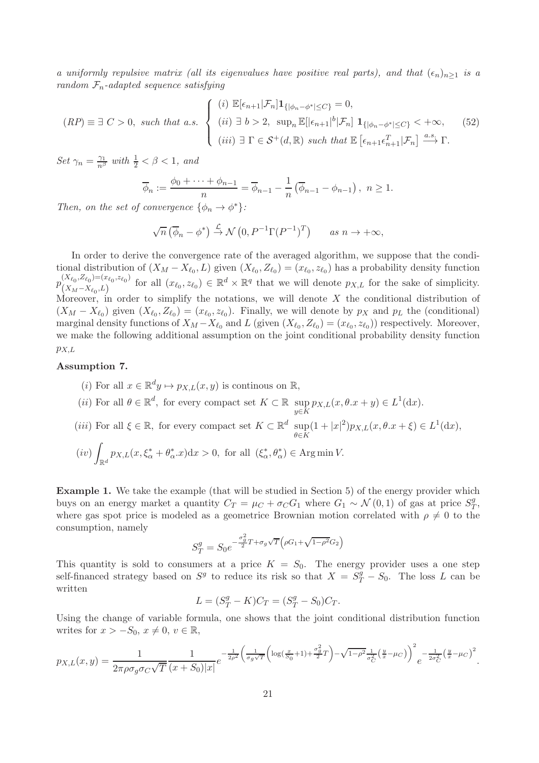*a uniformly repulsive matrix (all its eigenvalues have positive real parts), and that* $(\epsilon_n)_{n\geq 1}$ *is a random* $\mathcal{F}_n$*-adapted sequence satisfying*

$$(RP) \equiv \exists\ C > 0, \text{ such that a.s. } \begin{cases} (i)\ \mathbb{E}[\epsilon_{n+1}|\mathcal{F}_n]\mathbf{1}_{\{|\phi_n - \phi^*| \leq C\}} = 0, \\ (ii)\ \exists\ b > 2,\ \sup_n \mathbb{E}[|\epsilon_{n+1}|^b|\mathcal{F}_n]\ \mathbf{1}_{\{|\phi_n - \phi^*| \leq C\}} < +\infty, \\ (iii)\ \exists\ \Gamma \in \mathcal{S}^+(d,\mathbb{R}) \text{ such that } \mathbb{E}\left[\epsilon_{n+1}\epsilon_{n+1}^T|\mathcal{F}_n\right] \xrightarrow{a.s.} \Gamma. \end{cases} \tag{52}$$

*Set* $\gamma_n = \frac{\gamma_1}{n^\beta}$ *with* $\frac{1}{2} < \beta < 1$*, and*

$$\overline{\phi}_n := \frac{\phi_0 + \cdots + \phi_{n-1}}{n} = \overline{\phi}_{n-1} - \frac{1}{n}\left(\overline{\phi}_{n-1} - \phi_{n-1}\right),\ n \geq 1.$$

*Then, on the set of convergence* $\{\phi_n \to \phi^*\}$*:*

$$\sqrt{n}\left(\overline{\phi}_n - \phi^*\right) \xrightarrow{\mathcal{L}} \mathcal{N}\left(0, P^{-1}\Gamma(P^{-1})^T\right) \qquad \text{as } n \to +\infty,$$

In order to derive the convergence rate of the averaged algorithm, we suppose that the conditional distribution of $(X_M - X_{\ell_0}, L)$ given $(X_{\ell_0}, Z_{\ell_0}) = (x_{\ell_0}, z_{\ell_0})$ has a probability density function $p^{(X_{\ell_0}, Z_{\ell_0}) = (x_{\ell_0}, z_{\ell_0})}_{(X_M - X_{\ell_0}, L)}$ for all $(x_{\ell_0}, z_{\ell_0}) \in \mathbb{R}^d \times \mathbb{R}^q$ that we will denote $p_{X,L}$ for the sake of simplicity. Moreover, in order to simplify the notations, we will denote $X$ the conditional distribution of $(X_M - X_{\ell_0})$ given $(X_{\ell_0}, Z_{\ell_0}) = (x_{\ell_0}, z_{\ell_0})$. Finally, we will denote by $p_X$ and $p_L$ the (conditional) marginal density functions of $X_M - X_{\ell_0}$ and $L$ (given $(X_{\ell_0}, Z_{\ell_0}) = (x_{\ell_0}, z_{\ell_0})$) respectively. Moreover, we make the following additional assumption on the joint conditional probability density function $p_{X,L}$

**Assumption 7.**

$(i)$ For all $x \in \mathbb{R}^d y \mapsto p_{X,L}(x,y)$ is continous on $\mathbb{R}$,

$(ii)$ For all $\theta \in \mathbb{R}^d$, for every compact set $K \subset \mathbb{R}$ $\sup_{y \in K} p_{X,L}(x, \theta.x + y) \in L^1(\mathrm{d}x)$.

$(iii)$ For all $\xi \in \mathbb{R}$, for every compact set $K \subset \mathbb{R}^d$ $\sup_{\theta \in K}(1 + |x|^2)p_{X,L}(x, \theta.x + \xi) \in L^1(\mathrm{d}x)$,

$(iv)$ $\displaystyle\int_{\mathbb{R}^d} p_{X,L}(x, \xi^*_\alpha + \theta^*_\alpha.x)\mathrm{d}x > 0$, for all $(\xi^*_\alpha, \theta^*_\alpha) \in \operatorname{Arg\,min} V$.

**Example 1.** We take the example (that will be studied in Section 5) of the energy provider which buys on an energy market a quantity $C_T = \mu_C + \sigma_C G_1$ where $G_1 \sim \mathcal{N}(0,1)$ of gas at price $S^g_T$, where gas spot price is modeled as a geometrice Brownian motion correlated with $\rho \neq 0$ to the consumption, namely

$$S^g_T = S_0 e^{-\frac{\sigma_g^2}{2}T + \sigma_g\sqrt{T}\left(\rho G_1 + \sqrt{1-\rho^2}G_2\right)}$$

This quantity is sold to consumers at a price $K = S_0$. The energy provider uses a one step self-financed strategy based on $S^g$ to reduce its risk so that $X = S^g_T - S_0$. The loss $L$ can be written

$$L = (S^g_T - K)C_T = (S^g_T - S_0)C_T.$$

Using the change of variable formula, one shows that the joint conditional distribution function writes for $x > -S_0$, $x \neq 0$, $v \in \mathbb{R}$,

$$p_{X,L}(x,y) = \frac{1}{2\pi\rho\sigma_g\sigma_C\sqrt{T}}\frac{1}{(x+S_0)|x|}e^{-\frac{1}{2\rho^2}\left(\frac{1}{\sigma_g\sqrt{T}}\left(\log(\frac{x}{S_0}+1)+\frac{\sigma_g^2}{2}T\right)-\sqrt{1-\rho^2}\frac{1}{\sigma_C^2}\left(\frac{y}{x}-\mu_C\right)\right)^2}e^{-\frac{1}{2\sigma_C^2}\left(\frac{y}{x}-\mu_C\right)^2}.$$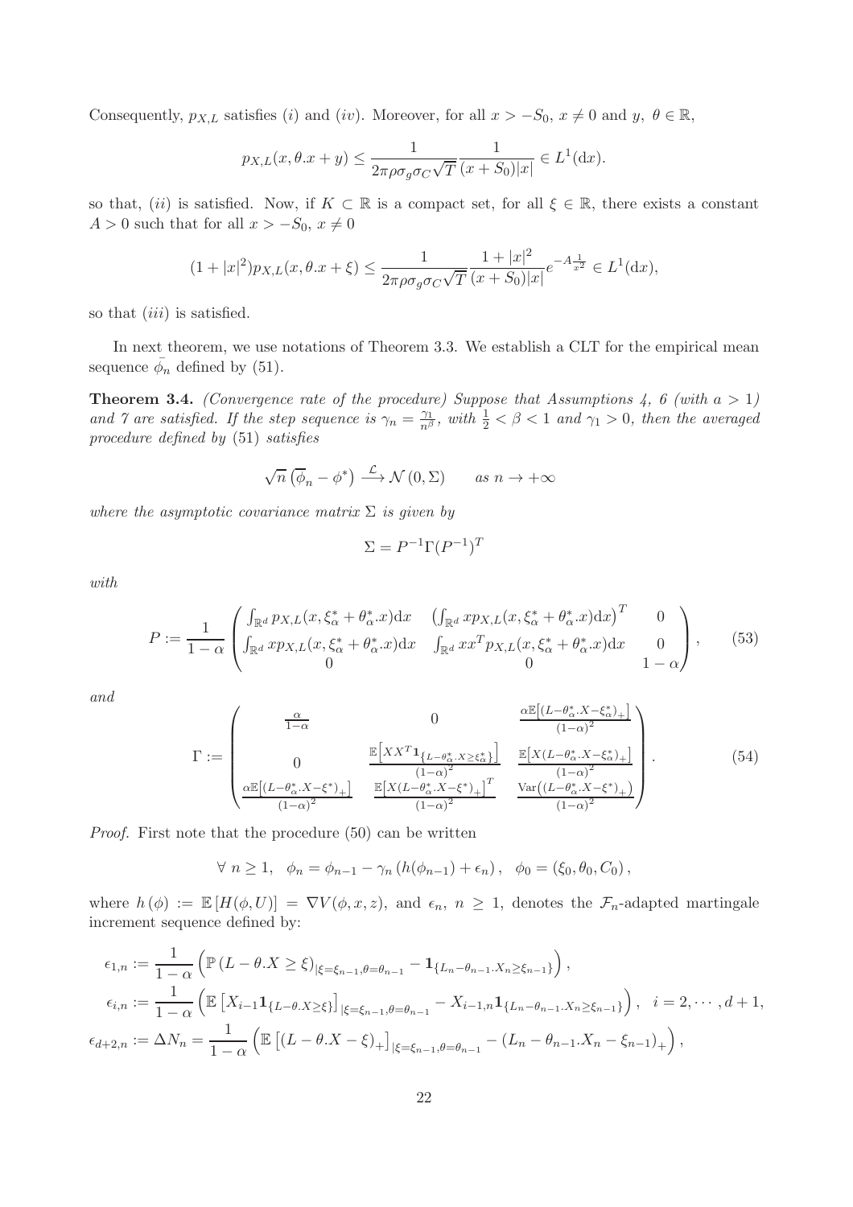Consequently, $p_{X,L}$ satisfies $(i)$ and $(iv)$. Moreover, for all $x > -S_0$, $x \neq 0$ and $y$, $\theta \in \mathbb{R}$,

$$p_{X,L}(x, \theta.x + y) \leq \frac{1}{2\pi\rho\sigma_g\sigma_C\sqrt{T}} \frac{1}{(x+S_0)|x|} \in L^1(\mathrm{d}x).$$

so that, $(ii)$ is satisfied. Now, if $K \subset \mathbb{R}$ is a compact set, for all $\xi \in \mathbb{R}$, there exists a constant $A > 0$ such that for all $x > -S_0$, $x \neq 0$

$$(1+|x|^2)p_{X,L}(x, \theta.x + \xi) \leq \frac{1}{2\pi\rho\sigma_g\sigma_C\sqrt{T}} \frac{1+|x|^2}{(x+S_0)|x|} e^{-A\frac{1}{x^2}} \in L^1(\mathrm{d}x),$$

so that $(iii)$ is satisfied.

In next theorem, we use notations of Theorem 3.3. We establish a CLT for the empirical mean sequence $\bar{\phi}_n$ defined by (51).

**Theorem 3.4.** *(Convergence rate of the procedure) Suppose that Assumptions 4, 6 (with $a > 1$) and 7 are satisfied. If the step sequence is $\gamma_n = \frac{\gamma_1}{n^\beta}$, with $\frac{1}{2} < \beta < 1$ and $\gamma_1 > 0$, then the averaged procedure defined by* (51) *satisfies*

$$\sqrt{n}\left(\overline{\phi}_n - \phi^*\right) \xrightarrow{\mathcal{L}} \mathcal{N}(0, \Sigma) \qquad \text{as } n \to +\infty$$

*where the asymptotic covariance matrix $\Sigma$ is given by*

$$\Sigma = P^{-1}\Gamma(P^{-1})^T$$

*with*

$$P := \frac{1}{1-\alpha}\begin{pmatrix} \int_{\mathbb{R}^d} p_{X,L}(x, \xi^*_\alpha + \theta^*_\alpha.x)\mathrm{d}x & \left(\int_{\mathbb{R}^d} x p_{X,L}(x, \xi^*_\alpha + \theta^*_\alpha.x)\mathrm{d}x\right)^T & 0 \\ \int_{\mathbb{R}^d} x p_{X,L}(x, \xi^*_\alpha + \theta^*_\alpha.x)\mathrm{d}x & \int_{\mathbb{R}^d} x x^T p_{X,L}(x, \xi^*_\alpha + \theta^*_\alpha.x)\mathrm{d}x & 0 \\ 0 & 0 & 1-\alpha \end{pmatrix}, \tag{53}$$

*and*

$$\Gamma := \begin{pmatrix} \frac{\alpha}{1-\alpha} & 0 & \frac{\alpha\mathbb{E}\left[(L-\theta^*_\alpha.X-\xi^*_\alpha)_+\right]}{(1-\alpha)^2} \\ 0 & \frac{\mathbb{E}\left[XX^T\mathbf{1}_{\{L-\theta^*_\alpha.X\geq\xi^*_\alpha\}}\right]}{(1-\alpha)^2} & \frac{\mathbb{E}\left[X(L-\theta^*_\alpha.X-\xi^*_\alpha)_+\right]}{(1-\alpha)^2} \\ \frac{\alpha\mathbb{E}\left[(L-\theta^*_\alpha.X-\xi^*)_+\right]}{(1-\alpha)^2} & \frac{\mathbb{E}\left[X(L-\theta^*_\alpha.X-\xi^*)_+\right]^T}{(1-\alpha)^2} & \frac{\mathrm{Var}\left((L-\theta^*_\alpha.X-\xi^*)_+\right)}{(1-\alpha)^2} \end{pmatrix}. \tag{54}$$

*Proof.* First note that the procedure (50) can be written

$$\forall\ n \geq 1, \quad \phi_n = \phi_{n-1} - \gamma_n\left(h(\phi_{n-1}) + \epsilon_n\right), \quad \phi_0 = (\xi_0, \theta_0, C_0),$$

where $h(\phi) := \mathbb{E}\left[H(\phi, U)\right] = \nabla V(\phi, x, z)$, and $\epsilon_n$, $n \geq 1$, denotes the $\mathcal{F}_n$-adapted martingale increment sequence defined by:

$$\begin{aligned}
\epsilon_{1,n} &:= \frac{1}{1-\alpha}\left(\mathbb{P}\left(L - \theta.X \geq \xi\right)_{|\xi=\xi_{n-1},\theta=\theta_{n-1}} - \mathbf{1}_{\{L_n-\theta_{n-1}.X_n\geq\xi_{n-1}\}}\right), \\
\epsilon_{i,n} &:= \frac{1}{1-\alpha}\left(\mathbb{E}\left[X_{i-1}\mathbf{1}_{\{L-\theta.X\geq\xi\}}\right]_{|\xi=\xi_{n-1},\theta=\theta_{n-1}} - X_{i-1,n}\mathbf{1}_{\{L_n-\theta_{n-1}.X_n\geq\xi_{n-1}\}}\right), \quad i = 2, \cdots, d+1, \\
\epsilon_{d+2,n} &:= \Delta N_n = \frac{1}{1-\alpha}\left(\mathbb{E}\left[(L-\theta.X-\xi)_+\right]_{|\xi=\xi_{n-1},\theta=\theta_{n-1}} - (L_n - \theta_{n-1}.X_n - \xi_{n-1})_+\right),
\end{aligned}$$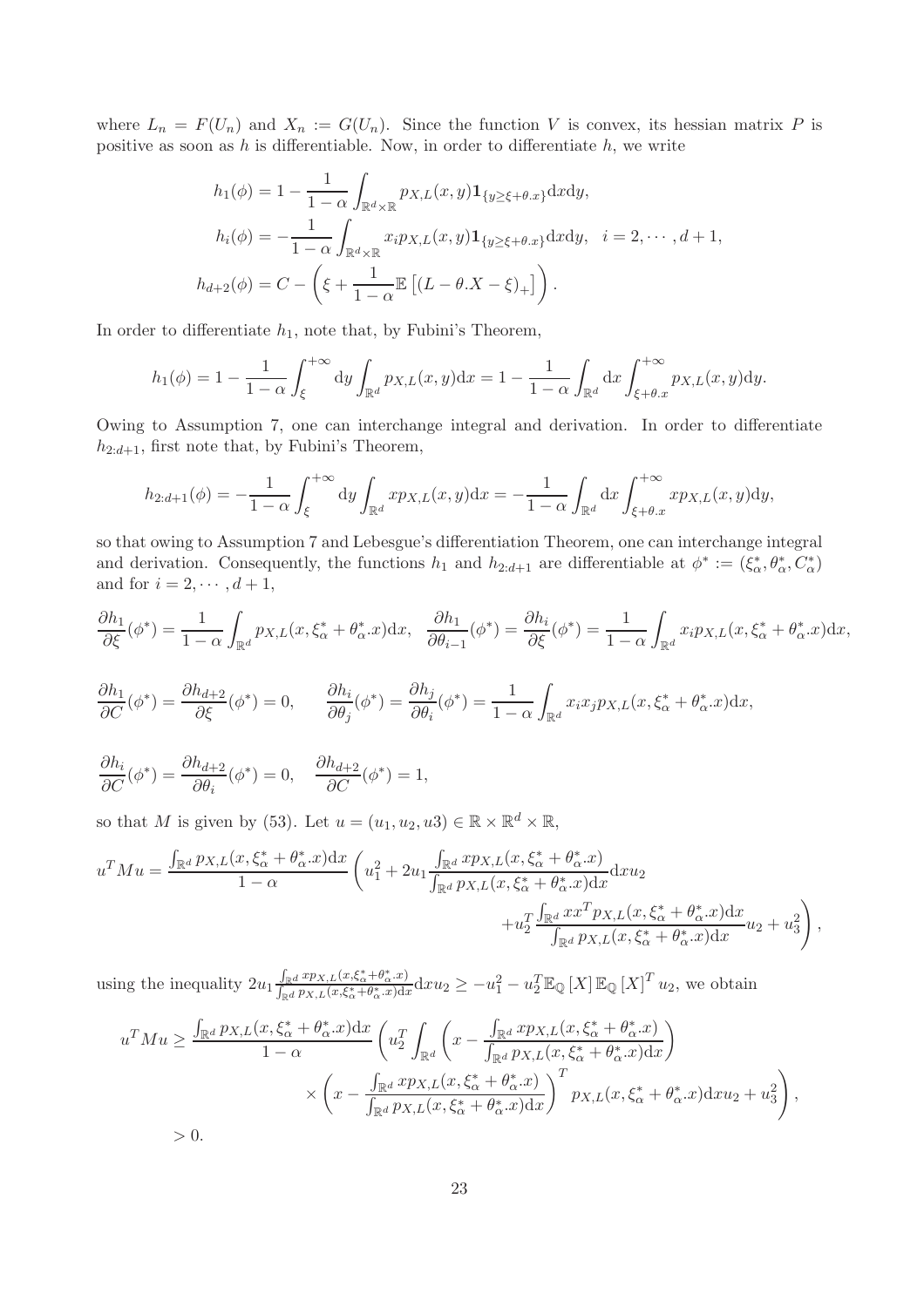where $L_n = F(U_n)$ and $X_n := G(U_n)$. Since the function $V$ is convex, its hessian matrix $P$ is positive as soon as $h$ is differentiable. Now, in order to differentiate $h$, we write

$$
\begin{aligned}
h_1(\phi) &= 1 - \frac{1}{1-\alpha}\int_{\mathbb{R}^d\times\mathbb{R}} p_{X,L}(x,y)\mathbf{1}_{\{y\geq \xi+\theta.x\}}\mathrm{d}x\mathrm{d}y,\\
h_i(\phi) &= -\frac{1}{1-\alpha}\int_{\mathbb{R}^d\times\mathbb{R}} x_i p_{X,L}(x,y)\mathbf{1}_{\{y\geq \xi+\theta.x\}}\mathrm{d}x\mathrm{d}y,\quad i=2,\cdots,d+1,\\
h_{d+2}(\phi) &= C - \left(\xi + \frac{1}{1-\alpha}\mathbb{E}\left[(L-\theta.X-\xi)_+\right]\right).
\end{aligned}
$$

In order to differentiate $h_1$, note that, by Fubini's Theorem,

$$
h_1(\phi) = 1 - \frac{1}{1-\alpha}\int_{\xi}^{+\infty}\mathrm{d}y\int_{\mathbb{R}^d} p_{X,L}(x,y)\mathrm{d}x = 1 - \frac{1}{1-\alpha}\int_{\mathbb{R}^d}\mathrm{d}x\int_{\xi+\theta.x}^{+\infty} p_{X,L}(x,y)\mathrm{d}y.
$$

Owing to Assumption 7, one can interchange integral and derivation. In order to differentiate $h_{2:d+1}$, first note that, by Fubini's Theorem,

$$
h_{2:d+1}(\phi) = -\frac{1}{1-\alpha}\int_{\xi}^{+\infty}\mathrm{d}y\int_{\mathbb{R}^d} x p_{X,L}(x,y)\mathrm{d}x = -\frac{1}{1-\alpha}\int_{\mathbb{R}^d}\mathrm{d}x\int_{\xi+\theta.x}^{+\infty} x p_{X,L}(x,y)\mathrm{d}y,
$$

so that owing to Assumption 7 and Lebesgue's differentiation Theorem, one can interchange integral and derivation. Consequently, the functions $h_1$ and $h_{2:d+1}$ are differentiable at $\phi^* := (\xi^*_\alpha, \theta^*_\alpha, C^*_\alpha)$ and for $i = 2,\cdots,d+1$,

$$
\frac{\partial h_1}{\partial \xi}(\phi^*) = \frac{1}{1-\alpha}\int_{\mathbb{R}^d} p_{X,L}(x,\xi^*_\alpha+\theta^*_\alpha.x)\mathrm{d}x,\quad \frac{\partial h_1}{\partial \theta_{i-1}}(\phi^*) = \frac{\partial h_i}{\partial \xi}(\phi^*) = \frac{1}{1-\alpha}\int_{\mathbb{R}^d} x_i p_{X,L}(x,\xi^*_\alpha+\theta^*_\alpha.x)\mathrm{d}x,
$$

$$
\frac{\partial h_1}{\partial C}(\phi^*) = \frac{\partial h_{d+2}}{\partial \xi}(\phi^*) = 0,\qquad \frac{\partial h_i}{\partial \theta_j}(\phi^*) = \frac{\partial h_j}{\partial \theta_i}(\phi^*) = \frac{1}{1-\alpha}\int_{\mathbb{R}^d} x_i x_j p_{X,L}(x,\xi^*_\alpha+\theta^*_\alpha.x)\mathrm{d}x,
$$

$$
\frac{\partial h_i}{\partial C}(\phi^*) = \frac{\partial h_{d+2}}{\partial \theta_i}(\phi^*) = 0,\quad \frac{\partial h_{d+2}}{\partial C}(\phi^*) = 1,
$$

so that $M$ is given by (53). Let $u = (u_1, u_2, u3) \in \mathbb{R}\times\mathbb{R}^d\times\mathbb{R}$,

$$
u^T M u = \frac{\int_{\mathbb{R}^d} p_{X,L}(x,\xi^*_\alpha+\theta^*_\alpha.x)\mathrm{d}x}{1-\alpha}\left(u_1^2 + 2u_1\frac{\int_{\mathbb{R}^d} x p_{X,L}(x,\xi^*_\alpha+\theta^*_\alpha.x)}{\int_{\mathbb{R}^d} p_{X,L}(x,\xi^*_\alpha+\theta^*_\alpha.x)\mathrm{d}x}\mathrm{d}x u_2 + u_2^T\frac{\int_{\mathbb{R}^d} x x^T p_{X,L}(x,\xi^*_\alpha+\theta^*_\alpha.x)\mathrm{d}x}{\int_{\mathbb{R}^d} p_{X,L}(x,\xi^*_\alpha+\theta^*_\alpha.x)\mathrm{d}x}u_2 + u_3^2\right),
$$

using the inequality $2u_1\frac{\int_{\mathbb{R}^d} x p_{X,L}(x,\xi^*_\alpha+\theta^*_\alpha.x)}{\int_{\mathbb{R}^d} p_{X,L}(x,\xi^*_\alpha+\theta^*_\alpha.x)\mathrm{d}x}\mathrm{d}x u_2 \geq -u_1^2 - u_2^T\mathbb{E}_{\mathbb{Q}}\left[X\right]\mathbb{E}_{\mathbb{Q}}\left[X\right]^T u_2$, we obtain

$$
\begin{aligned}
u^T M u \geq{}& \frac{\int_{\mathbb{R}^d} p_{X,L}(x,\xi^*_\alpha+\theta^*_\alpha.x)\mathrm{d}x}{1-\alpha}\left(u_2^T\int_{\mathbb{R}^d}\left(x - \frac{\int_{\mathbb{R}^d} x p_{X,L}(x,\xi^*_\alpha+\theta^*_\alpha.x)}{\int_{\mathbb{R}^d} p_{X,L}(x,\xi^*_\alpha+\theta^*_\alpha.x)\mathrm{d}x}\right)\right.\\
&\left.\times\left(x - \frac{\int_{\mathbb{R}^d} x p_{X,L}(x,\xi^*_\alpha+\theta^*_\alpha.x)}{\int_{\mathbb{R}^d} p_{X,L}(x,\xi^*_\alpha+\theta^*_\alpha.x)\mathrm{d}x}\right)^T p_{X,L}(x,\xi^*_\alpha+\theta^*_\alpha.x)\mathrm{d}x u_2 + u_3^2\right),\\
>{}& 0.
\end{aligned}
$$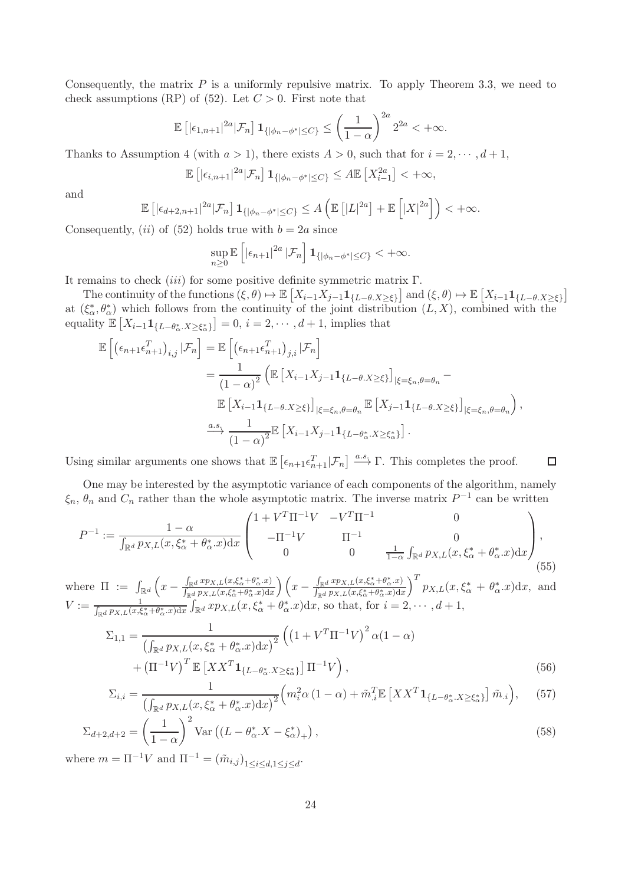Consequently, the matrix $P$ is a uniformly repulsive matrix. To apply Theorem 3.3, we need to check assumptions (RP) of (52). Let $C > 0$. First note that

$$\mathbb{E}\left[|\epsilon_{1,n+1}|^{2a}|\mathcal{F}_n\right]\mathbf{1}_{\{|\phi_n-\phi^*|\le C\}} \le \left(\frac{1}{1-\alpha}\right)^{2a} 2^{2a} < +\infty.$$

Thanks to Assumption 4 (with $a > 1$), there exists $A > 0$, such that for $i = 2, \cdots, d+1$,

$$\mathbb{E}\left[|\epsilon_{i,n+1}|^{2a}|\mathcal{F}_n\right]\mathbf{1}_{\{|\phi_n-\phi^*|\le C\}} \le A\mathbb{E}\left[X_{i-1}^{2a}\right] < +\infty,$$

and

$$\mathbb{E}\left[|\epsilon_{d+2,n+1}|^{2a}|\mathcal{F}_n\right]\mathbf{1}_{\{|\phi_n-\phi^*|\le C\}} \le A\left(\mathbb{E}\left[|L|^{2a}\right] + \mathbb{E}\left[|X|^{2a}\right]\right) < +\infty.$$

Consequently, $(ii)$ of (52) holds true with $b = 2a$ since

$$\sup_{n\ge 0}\mathbb{E}\left[|\epsilon_{n+1}|^{2a}|\mathcal{F}_n\right]\mathbf{1}_{\{|\phi_n-\phi^*|\le C\}} < +\infty.$$

It remains to check $(iii)$ for some positive definite symmetric matrix $\Gamma$.

The continuity of the functions $(\xi,\theta)\mapsto \mathbb{E}\left[X_{i-1}X_{j-1}\mathbf{1}_{\{L-\theta.X\ge\xi\}}\right]$ and $(\xi,\theta)\mapsto\mathbb{E}\left[X_{i-1}\mathbf{1}_{\{L-\theta.X\ge\xi\}}\right]$ at $(\xi_\alpha^*,\theta_\alpha^*)$ which follows from the continuity of the joint distribution $(L,X)$, combined with the equality $\mathbb{E}\left[X_{i-1}\mathbf{1}_{\{L-\theta_\alpha^*.X\ge\xi_\alpha^*\}}\right] = 0$, $i = 2,\cdots,d+1$, implies that

$$\begin{aligned}
\mathbb{E}\left[\left(\epsilon_{n+1}\epsilon_{n+1}^T\right)_{i,j}|\mathcal{F}_n\right] &= \mathbb{E}\left[\left(\epsilon_{n+1}\epsilon_{n+1}^T\right)_{j,i}|\mathcal{F}_n\right] \\
&= \frac{1}{(1-\alpha)^2}\Big(\mathbb{E}\left[X_{i-1}X_{j-1}\mathbf{1}_{\{L-\theta.X\ge\xi\}}\right]_{|\xi=\xi_n,\theta=\theta_n} - \\
&\qquad \mathbb{E}\left[X_{i-1}\mathbf{1}_{\{L-\theta.X\ge\xi\}}\right]_{|\xi=\xi_n,\theta=\theta_n}\mathbb{E}\left[X_{j-1}\mathbf{1}_{\{L-\theta.X\ge\xi\}}\right]_{|\xi=\xi_n,\theta=\theta_n}\Big), \\
&\xrightarrow{a.s.} \frac{1}{(1-\alpha)^2}\mathbb{E}\left[X_{i-1}X_{j-1}\mathbf{1}_{\{L-\theta_\alpha^*.X\ge\xi_\alpha^*\}}\right].
\end{aligned}$$

Using similar arguments one shows that $\mathbb{E}\left[\epsilon_{n+1}\epsilon_{n+1}^T|\mathcal{F}_n\right]\xrightarrow{a.s.}\Gamma$. This completes the proof. □

One may be interested by the asymptotic variance of each components of the algorithm, namely $\xi_n$, $\theta_n$ and $C_n$ rather than the whole asymptotic matrix. The inverse matrix $P^{-1}$ can be written

$$P^{-1} := \frac{1-\alpha}{\int_{\mathbb{R}^d} p_{X,L}(x,\xi_\alpha^*+\theta_\alpha^*.x)\mathrm{d}x}\begin{pmatrix} 1+V^T\Pi^{-1}V & -V^T\Pi^{-1} & 0 \\ -\Pi^{-1}V & \Pi^{-1} & 0 \\ 0 & 0 & \frac{1}{1-\alpha}\int_{\mathbb{R}^d} p_{X,L}(x,\xi_\alpha^*+\theta_\alpha^*.x)\mathrm{d}x\end{pmatrix}, \tag{55}$$

where $\Pi := \int_{\mathbb{R}^d}\left(x - \frac{\int_{\mathbb{R}^d} x p_{X,L}(x,\xi_\alpha^*+\theta_\alpha^*.x)}{\int_{\mathbb{R}^d} p_{X,L}(x,\xi_\alpha^*+\theta_\alpha^*.x)\mathrm{d}x}\right)\left(x - \frac{\int_{\mathbb{R}^d} x p_{X,L}(x,\xi_\alpha^*+\theta_\alpha^*.x)}{\int_{\mathbb{R}^d} p_{X,L}(x,\xi_\alpha^*+\theta_\alpha^*.x)\mathrm{d}x}\right)^T p_{X,L}(x,\xi_\alpha^*+\theta_\alpha^*.x)\mathrm{d}x$, and $V := \frac{1}{\int_{\mathbb{R}^d} p_{X,L}(x,\xi_\alpha^*+\theta_\alpha^*.x)\mathrm{d}x}\int_{\mathbb{R}^d} x p_{X,L}(x,\xi_\alpha^*+\theta_\alpha^*.x)\mathrm{d}x$, so that, for $i = 2,\cdots,d+1$,

$$\begin{aligned}
\Sigma_{1,1} &= \frac{1}{\left(\int_{\mathbb{R}^d} p_{X,L}(x,\xi_\alpha^*+\theta_\alpha^*.x)\mathrm{d}x\right)^2}\Big(\left(1+V^T\Pi^{-1}V\right)^2\alpha(1-\alpha) \\
&\quad + \left(\Pi^{-1}V\right)^T\mathbb{E}\left[XX^T\mathbf{1}_{\{L-\theta_\alpha^*.X\ge\xi_\alpha^*\}}\right]\Pi^{-1}V\Big), \qquad (56) \\
\Sigma_{i,i} &= \frac{1}{\left(\int_{\mathbb{R}^d} p_{X,L}(x,\xi_\alpha^*+\theta_\alpha^*.x)\mathrm{d}x\right)^2}\Big(m_i^2\alpha(1-\alpha) + \tilde{m}_{.i}^T\mathbb{E}\left[XX^T\mathbf{1}_{\{L-\theta_\alpha^*.X\ge\xi_\alpha^*\}}\right]\tilde{m}_{.i}\Big), \qquad (57) \\
\Sigma_{d+2,d+2} &= \left(\frac{1}{1-\alpha}\right)^2\mathrm{Var}\left((L-\theta_\alpha^*.X-\xi_\alpha^*)_+\right), \qquad (58)
\end{aligned}$$

where $m = \Pi^{-1}V$ and $\Pi^{-1} = (\tilde{m}_{i,j})_{1\le i\le d,1\le j\le d}$.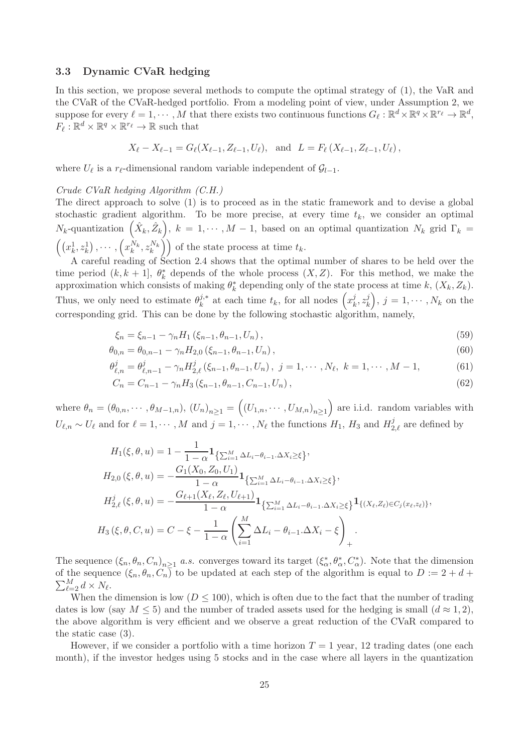### 3.3 Dynamic CVaR hedging

In this section, we propose several methods to compute the optimal strategy of (1), the VaR and the CVaR of the CVaR-hedged portfolio. From a modeling point of view, under Assumption 2, we suppose for every $\ell = 1, \cdots, M$ that there exists two continuous functions $G_\ell : \mathbb{R}^d \times \mathbb{R}^q \times \mathbb{R}^{r_\ell} \to \mathbb{R}^d$, $F_\ell : \mathbb{R}^d \times \mathbb{R}^q \times \mathbb{R}^{r_\ell} \to \mathbb{R}$ such that

$$X_\ell - X_{\ell-1} = G_\ell(X_{\ell-1}, Z_{\ell-1}, U_\ell), \quad \text{and} \quad L = F_\ell\left(X_{\ell-1}, Z_{\ell-1}, U_\ell\right),$$

where $U_\ell$ is a $r_\ell$-dimensional random variable independent of $\mathcal{G}_{l-1}$.

*Crude CVaR hedging Algorithm (C.H.)*

The direct approach to solve (1) is to proceed as in the static framework and to devise a global stochastic gradient algorithm. To be more precise, at every time $t_k$, we consider an optimal $N_k$-quantization $\left(\hat{X}_k, \hat{Z}_k\right)$, $k = 1, \cdots, M-1$, based on an optimal quantization $N_k$ grid $\Gamma_k = \left(\left(x_k^1, z_k^1\right), \cdots, \left(x_k^{N_k}, z_k^{N_k}\right)\right)$ of the state process at time $t_k$.

A careful reading of Section 2.4 shows that the optimal number of shares to be held over the time period $(k, k+1]$, $\theta_k^*$ depends of the whole process $(X, Z)$. For this method, we make the approximation which consists of making $\theta_k^*$ depending only of the state process at time $k$, $(X_k, Z_k)$. Thus, we only need to estimate $\theta_k^{j,*}$ at each time $t_k$, for all nodes $\left(x_k^j, z_k^j\right)$, $j = 1, \cdots, N_k$ on the corresponding grid. This can be done by the following stochastic algorithm, namely,

$$\xi_n = \xi_{n-1} - \gamma_n H_1\left(\xi_{n-1}, \theta_{n-1}, U_n\right), \tag{59}$$

$$\theta_{0,n} = \theta_{0,n-1} - \gamma_n H_{2,0}\left(\xi_{n-1}, \theta_{n-1}, U_n\right), \tag{60}$$

$$\theta_{\ell,n}^j = \theta_{\ell,n-1}^j - \gamma_n H_{2,\ell}^j\left(\xi_{n-1}, \theta_{n-1}, U_n\right), \; j = 1, \cdots, N_\ell, \; k = 1, \cdots, M-1, \tag{61}$$

$$C_n = C_{n-1} - \gamma_n H_3\left(\xi_{n-1}, \theta_{n-1}, C_{n-1}, U_n\right), \tag{62}$$

where $\theta_n = (\theta_{0,n}, \cdots, \theta_{M-1,n})$, $(U_n)_{n\geq 1} = \left((U_{1,n}, \cdots, U_{M,n})_{n\geq 1}\right)$ are i.i.d. random variables with $U_{\ell,n} \sim U_\ell$ and for $\ell = 1, \cdots, M$ and $j = 1, \cdots, N_\ell$ the functions $H_1$, $H_3$ and $H_{2,\ell}^j$ are defined by

$$H_1(\xi, \theta, u) = 1 - \frac{1}{1-\alpha}\mathbf{1}_{\left\{\sum_{i=1}^M \Delta L_i - \theta_{i-1}.\Delta X_i \geq \xi\right\}},$$

$$H_{2,0}\left(\xi, \theta, u\right) = -\frac{G_1(X_0, Z_0, U_1)}{1-\alpha}\mathbf{1}_{\left\{\sum_{i=1}^M \Delta L_i - \theta_{i-1}.\Delta X_i \geq \xi\right\}},$$

$$H_{2,\ell}^j\left(\xi, \theta, u\right) = -\frac{G_{\ell+1}(X_\ell, Z_\ell, U_{\ell+1})}{1-\alpha}\mathbf{1}_{\left\{\sum_{i=1}^M \Delta L_i - \theta_{i-1}.\Delta X_i \geq \xi\right\}}\mathbf{1}_{\{(X_\ell, Z_\ell) \in C_j(x_\ell, z_\ell)\}},$$

$$H_3\left(\xi, \theta, C, u\right) = C - \xi - \frac{1}{1-\alpha}\left(\sum_{i=1}^M \Delta L_i - \theta_{i-1}.\Delta X_i - \xi\right)_+.$$

The sequence $(\xi_n, \theta_n, C_n)_{n\geq 1}$ *a.s.* converges toward its target $(\xi_\alpha^*, \theta_\alpha^*, C_\alpha^*)$. Note that the dimension of the sequence $(\xi_n, \theta_n, C_n)$ to be updated at each step of the algorithm is equal to $D := 2 + d + \sum_{\ell=2}^M d \times N_\ell$.

When the dimension is low ($D \leq 100$), which is often due to the fact that the number of trading dates is low (say $M \leq 5$) and the number of traded assets used for the hedging is small ($d \approx 1, 2$), the above algorithm is very efficient and we observe a great reduction of the CVaR compared to the static case (3).

However, if we consider a portfolio with a time horizon $T = 1$ year, 12 trading dates (one each month), if the investor hedges using 5 stocks and in the case where all layers in the quantization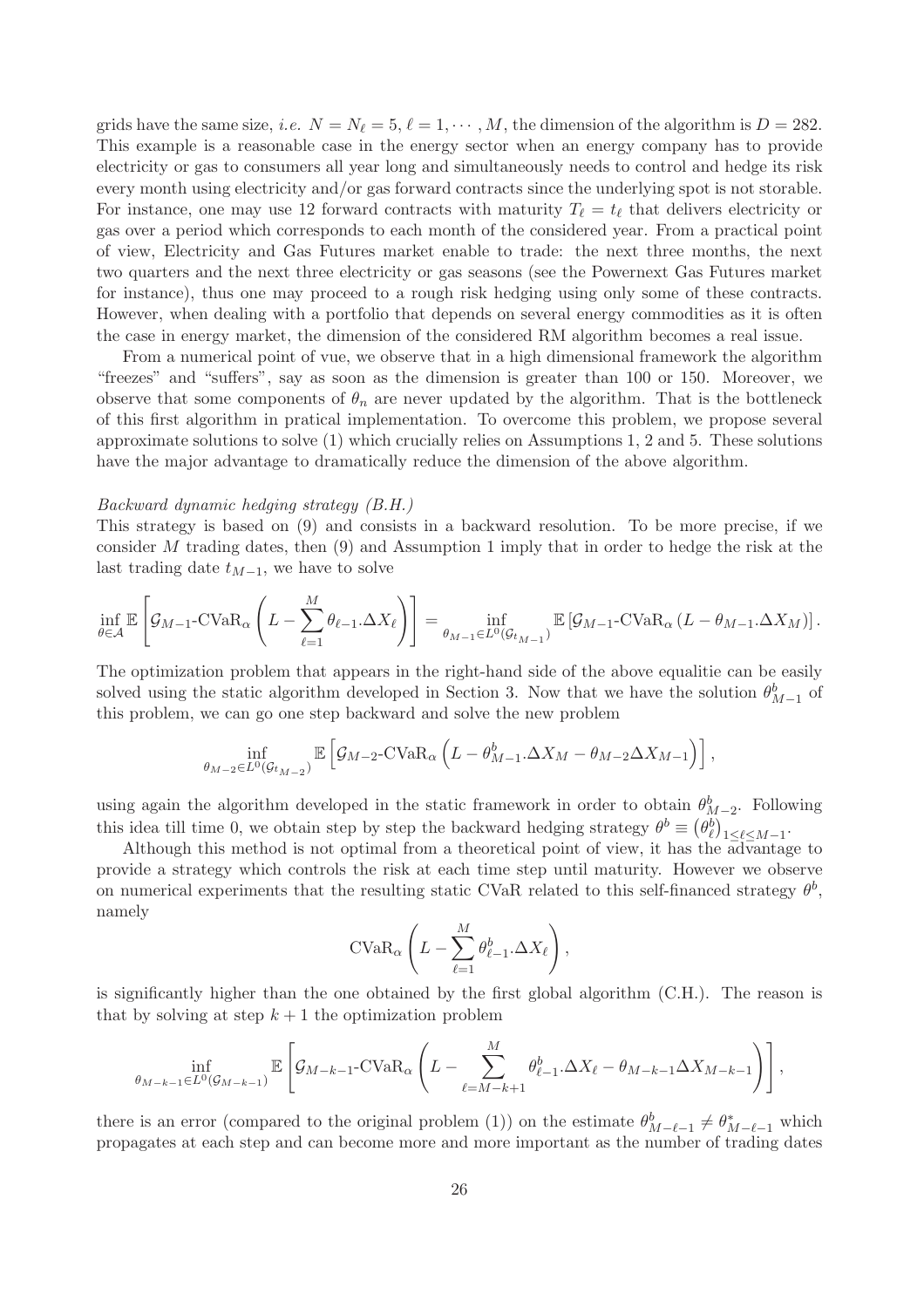grids have the same size, *i.e.* $N = N_\ell = 5$, $\ell = 1, \cdots, M$, the dimension of the algorithm is $D = 282$. This example is a reasonable case in the energy sector when an energy company has to provide electricity or gas to consumers all year long and simultaneously needs to control and hedge its risk every month using electricity and/or gas forward contracts since the underlying spot is not storable. For instance, one may use 12 forward contracts with maturity $T_\ell = t_\ell$ that delivers electricity or gas over a period which corresponds to each month of the considered year. From a practical point of view, Electricity and Gas Futures market enable to trade: the next three months, the next two quarters and the next three electricity or gas seasons (see the Powernext Gas Futures market for instance), thus one may proceed to a rough risk hedging using only some of these contracts. However, when dealing with a portfolio that depends on several energy commodities as it is often the case in energy market, the dimension of the considered RM algorithm becomes a real issue.

From a numerical point of vue, we observe that in a high dimensional framework the algorithm "freezes" and "suffers", say as soon as the dimension is greater than 100 or 150. Moreover, we observe that some components of $\theta_n$ are never updated by the algorithm. That is the bottleneck of this first algorithm in pratical implementation. To overcome this problem, we propose several approximate solutions to solve (1) which crucially relies on Assumptions 1, 2 and 5. These solutions have the major advantage to dramatically reduce the dimension of the above algorithm.

*Backward dynamic hedging strategy (B.H.)*

This strategy is based on (9) and consists in a backward resolution. To be more precise, if we consider $M$ trading dates, then (9) and Assumption 1 imply that in order to hedge the risk at the last trading date $t_{M-1}$, we have to solve

$$\inf_{\theta \in \mathcal{A}} \mathbb{E}\left[\mathcal{G}_{M-1}\text{-CVaR}_\alpha\left(L - \sum_{\ell=1}^{M} \theta_{\ell-1}.\Delta X_\ell\right)\right] = \inf_{\theta_{M-1} \in L^0(\mathcal{G}_{t_{M-1}})} \mathbb{E}\left[\mathcal{G}_{M-1}\text{-CVaR}_\alpha\left(L - \theta_{M-1}.\Delta X_M\right)\right].$$

The optimization problem that appears in the right-hand side of the above equalitie can be easily solved using the static algorithm developed in Section 3. Now that we have the solution $\theta^b_{M-1}$ of this problem, we can go one step backward and solve the new problem

$$\inf_{\theta_{M-2} \in L^0(\mathcal{G}_{t_{M-2}})} \mathbb{E}\left[\mathcal{G}_{M-2}\text{-CVaR}_\alpha\left(L - \theta^b_{M-1}.\Delta X_M - \theta_{M-2}\Delta X_{M-1}\right)\right],$$

using again the algorithm developed in the static framework in order to obtain $\theta^b_{M-2}$. Following this idea till time 0, we obtain step by step the backward hedging strategy $\theta^b \equiv \left(\theta^b_\ell\right)_{1 \leq \ell \leq M-1}$.

Although this method is not optimal from a theoretical point of view, it has the advantage to provide a strategy which controls the risk at each time step until maturity. However we observe on numerical experiments that the resulting static CVaR related to this self-financed strategy $\theta^b$, namely

$$\text{CVaR}_\alpha\left(L - \sum_{\ell=1}^{M} \theta^b_{\ell-1}.\Delta X_\ell\right),$$

is significantly higher than the one obtained by the first global algorithm (C.H.). The reason is that by solving at step $k+1$ the optimization problem

$$\inf_{\theta_{M-k-1} \in L^0(\mathcal{G}_{M-k-1})} \mathbb{E}\left[\mathcal{G}_{M-k-1}\text{-CVaR}_\alpha\left(L - \sum_{\ell=M-k+1}^{M} \theta^b_{\ell-1}.\Delta X_\ell - \theta_{M-k-1}\Delta X_{M-k-1}\right)\right],$$

there is an error (compared to the original problem (1)) on the estimate $\theta^b_{M-\ell-1} \neq \theta^*_{M-\ell-1}$ which propagates at each step and can become more and more important as the number of trading dates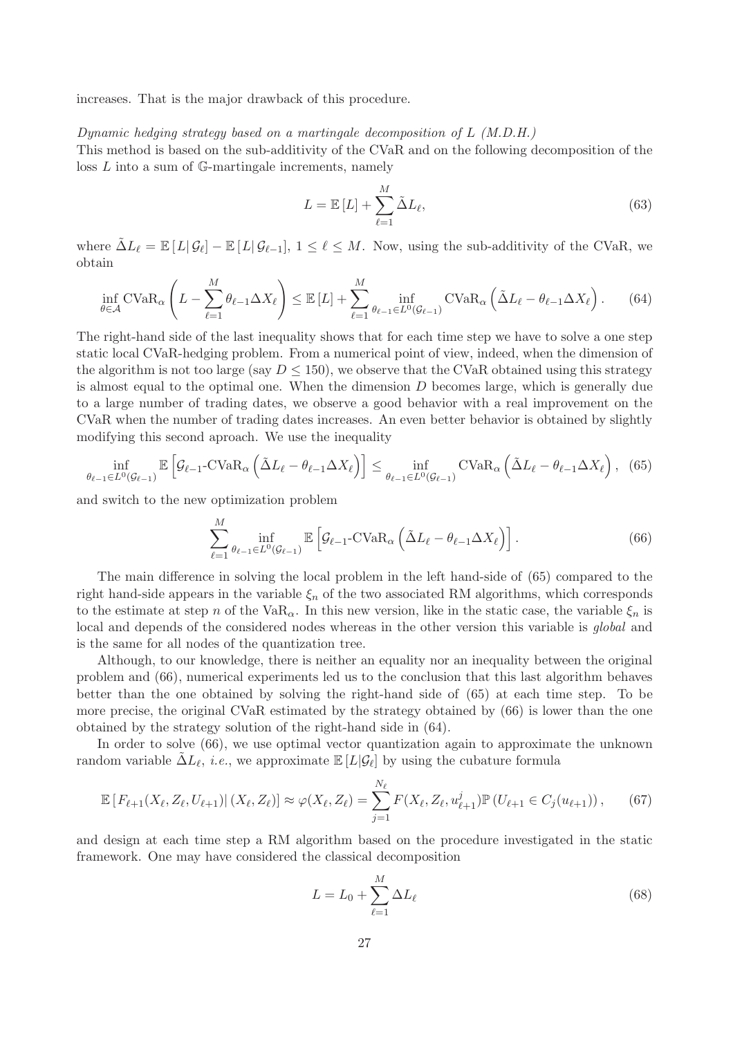increases. That is the major drawback of this procedure.

*Dynamic hedging strategy based on a martingale decomposition of $L$ (M.D.H.)*
This method is based on the sub-additivity of the CVaR and on the following decomposition of the loss $L$ into a sum of $\mathbb{G}$-martingale increments, namely

$$L = \mathbb{E}\left[L\right] + \sum_{\ell=1}^{M} \tilde{\Delta} L_\ell, \tag{63}$$

where $\tilde{\Delta} L_\ell = \mathbb{E}\left[L|\,\mathcal{G}_\ell\right] - \mathbb{E}\left[L|\,\mathcal{G}_{\ell-1}\right]$, $1 \leq \ell \leq M$. Now, using the sub-additivity of the CVaR, we obtain

$$\inf_{\theta \in \mathcal{A}} \mathrm{CVaR}_\alpha \left( L - \sum_{\ell=1}^{M} \theta_{\ell-1} \Delta X_\ell \right) \leq \mathbb{E}\left[L\right] + \sum_{\ell=1}^{M} \inf_{\theta_{\ell-1} \in L^0(\mathcal{G}_{\ell-1})} \mathrm{CVaR}_\alpha \left( \tilde{\Delta} L_\ell - \theta_{\ell-1} \Delta X_\ell \right). \tag{64}$$

The right-hand side of the last inequality shows that for each time step we have to solve a one step static local CVaR-hedging problem. From a numerical point of view, indeed, when the dimension of the algorithm is not too large (say $D \leq 150$), we observe that the CVaR obtained using this strategy is almost equal to the optimal one. When the dimension $D$ becomes large, which is generally due to a large number of trading dates, we observe a good behavior with a real improvement on the CVaR when the number of trading dates increases. An even better behavior is obtained by slightly modifying this second aproach. We use the inequality

$$\inf_{\theta_{\ell-1} \in L^0(\mathcal{G}_{\ell-1})} \mathbb{E}\left[ \mathcal{G}_{\ell-1}\text{-}\mathrm{CVaR}_\alpha \left( \tilde{\Delta} L_\ell - \theta_{\ell-1} \Delta X_\ell \right) \right] \leq \inf_{\theta_{\ell-1} \in L^0(\mathcal{G}_{\ell-1})} \mathrm{CVaR}_\alpha \left( \tilde{\Delta} L_\ell - \theta_{\ell-1} \Delta X_\ell \right), \tag{65}$$

and switch to the new optimization problem

$$\sum_{\ell=1}^{M} \inf_{\theta_{\ell-1} \in L^0(\mathcal{G}_{\ell-1})} \mathbb{E}\left[ \mathcal{G}_{\ell-1}\text{-}\mathrm{CVaR}_\alpha \left( \tilde{\Delta} L_\ell - \theta_{\ell-1} \Delta X_\ell \right) \right]. \tag{66}$$

The main difference in solving the local problem in the left hand-side of (65) compared to the right hand-side appears in the variable $\xi_n$ of the two associated RM algorithms, which corresponds to the estimate at step $n$ of the $\mathrm{VaR}_\alpha$. In this new version, like in the static case, the variable $\xi_n$ is local and depends of the considered nodes whereas in the other version this variable is *global* and is the same for all nodes of the quantization tree.

Although, to our knowledge, there is neither an equality nor an inequality between the original problem and (66), numerical experiments led us to the conclusion that this last algorithm behaves better than the one obtained by solving the right-hand side of (65) at each time step. To be more precise, the original CVaR estimated by the strategy obtained by (66) is lower than the one obtained by the strategy solution of the right-hand side in (64).

In order to solve (66), we use optimal vector quantization again to approximate the unknown random variable $\tilde{\Delta} L_\ell$, *i.e.*, we approximate $\mathbb{E}\left[L|\mathcal{G}_\ell\right]$ by using the cubature formula

$$\mathbb{E}\left[ F_{\ell+1}(X_\ell, Z_\ell, U_{\ell+1}) |\, (X_\ell, Z_\ell) \right] \approx \varphi(X_\ell, Z_\ell) = \sum_{j=1}^{N_\ell} F(X_\ell, Z_\ell, u_{\ell+1}^j) \mathbb{P}\left( U_{\ell+1} \in C_j(u_{\ell+1}) \right), \tag{67}$$

and design at each time step a RM algorithm based on the procedure investigated in the static framework. One may have considered the classical decomposition

$$L = L_0 + \sum_{\ell=1}^{M} \Delta L_\ell \tag{68}$$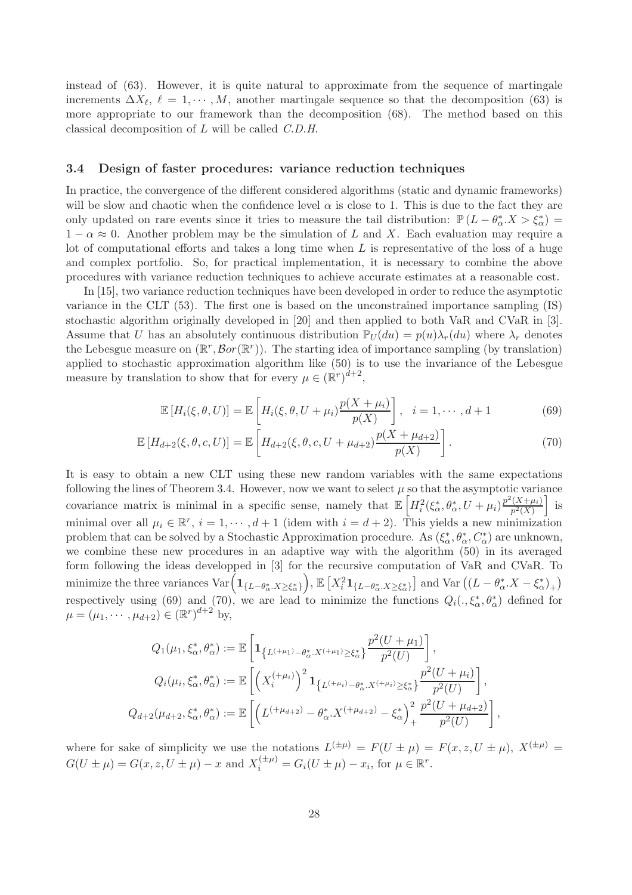instead of (63). However, it is quite natural to approximate from the sequence of martingale increments $\Delta X_\ell$, $\ell = 1, \cdots, M$, another martingale sequence so that the decomposition (63) is more appropriate to our framework than the decomposition (68). The method based on this classical decomposition of $L$ will be called *C.D.H.*

### 3.4 Design of faster procedures: variance reduction techniques

In practice, the convergence of the different considered algorithms (static and dynamic frameworks) will be slow and chaotic when the confidence level $\alpha$ is close to 1. This is due to the fact they are only updated on rare events since it tries to measure the tail distribution: $\mathbb{P}(L - \theta^*_\alpha.X > \xi^*_\alpha) = 1 - \alpha \approx 0$. Another problem may be the simulation of $L$ and $X$. Each evaluation may require a lot of computational efforts and takes a long time when $L$ is representative of the loss of a huge and complex portfolio. So, for practical implementation, it is necessary to combine the above procedures with variance reduction techniques to achieve accurate estimates at a reasonable cost.

In [15], two variance reduction techniques have been developed in order to reduce the asymptotic variance in the CLT (53). The first one is based on the unconstrained importance sampling (IS) stochastic algorithm originally developed in [20] and then applied to both VaR and CVaR in [3]. Assume that $U$ has an absolutely continuous distribution $\mathbb{P}_U(du) = p(u)\lambda_r(du)$ where $\lambda_r$ denotes the Lebesgue measure on $(\mathbb{R}^r, \mathcal{B}or(\mathbb{R}^r))$. The starting idea of importance sampling (by translation) applied to stochastic approximation algorithm like (50) is to use the invariance of the Lebesgue measure by translation to show that for every $\mu \in (\mathbb{R}^r)^{d+2}$,

$$\mathbb{E}\left[H_i(\xi, \theta, U)\right] = \mathbb{E}\left[H_i(\xi, \theta, U + \mu_i)\frac{p(X + \mu_i)}{p(X)}\right], \quad i = 1, \cdots, d+1 \tag{69}$$

$$\mathbb{E}\left[H_{d+2}(\xi, \theta, c, U)\right] = \mathbb{E}\left[H_{d+2}(\xi, \theta, c, U + \mu_{d+2})\frac{p(X + \mu_{d+2})}{p(X)}\right]. \tag{70}$$

It is easy to obtain a new CLT using these new random variables with the same expectations following the lines of Theorem 3.4. However, now we want to select $\mu$ so that the asymptotic variance covariance matrix is minimal in a specific sense, namely that $\mathbb{E}\left[H_i^2(\xi^*_\alpha, \theta^*_\alpha, U + \mu_i)\frac{p^2(X+\mu_i)}{p^2(X)}\right]$ is minimal over all $\mu_i \in \mathbb{R}^r$, $i = 1, \cdots, d+1$ (idem with $i = d+2$). This yields a new minimization problem that can be solved by a Stochastic Approximation procedure. As $(\xi^*_\alpha, \theta^*_\alpha, C^*_\alpha)$ are unknown, we combine these new procedures in an adaptive way with the algorithm (50) in its averaged form following the ideas developped in [3] for the recursive computation of VaR and CVaR. To minimize the three variances $\mathrm{Var}\left(\mathbf{1}_{\{L - \theta^*_\alpha.X \geq \xi^*_\alpha\}}\right)$, $\mathbb{E}\left[X_i^2 \mathbf{1}_{\{L - \theta^*_\alpha.X \geq \xi^*_\alpha\}}\right]$ and $\mathrm{Var}\left((L - \theta^*_\alpha.X - \xi^*_\alpha)_+\right)$ respectively using (69) and (70), we are lead to minimize the functions $Q_i(., \xi^*_\alpha, \theta^*_\alpha)$ defined for $\mu = (\mu_1, \cdots, \mu_{d+2}) \in (\mathbb{R}^r)^{d+2}$ by,

$$Q_1(\mu_1, \xi^*_\alpha, \theta^*_\alpha) := \mathbb{E}\left[\mathbf{1}_{\left\{L^{(+\mu_1)} - \theta^*_\alpha.X^{(+\mu_1)} \geq \xi^*_\alpha\right\}}\frac{p^2(U + \mu_1)}{p^2(U)}\right],$$

$$Q_i(\mu_i, \xi^*_\alpha, \theta^*_\alpha) := \mathbb{E}\left[\left(X_i^{(+\mu_i)}\right)^2 \mathbf{1}_{\left\{L^{(+\mu_i)} - \theta^*_\alpha.X^{(+\mu_i)} \geq \xi^*_\alpha\right\}}\frac{p^2(U + \mu_i)}{p^2(U)}\right],$$

$$Q_{d+2}(\mu_{d+2}, \xi^*_\alpha, \theta^*_\alpha) := \mathbb{E}\left[\left(L^{(+\mu_{d+2})} - \theta^*_\alpha.X^{(+\mu_{d+2})} - \xi^*_\alpha\right)_+^2 \frac{p^2(U + \mu_{d+2})}{p^2(U)}\right],$$

where for sake of simplicity we use the notations $L^{(\pm\mu)} = F(U \pm \mu) = F(x, z, U \pm \mu)$, $X^{(\pm\mu)} = G(U \pm \mu) = G(x, z, U \pm \mu) - x$ and $X_i^{(\pm\mu)} = G_i(U \pm \mu) - x_i$, for $\mu \in \mathbb{R}^r$.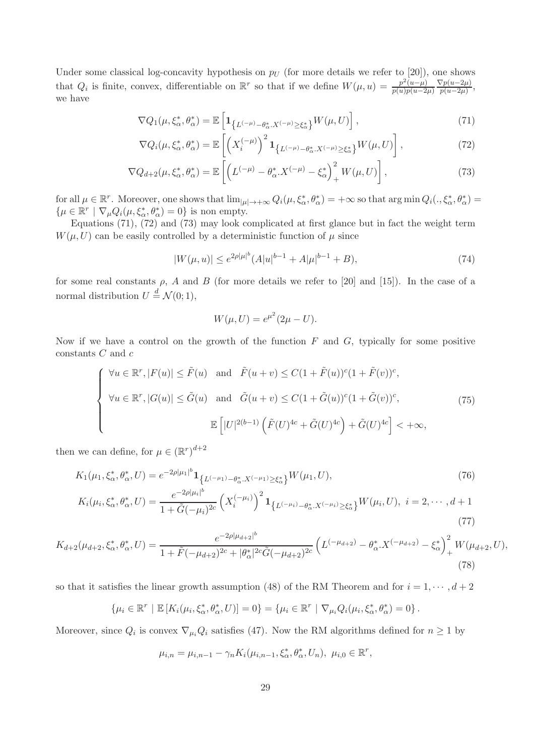Under some classical log-concavity hypothesis on $p_U$ (for more details we refer to [20]), one shows that $Q_i$ is finite, convex, differentiable on $\mathbb{R}^r$ so that if we define $W(\mu, u) = \frac{p^2(u-\mu)}{p(u)p(u-2\mu)} \frac{\nabla p(u-2\mu)}{p(u-2\mu)}$, we have

$$\nabla Q_1(\mu, \xi_\alpha^*, \theta_\alpha^*) = \mathbb{E}\left[\mathbf{1}_{\left\{L^{(-\mu)} - \theta_\alpha^*.X^{(-\mu)} \geq \xi_\alpha^*\right\}} W(\mu, U)\right], \tag{71}$$

$$\nabla Q_i(\mu, \xi_\alpha^*, \theta_\alpha^*) = \mathbb{E}\left[\left(X_i^{(-\mu)}\right)^2 \mathbf{1}_{\left\{L^{(-\mu)} - \theta_\alpha^*.X^{(-\mu)} \geq \xi_\alpha^*\right\}} W(\mu, U)\right], \tag{72}$$

$$\nabla Q_{d+2}(\mu, \xi_\alpha^*, \theta_\alpha^*) = \mathbb{E}\left[\left(L^{(-\mu)} - \theta_\alpha^*.X^{(-\mu)} - \xi_\alpha^*\right)_+^2 W(\mu, U)\right], \tag{73}$$

for all $\mu \in \mathbb{R}^r$. Moreover, one shows that $\lim_{|\mu| \to +\infty} Q_i(\mu, \xi_\alpha^*, \theta_\alpha^*) = +\infty$ so that $\arg\min Q_i(., \xi_\alpha^*, \theta_\alpha^*) = \{\mu \in \mathbb{R}^r \mid \nabla_\mu Q_i(\mu, \xi_\alpha^*, \theta_\alpha^*) = 0\}$ is non empty.

Equations (71), (72) and (73) may look complicated at first glance but in fact the weight term $W(\mu, U)$ can be easily controlled by a deterministic function of $\mu$ since

$$|W(\mu, u)| \leq e^{2\rho|\mu|^b}(A|u|^{b-1} + A|\mu|^{b-1} + B), \tag{74}$$

for some real constants $\rho$, $A$ and $B$ (for more details we refer to [20] and [15]). In the case of a normal distribution $U \stackrel{d}{=} \mathcal{N}(0; 1)$,

$$W(\mu, U) = e^{\mu^2}(2\mu - U).$$

Now if we have a control on the growth of the function $F$ and $G$, typically for some positive constants $C$ and $c$

$$\begin{cases} \forall u \in \mathbb{R}^r, |F(u)| \leq \tilde{F}(u) \quad \text{and} \quad \tilde{F}(u+v) \leq C(1+\tilde{F}(u))^c(1+\tilde{F}(v))^c, \\ \forall u \in \mathbb{R}^r, |G(u)| \leq \tilde{G}(u) \quad \text{and} \quad \tilde{G}(u+v) \leq C(1+\tilde{G}(u))^c(1+\tilde{G}(v))^c, \\ \qquad\qquad \mathbb{E}\left[|U|^{2(b-1)}\left(\tilde{F}(U)^{4c} + \tilde{G}(U)^{4c}\right) + \tilde{G}(U)^{4c}\right] < +\infty, \end{cases} \tag{75}$$

then we can define, for $\mu \in (\mathbb{R}^r)^{d+2}$

$$K_1(\mu_1, \xi_\alpha^*, \theta_\alpha^*, U) = e^{-2\rho|\mu_1|^b} \mathbf{1}_{\left\{L^{(-\mu_1)} - \theta_\alpha^*.X^{(-\mu_1)} \geq \xi_\alpha^*\right\}} W(\mu_1, U), \tag{76}$$

$$K_i(\mu_i, \xi_\alpha^*, \theta_\alpha^*, U) = \frac{e^{-2\rho|\mu_i|^b}}{1 + \tilde{G}(-\mu_i)^{2c}} \left(X_i^{(-\mu_i)}\right)^2 \mathbf{1}_{\left\{L^{(-\mu_i)} - \theta_\alpha^*.X^{(-\mu_i)} \geq \xi_\alpha^*\right\}} W(\mu_i, U), \ i = 2, \cdots, d+1 \tag{77}$$

$$K_{d+2}(\mu_{d+2}, \xi_\alpha^*, \theta_\alpha^*, U) = \frac{e^{-2\rho|\mu_{d+2}|^b}}{1 + \tilde{F}(-\mu_{d+2})^{2c} + |\theta_\alpha^*|^{2c}\tilde{G}(-\mu_{d+2})^{2c}} \left(L^{(-\mu_{d+2})} - \theta_\alpha^*.X^{(-\mu_{d+2})} - \xi_\alpha^*\right)_+^2 W(\mu_{d+2}, U), \tag{78}$$

so that it satisfies the linear growth assumption (48) of the RM Theorem and for $i = 1, \cdots, d+2$

$$\{\mu_i \in \mathbb{R}^r \mid \mathbb{E}\left[K_i(\mu_i, \xi_\alpha^*, \theta_\alpha^*, U)\right] = 0\} = \{\mu_i \in \mathbb{R}^r \mid \nabla_{\mu_i} Q_i(\mu_i, \xi_\alpha^*, \theta_\alpha^*) = 0\}.$$

Moreover, since $Q_i$ is convex $\nabla_{\mu_i} Q_i$ satisfies (47). Now the RM algorithms defined for $n \geq 1$ by

$$\mu_{i,n} = \mu_{i,n-1} - \gamma_n K_i(\mu_{i,n-1}, \xi_\alpha^*, \theta_\alpha^*, U_n), \ \mu_{i,0} \in \mathbb{R}^r,$$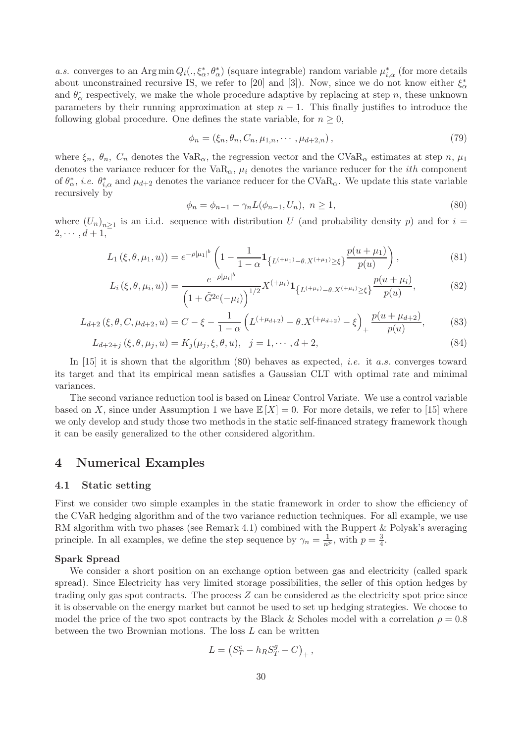*a.s.* converges to an $\operatorname{Arg\,min} Q_i(., \xi^*_\alpha, \theta^*_\alpha)$ (square integrable) random variable $\mu^*_{i,\alpha}$ (for more details about unconstrained recursive IS, we refer to [20] and [3]). Now, since we do not know either $\xi^*_\alpha$ and $\theta^*_\alpha$ respectively, we make the whole procedure adaptive by replacing at step $n$, these unknown parameters by their running approximation at step $n-1$. This finally justifies to introduce the following global procedure. One defines the state variable, for $n \geq 0$,

$$\phi_n = (\xi_n, \theta_n, C_n, \mu_{1,n}, \cdots, \mu_{d+2,n}), \tag{79}$$

where $\xi_n$, $\theta_n$, $C_n$ denotes the $\mathrm{VaR}_\alpha$, the regression vector and the $\mathrm{CVaR}_\alpha$ estimates at step $n$, $\mu_1$ denotes the variance reducer for the $\mathrm{VaR}_\alpha$, $\mu_i$ denotes the variance reducer for the $ith$ component of $\theta^*_\alpha$, *i.e.* $\theta^*_{i,\alpha}$ and $\mu_{d+2}$ denotes the variance reducer for the $\mathrm{CVaR}_\alpha$. We update this state variable recursively by

$$\phi_n = \phi_{n-1} - \gamma_n L(\phi_{n-1}, U_n), \ n \geq 1, \tag{80}$$

where $(U_n)_{n\geq 1}$ is an i.i.d. sequence with distribution $U$ (and probability density $p$) and for $i = 2, \cdots, d+1$,

$$L_1(\xi, \theta, \mu_1, u)) = e^{-\rho|\mu_1|^b}\left(1 - \frac{1}{1-\alpha}\mathbf{1}_{\left\{L^{(+\mu_1)} - \theta.X^{(+\mu_1)} \geq \xi\right\}}\frac{p(u+\mu_1)}{p(u)}\right), \tag{81}$$

$$L_i(\xi, \theta, \mu_i, u)) = \frac{e^{-\rho|\mu_i|^b}}{\left(1 + \tilde{G}^{2c}(-\mu_i)\right)^{1/2}} X^{(+\mu_i)}\mathbf{1}_{\left\{L^{(+\mu_i)} - \theta.X^{(+\mu_i)} \geq \xi\right\}}\frac{p(u+\mu_i)}{p(u)}, \tag{82}$$

$$L_{d+2}(\xi, \theta, C, \mu_{d+2}, u) = C - \xi - \frac{1}{1-\alpha}\left(L^{(+\mu_{d+2})} - \theta.X^{(+\mu_{d+2})} - \xi\right)_+ \frac{p(u+\mu_{d+2})}{p(u)}, \tag{83}$$

$$L_{d+2+j}(\xi, \theta, \mu_j, u) = K_j(\mu_j, \xi, \theta, u), \quad j = 1, \cdots, d+2, \tag{84}$$

In [15] it is shown that the algorithm (80) behaves as expected, *i.e.* it *a.s.* converges toward its target and that its empirical mean satisfies a Gaussian CLT with optimal rate and minimal variances.

The second variance reduction tool is based on Linear Control Variate. We use a control variable based on $X$, since under Assumption 1 we have $\mathbb{E}[X] = 0$. For more details, we refer to [15] where we only develop and study those two methods in the static self-financed strategy framework though it can be easily generalized to the other considered algorithm.

# 4 Numerical Examples

## 4.1 Static setting

First we consider two simple examples in the static framework in order to show the efficiency of the CVaR hedging algorithm and of the two variance reduction techniques. For all example, we use RM algorithm with two phases (see Remark 4.1) combined with the Ruppert & Polyak's averaging principle. In all examples, we define the step sequence by $\gamma_n = \frac{1}{n^p}$, with $p = \frac{3}{4}$.

**Spark Spread**

We consider a short position on an exchange option between gas and electricity (called spark spread). Since Electricity has very limited storage possibilities, the seller of this option hedges by trading only gas spot contracts. The process $Z$ can be considered as the electricity spot price since it is observable on the energy market but cannot be used to set up hedging strategies. We choose to model the price of the two spot contracts by the Black & Scholes model with a correlation $\rho = 0.8$ between the two Brownian motions. The loss $L$ can be written

$$L = \left(S^e_T - h_R S^g_T - C\right)_+,$$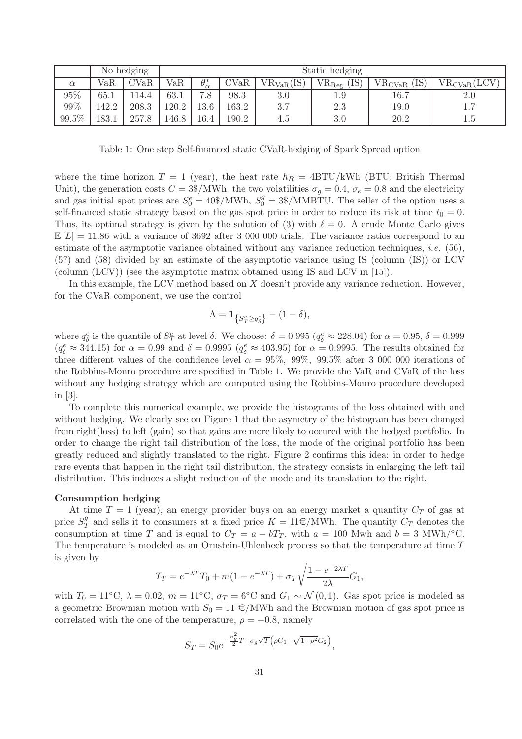| | No hedging | | Static hedging | | | | | | |
|---|---|---|---|---|---|---|---|---|---|
| $\alpha$ | VaR | CVaR | VaR | $\theta^*_\alpha$ | CVaR | $\text{VR}_{\text{VaR}}(\text{IS})$ | $\text{VR}_{\text{Reg}}$ (IS) | $\text{VR}_{\text{CVaR}}$ (IS) | $\text{VR}_{\text{CVaR}}(\text{LCV})$ |
| 95% | 65.1 | 114.4 | 63.1 | 7.8 | 98.3 | 3.0 | 1.9 | 16.7 | 2.0 |
| 99% | 142.2 | 208.3 | 120.2 | 13.6 | 163.2 | 3.7 | 2.3 | 19.0 | 1.7 |
| 99.5% | 183.1 | 257.8 | 146.8 | 16.4 | 190.2 | 4.5 | 3.0 | 20.2 | 1.5 |

Table 1: One step Self-financed static CVaR-hedging of Spark Spread option

where the time horizon $T = 1$ (year), the heat rate $h_R = 4$BTU/kWh (BTU: British Thermal Unit), the generation costs $C = 3$\$/MWh, the two volatilities $\sigma_g = 0.4$, $\sigma_e = 0.8$ and the electricity and gas initial spot prices are $S_0^e = 40$\$/MWh, $S_0^g = 3$\$/MMBTU. The seller of the option uses a self-financed static strategy based on the gas spot price in order to reduce its risk at time $t_0 = 0$. Thus, its optimal strategy is given by the solution of (3) with $\ell = 0$. A crude Monte Carlo gives $\mathbb{E}[L] = 11.86$ with a variance of 3692 after 3 000 000 trials. The variance ratios correspond to an estimate of the asymptotic variance obtained without any variance reduction techniques, *i.e.* (56), (57) and (58) divided by an estimate of the asymptotic variance using IS (column (IS)) or LCV (column (LCV)) (see the asymptotic matrix obtained using IS and LCV in [15]).

In this example, the LCV method based on $X$ doesn't provide any variance reduction. However, for the CVaR component, we use the control

$$\Lambda = \mathbf{1}_{\left\{S_T^e \geq q_\delta^e\right\}} - (1-\delta),$$

where $q_\delta^e$ is the quantile of $S_T^e$ at level $\delta$. We choose: $\delta = 0.995$ ($q_\delta^e \approx 228.04$) for $\alpha = 0.95$, $\delta = 0.999$ ($q_\delta^e \approx 344.15$) for $\alpha = 0.99$ and $\delta = 0.9995$ ($q_\delta^e \approx 403.95$) for $\alpha = 0.9995$. The results obtained for three different values of the confidence level $\alpha = 95\%$, $99\%$, $99.5\%$ after 3 000 000 iterations of the Robbins-Monro procedure are specified in Table 1. We provide the VaR and CVaR of the loss without any hedging strategy which are computed using the Robbins-Monro procedure developed in [3].

To complete this numerical example, we provide the histograms of the loss obtained with and without hedging. We clearly see on Figure 1 that the asymetry of the histogram has been changed from right(loss) to left (gain) so that gains are more likely to occured with the hedged portfolio. In order to change the right tail distribution of the loss, the mode of the original portfolio has been greatly reduced and slightly translated to the right. Figure 2 confirms this idea: in order to hedge rare events that happen in the right tail distribution, the strategy consists in enlarging the left tail distribution. This induces a slight reduction of the mode and its translation to the right.

**Consumption hedging**

At time $T = 1$ (year), an energy provider buys on an energy market a quantity $C_T$ of gas at price $S_T^g$ and sells it to consumers at a fixed price $K = 11$€/MWh. The quantity $C_T$ denotes the consumption at time $T$ and is equal to $C_T = a - bT_T$, with $a = 100$ Mwh and $b = 3$ MWh/°C. The temperature is modeled as an Ornstein-Uhlenbeck process so that the temperature at time $T$ is given by

$$T_T = e^{-\lambda T}T_0 + m(1 - e^{-\lambda T}) + \sigma_T \sqrt{\frac{1 - e^{-2\lambda T}}{2\lambda}} G_1,$$

with $T_0 = 11$°C, $\lambda = 0.02$, $m = 11$°C, $\sigma_T = 6$°C and $G_1 \sim \mathcal{N}(0, 1)$. Gas spot price is modeled as a geometric Brownian motion with $S_0 = 11$ €/MWh and the Brownian motion of gas spot price is correlated with the one of the temperature, $\rho = -0.8$, namely

$$S_T = S_0 e^{-\frac{\sigma_g^2}{2}T + \sigma_g \sqrt{T}\left(\rho G_1 + \sqrt{1-\rho^2} G_2\right)},$$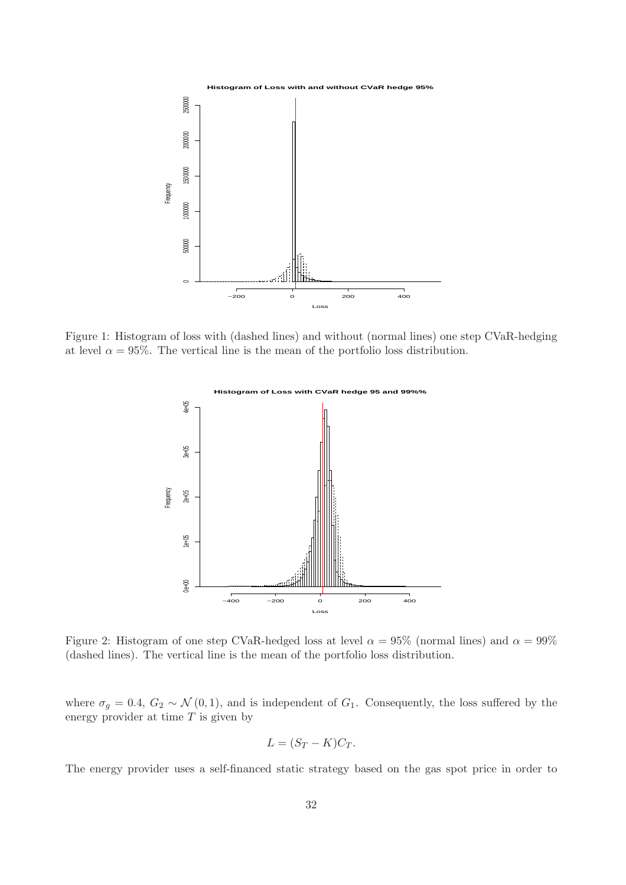Figure 1: Histogram of loss with (dashed lines) and without (normal lines) one step CVaR-hedging at level $\alpha = 95\%$. The vertical line is the mean of the portfolio loss distribution.

Figure 2: Histogram of one step CVaR-hedged loss at level $\alpha = 95\%$ (normal lines) and $\alpha = 99\%$ (dashed lines). The vertical line is the mean of the portfolio loss distribution.

where $\sigma_g = 0.4$, $G_2 \sim \mathcal{N}(0, 1)$, and is independent of $G_1$. Consequently, the loss suffered by the energy provider at time $T$ is given by

$$L = (S_T - K)C_T.$$

The energy provider uses a self-financed static strategy based on the gas spot price in order to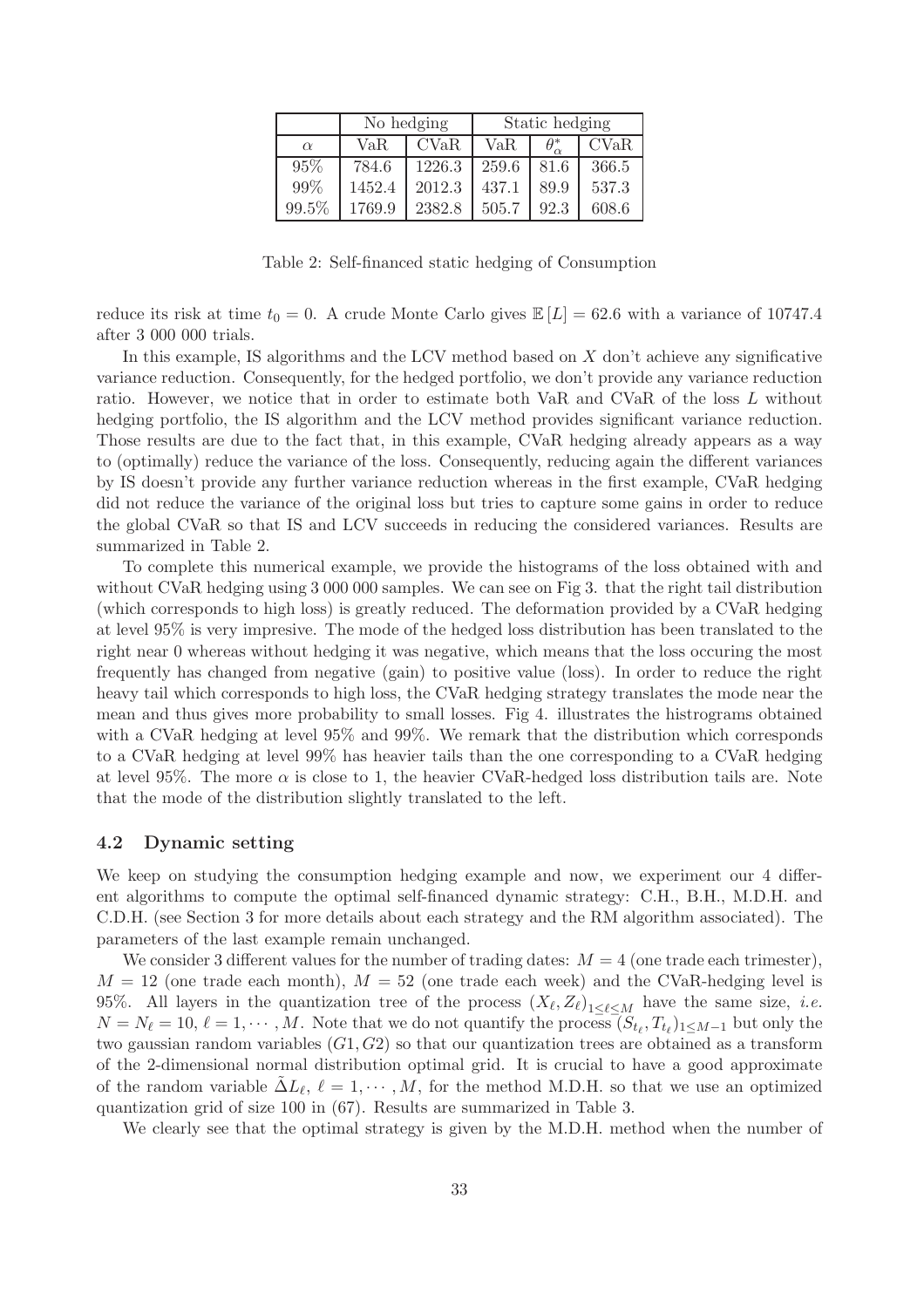| | No hedging | | Static hedging | | |
|---|---|---|---|---|---|
| $\alpha$ | VaR | CVaR | VaR | $\theta^*_\alpha$ | CVaR |
| 95% | 784.6 | 1226.3 | 259.6 | 81.6 | 366.5 |
| 99% | 1452.4 | 2012.3 | 437.1 | 89.9 | 537.3 |
| 99.5% | 1769.9 | 2382.8 | 505.7 | 92.3 | 608.6 |

Table 2: Self-financed static hedging of Consumption

reduce its risk at time $t_0 = 0$. A crude Monte Carlo gives $\mathbb{E}[L] = 62.6$ with a variance of 10747.4 after 3 000 000 trials.

In this example, IS algorithms and the LCV method based on $X$ don't achieve any significative variance reduction. Consequently, for the hedged portfolio, we don't provide any variance reduction ratio. However, we notice that in order to estimate both VaR and CVaR of the loss $L$ without hedging portfolio, the IS algorithm and the LCV method provides significant variance reduction. Those results are due to the fact that, in this example, CVaR hedging already appears as a way to (optimally) reduce the variance of the loss. Consequently, reducing again the different variances by IS doesn't provide any further variance reduction whereas in the first example, CVaR hedging did not reduce the variance of the original loss but tries to capture some gains in order to reduce the global CVaR so that IS and LCV succeeds in reducing the considered variances. Results are summarized in Table 2.

To complete this numerical example, we provide the histograms of the loss obtained with and without CVaR hedging using 3 000 000 samples. We can see on Fig 3. that the right tail distribution (which corresponds to high loss) is greatly reduced. The deformation provided by a CVaR hedging at level 95% is very impresive. The mode of the hedged loss distribution has been translated to the right near 0 whereas without hedging it was negative, which means that the loss occuring the most frequently has changed from negative (gain) to positive value (loss). In order to reduce the right heavy tail which corresponds to high loss, the CVaR hedging strategy translates the mode near the mean and thus gives more probability to small losses. Fig 4. illustrates the histrograms obtained with a CVaR hedging at level 95% and 99%. We remark that the distribution which corresponds to a CVaR hedging at level 99% has heavier tails than the one corresponding to a CVaR hedging at level 95%. The more $\alpha$ is close to 1, the heavier CVaR-hedged loss distribution tails are. Note that the mode of the distribution slightly translated to the left.

### 4.2 Dynamic setting

We keep on studying the consumption hedging example and now, we experiment our 4 different algorithms to compute the optimal self-financed dynamic strategy: C.H., B.H., M.D.H. and C.D.H. (see Section 3 for more details about each strategy and the RM algorithm associated). The parameters of the last example remain unchanged.

We consider 3 different values for the number of trading dates: $M = 4$ (one trade each trimester), $M = 12$ (one trade each month), $M = 52$ (one trade each week) and the CVaR-hedging level is 95%. All layers in the quantization tree of the process $(X_\ell, Z_\ell)_{1\leq \ell \leq M}$ have the same size, *i.e.* $N = N_\ell = 10$, $\ell = 1, \cdots, M$. Note that we do not quantify the process $(S_{t_\ell}, T_{t_\ell})_{1\leq M-1}$ but only the two gaussian random variables $(G1, G2)$ so that our quantization trees are obtained as a transform of the 2-dimensional normal distribution optimal grid. It is crucial to have a good approximate of the random variable $\tilde{\Delta}L_\ell$, $\ell = 1, \cdots, M$, for the method M.D.H. so that we use an optimized quantization grid of size 100 in (67). Results are summarized in Table 3.

We clearly see that the optimal strategy is given by the M.D.H. method when the number of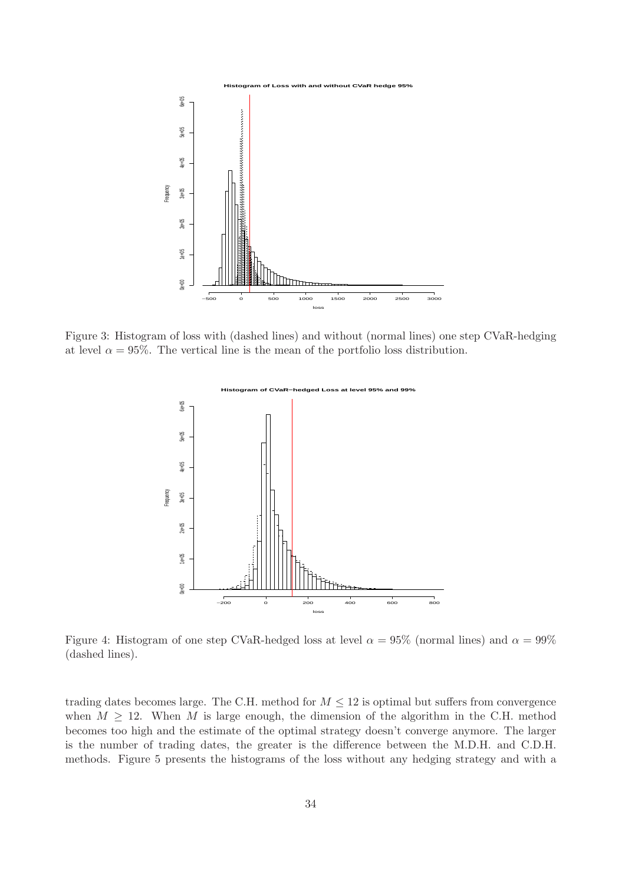Figure 3: Histogram of loss with (dashed lines) and without (normal lines) one step CVaR-hedging at level $\alpha = 95\%$. The vertical line is the mean of the portfolio loss distribution.

Figure 4: Histogram of one step CVaR-hedged loss at level $\alpha = 95\%$ (normal lines) and $\alpha = 99\%$ (dashed lines).

trading dates becomes large. The C.H. method for $M \leq 12$ is optimal but suffers from convergence when $M \geq 12$. When $M$ is large enough, the dimension of the algorithm in the C.H. method becomes too high and the estimate of the optimal strategy doesn't converge anymore. The larger is the number of trading dates, the greater is the difference between the M.D.H. and C.D.H. methods. Figure 5 presents the histograms of the loss without any hedging strategy and with a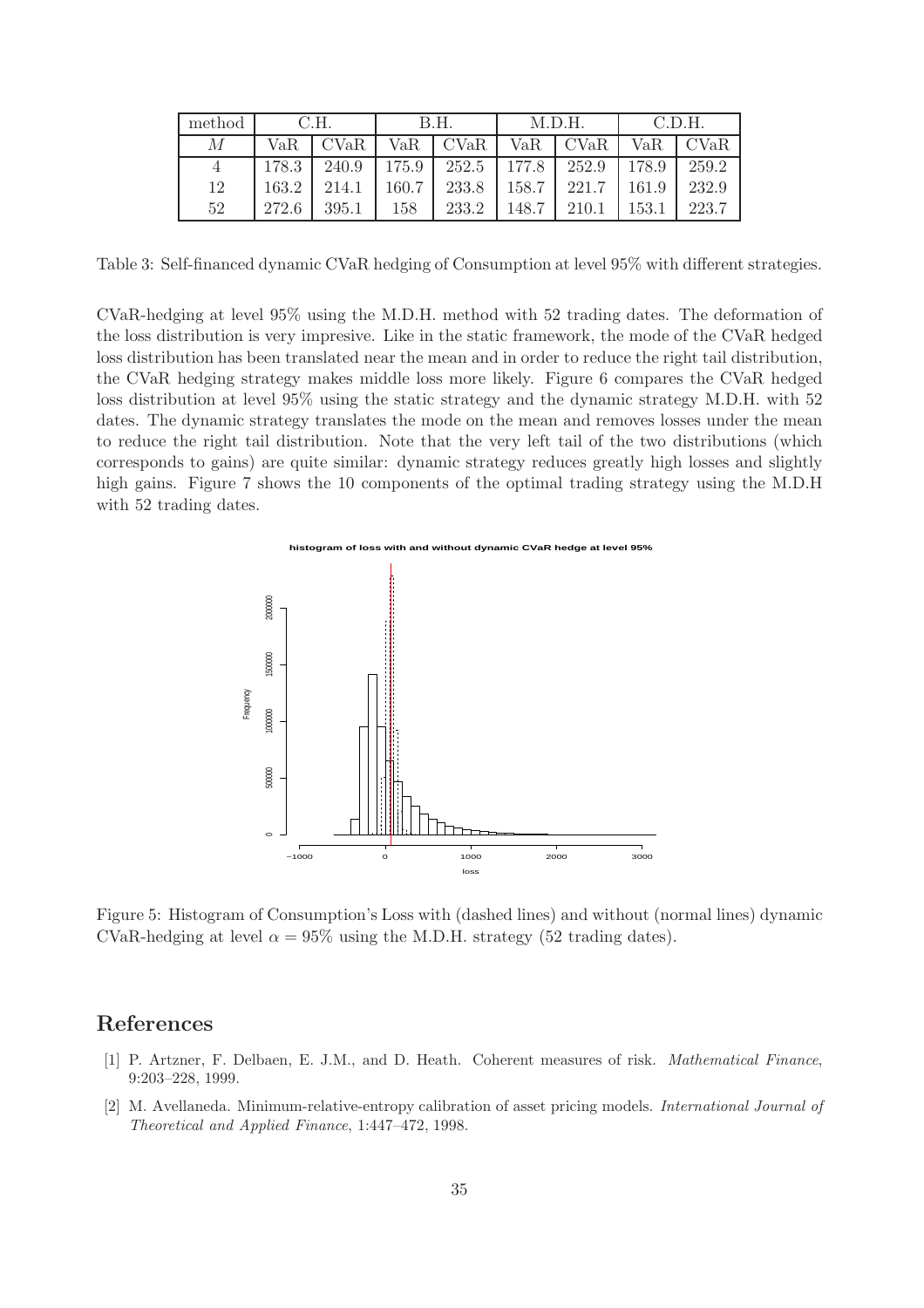| method | C.H. | | B.H. | | M.D.H. | | C.D.H. | |
|---|---|---|---|---|---|---|---|---|
| $M$ | VaR | CVaR | VaR | CVaR | VaR | CVaR | VaR | CVaR |
| 4 | 178.3 | 240.9 | 175.9 | 252.5 | 177.8 | 252.9 | 178.9 | 259.2 |
| 12 | 163.2 | 214.1 | 160.7 | 233.8 | 158.7 | 221.7 | 161.9 | 232.9 |
| 52 | 272.6 | 395.1 | 158 | 233.2 | 148.7 | 210.1 | 153.1 | 223.7 |

Table 3: Self-financed dynamic CVaR hedging of Consumption at level 95% with different strategies.

CVaR-hedging at level 95% using the M.D.H. method with 52 trading dates. The deformation of the loss distribution is very impresive. Like in the static framework, the mode of the CVaR hedged loss distribution has been translated near the mean and in order to reduce the right tail distribution, the CVaR hedging strategy makes middle loss more likely. Figure 6 compares the CVaR hedged loss distribution at level 95% using the static strategy and the dynamic strategy M.D.H. with 52 dates. The dynamic strategy translates the mode on the mean and removes losses under the mean to reduce the right tail distribution. Note that the very left tail of the two distributions (which corresponds to gains) are quite similar: dynamic strategy reduces greatly high losses and slightly high gains. Figure 7 shows the 10 components of the optimal trading strategy using the M.D.H with 52 trading dates.

Figure 5: Histogram of Consumption's Loss with (dashed lines) and without (normal lines) dynamic CVaR-hedging at level $\alpha = 95\%$ using the M.D.H. strategy (52 trading dates).

# References

[1] P. Artzner, F. Delbaen, E. J.M., and D. Heath. Coherent measures of risk. *Mathematical Finance*, 9:203–228, 1999.

[2] M. Avellaneda. Minimum-relative-entropy calibration of asset pricing models. *International Journal of Theoretical and Applied Finance*, 1:447–472, 1998.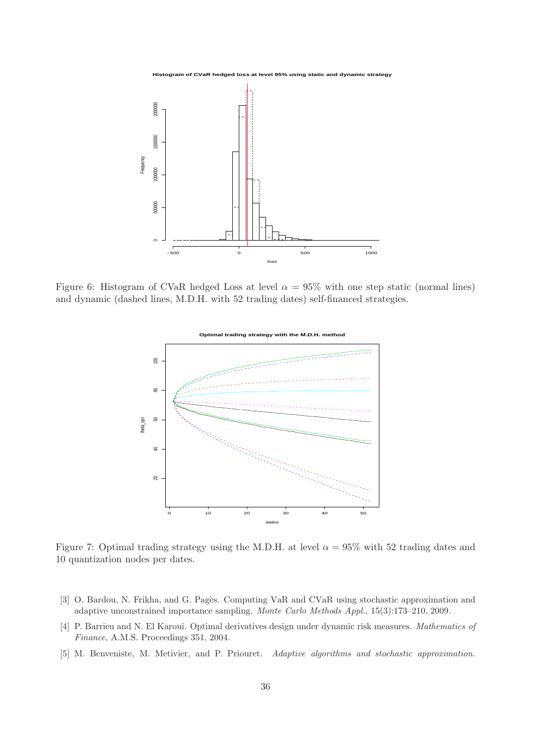Figure 6: Histogram of CVaR hedged Loss at level $\alpha = 95\%$ with one step static (normal lines) and dynamic (dashed lines, M.D.H. with 52 trading dates) self-financed strategies.

Figure 7: Optimal trading strategy using the M.D.H. at level $\alpha = 95\%$ with 52 trading dates and 10 quantization nodes per dates.

[3] O. Bardou, N. Frikha, and G. Pagès. Computing VaR and CVaR using stochastic approximation and adaptive unconstrained importance sampling. *Monte Carlo Methods Appl.*, 15(3):173–210, 2009.

[4] P. Barrieu and N. El Karoui. Optimal derivatives design under dynamic risk measures. *Mathematics of Finance*, A.M.S. Proceedings 351, 2004.

[5] M. Benveniste, M. Metivier, and P. Priouret. *Adaptive algorithms and stochastic approximation.*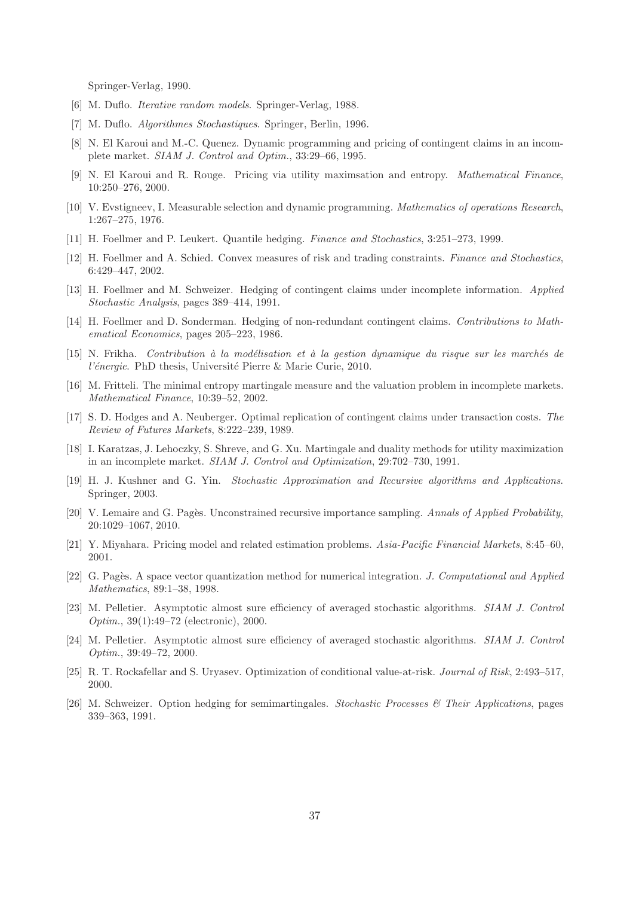Springer-Verlag, 1990.

[6] M. Duflo. *Iterative random models*. Springer-Verlag, 1988.

[7] M. Duflo. *Algorithmes Stochastiques*. Springer, Berlin, 1996.

[8] N. El Karoui and M.-C. Quenez. Dynamic programming and pricing of contingent claims in an incomplete market. *SIAM J. Control and Optim.*, 33:29–66, 1995.

[9] N. El Karoui and R. Rouge. Pricing via utility maximsation and entropy. *Mathematical Finance*, 10:250–276, 2000.

[10] V. Evstigneev, I. Measurable selection and dynamic programming. *Mathematics of operations Research*, 1:267–275, 1976.

[11] H. Foellmer and P. Leukert. Quantile hedging. *Finance and Stochastics*, 3:251–273, 1999.

[12] H. Foellmer and A. Schied. Convex measures of risk and trading constraints. *Finance and Stochastics*, 6:429–447, 2002.

[13] H. Foellmer and M. Schweizer. Hedging of contingent claims under incomplete information. *Applied Stochastic Analysis*, pages 389–414, 1991.

[14] H. Foellmer and D. Sonderman. Hedging of non-redundant contingent claims. *Contributions to Mathematical Economics*, pages 205–223, 1986.

[15] N. Frikha. *Contribution à la modélisation et à la gestion dynamique du risque sur les marchés de l'énergie*. PhD thesis, Université Pierre & Marie Curie, 2010.

[16] M. Fritteli. The minimal entropy martingale measure and the valuation problem in incomplete markets. *Mathematical Finance*, 10:39–52, 2002.

[17] S. D. Hodges and A. Neuberger. Optimal replication of contingent claims under transaction costs. *The Review of Futures Markets*, 8:222–239, 1989.

[18] I. Karatzas, J. Lehoczky, S. Shreve, and G. Xu. Martingale and duality methods for utility maximization in an incomplete market. *SIAM J. Control and Optimization*, 29:702–730, 1991.

[19] H. J. Kushner and G. Yin. *Stochastic Approximation and Recursive algorithms and Applications*. Springer, 2003.

[20] V. Lemaire and G. Pagès. Unconstrained recursive importance sampling. *Annals of Applied Probability*, 20:1029–1067, 2010.

[21] Y. Miyahara. Pricing model and related estimation problems. *Asia-Pacific Financial Markets*, 8:45–60, 2001.

[22] G. Pagès. A space vector quantization method for numerical integration. *J. Computational and Applied Mathematics*, 89:1–38, 1998.

[23] M. Pelletier. Asymptotic almost sure efficiency of averaged stochastic algorithms. *SIAM J. Control Optim.*, 39(1):49–72 (electronic), 2000.

[24] M. Pelletier. Asymptotic almost sure efficiency of averaged stochastic algorithms. *SIAM J. Control Optim.*, 39:49–72, 2000.

[25] R. T. Rockafellar and S. Uryasev. Optimization of conditional value-at-risk. *Journal of Risk*, 2:493–517, 2000.

[26] M. Schweizer. Option hedging for semimartingales. *Stochastic Processes & Their Applications*, pages 339–363, 1991.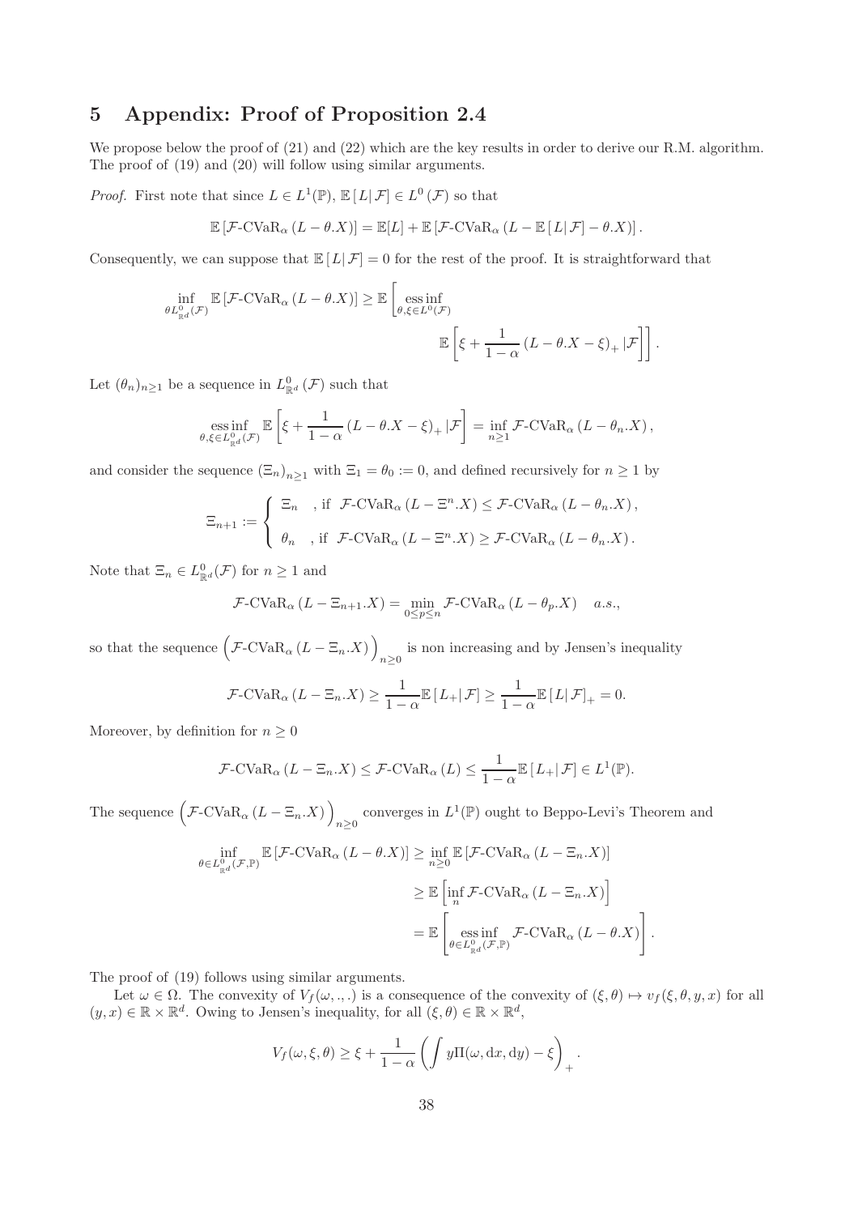# 5 Appendix: Proof of Proposition 2.4

We propose below the proof of (21) and (22) which are the key results in order to derive our R.M. algorithm. The proof of (19) and (20) will follow using similar arguments.

*Proof.* First note that since $L \in L^1(\mathbb{P})$, $\mathbb{E}\left[L|\mathcal{F}\right] \in L^0\left(\mathcal{F}\right)$ so that

$$\mathbb{E}\left[\mathcal{F}\text{-CVaR}_\alpha\left(L-\theta.X\right)\right] = \mathbb{E}[L] + \mathbb{E}\left[\mathcal{F}\text{-CVaR}_\alpha\left(L-\mathbb{E}\left[L|\mathcal{F}\right]-\theta.X\right)\right].$$

Consequently, we can suppose that $\mathbb{E}\left[L|\mathcal{F}\right]=0$ for the rest of the proof. It is straightforward that

$$\inf_{\theta L^0_{\mathbb{R}^d}(\mathcal{F})} \mathbb{E}\left[\mathcal{F}\text{-CVaR}_\alpha\left(L-\theta.X\right)\right] \geq \mathbb{E}\left[\operatorname*{ess\,inf}_{\theta,\xi\in L^0(\mathcal{F})} \mathbb{E}\left[\xi + \frac{1}{1-\alpha}\left(L-\theta.X-\xi\right)_+|\mathcal{F}\right]\right].$$

Let $(\theta_n)_{n\geq 1}$ be a sequence in $L^0_{\mathbb{R}^d}\left(\mathcal{F}\right)$ such that

$$\operatorname*{ess\,inf}_{\theta,\xi\in L^0_{\mathbb{R}^d}(\mathcal{F})} \mathbb{E}\left[\xi + \frac{1}{1-\alpha}\left(L-\theta.X-\xi\right)_+|\mathcal{F}\right] = \inf_{n\geq 1} \mathcal{F}\text{-CVaR}_\alpha\left(L-\theta_n.X\right),$$

and consider the sequence $\left(\Xi_n\right)_{n\geq 1}$ with $\Xi_1=\theta_0:=0$, and defined recursively for $n\geq 1$ by

$$\Xi_{n+1} := \begin{cases} \Xi_n & \text{, if } \mathcal{F}\text{-CVaR}_\alpha\left(L-\Xi^n.X\right) \leq \mathcal{F}\text{-CVaR}_\alpha\left(L-\theta_n.X\right), \\ \theta_n & \text{, if } \mathcal{F}\text{-CVaR}_\alpha\left(L-\Xi^n.X\right) \geq \mathcal{F}\text{-CVaR}_\alpha\left(L-\theta_n.X\right). \end{cases}$$

Note that $\Xi_n \in L^0_{\mathbb{R}^d}(\mathcal{F})$ for $n\geq 1$ and

$$\mathcal{F}\text{-CVaR}_\alpha\left(L-\Xi_{n+1}.X\right) = \min_{0\leq p\leq n} \mathcal{F}\text{-CVaR}_\alpha\left(L-\theta_p.X\right) \quad a.s.,$$

so that the sequence $\left(\mathcal{F}\text{-CVaR}_\alpha\left(L-\Xi_n.X\right)\right)_{n\geq 0}$ is non increasing and by Jensen's inequality

$$\mathcal{F}\text{-CVaR}_\alpha\left(L-\Xi_n.X\right) \geq \frac{1}{1-\alpha}\mathbb{E}\left[L_+|\mathcal{F}\right] \geq \frac{1}{1-\alpha}\mathbb{E}\left[L|\mathcal{F}\right]_+ = 0.$$

Moreover, by definition for $n\geq 0$

$$\mathcal{F}\text{-CVaR}_\alpha\left(L-\Xi_n.X\right) \leq \mathcal{F}\text{-CVaR}_\alpha\left(L\right) \leq \frac{1}{1-\alpha}\mathbb{E}\left[L_+|\mathcal{F}\right] \in L^1(\mathbb{P}).$$

The sequence $\left(\mathcal{F}\text{-CVaR}_\alpha\left(L-\Xi_n.X\right)\right)_{n\geq 0}$ converges in $L^1(\mathbb{P})$ ought to Beppo-Levi's Theorem and

$$\begin{aligned}
\inf_{\theta\in L^0_{\mathbb{R}^d}(\mathcal{F},\mathbb{P})} \mathbb{E}\left[\mathcal{F}\text{-CVaR}_\alpha\left(L-\theta.X\right)\right] &\geq \inf_{n\geq 0} \mathbb{E}\left[\mathcal{F}\text{-CVaR}_\alpha\left(L-\Xi_n.X\right)\right] \\
&\geq \mathbb{E}\left[\inf_n \mathcal{F}\text{-CVaR}_\alpha\left(L-\Xi_n.X\right)\right] \\
&= \mathbb{E}\left[\operatorname*{ess\,inf}_{\theta\in L^0_{\mathbb{R}^d}(\mathcal{F},\mathbb{P})} \mathcal{F}\text{-CVaR}_\alpha\left(L-\theta.X\right)\right].
\end{aligned}$$

The proof of (19) follows using similar arguments.

Let $\omega\in\Omega$. The convexity of $V_f(\omega,.,.)$ is a consequence of the convexity of $(\xi,\theta)\mapsto v_f(\xi,\theta,y,x)$ for all $(y,x)\in\mathbb{R}\times\mathbb{R}^d$. Owing to Jensen's inequality, for all $(\xi,\theta)\in\mathbb{R}\times\mathbb{R}^d$,

$$V_f(\omega,\xi,\theta) \geq \xi + \frac{1}{1-\alpha}\left(\int y\Pi(\omega,\mathrm{d}x,\mathrm{d}y)-\xi\right)_+.$$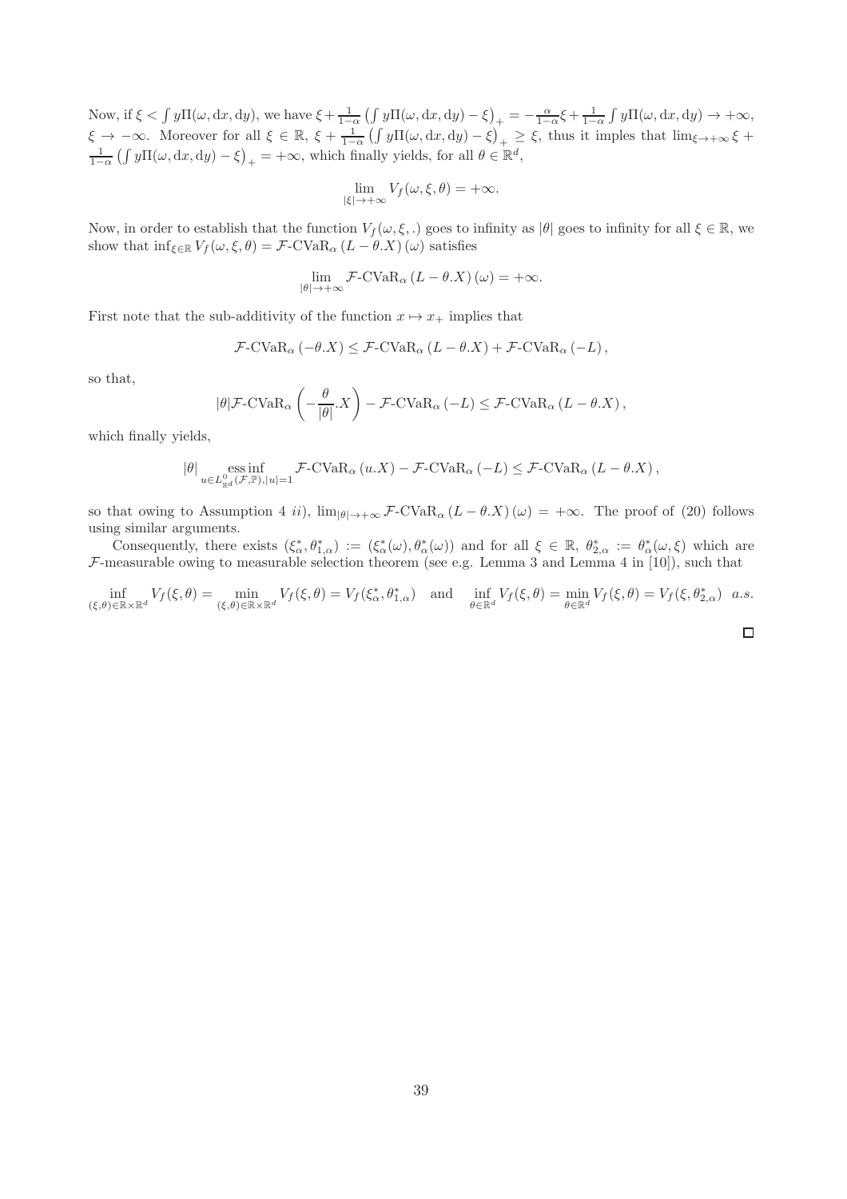Now, if $\xi < \int y\Pi(\omega, \mathrm{d}x, \mathrm{d}y)$, we have $\xi + \frac{1}{1-\alpha}\left(\int y\Pi(\omega, \mathrm{d}x, \mathrm{d}y) - \xi\right)_+ = -\frac{\alpha}{1-\alpha}\xi + \frac{1}{1-\alpha}\int y\Pi(\omega, \mathrm{d}x, \mathrm{d}y) \to +\infty$, $\xi \to -\infty$. Moreover for all $\xi \in \mathbb{R}$, $\xi + \frac{1}{1-\alpha}\left(\int y\Pi(\omega, \mathrm{d}x, \mathrm{d}y) - \xi\right)_+ \geq \xi$, thus it imples that $\lim_{\xi \to +\infty} \xi + \frac{1}{1-\alpha}\left(\int y\Pi(\omega, \mathrm{d}x, \mathrm{d}y) - \xi\right)_+ = +\infty$, which finally yields, for all $\theta \in \mathbb{R}^d$,

$$\lim_{|\xi| \to +\infty} V_f(\omega, \xi, \theta) = +\infty.$$

Now, in order to establish that the function $V_f(\omega, \xi, .)$ goes to infinity as $|\theta|$ goes to infinity for all $\xi \in \mathbb{R}$, we show that $\inf_{\xi \in \mathbb{R}} V_f(\omega, \xi, \theta) = \mathcal{F}\text{-CVaR}_\alpha\left(L - \theta.X\right)(\omega)$ satisfies

$$\lim_{|\theta| \to +\infty} \mathcal{F}\text{-CVaR}_\alpha\left(L - \theta.X\right)(\omega) = +\infty.$$

First note that the sub-additivity of the function $x \mapsto x_+$ implies that

$$\mathcal{F}\text{-CVaR}_\alpha\left(-\theta.X\right) \leq \mathcal{F}\text{-CVaR}_\alpha\left(L - \theta.X\right) + \mathcal{F}\text{-CVaR}_\alpha\left(-L\right),$$

so that,

$$|\theta| \mathcal{F}\text{-CVaR}_\alpha\left(-\frac{\theta}{|\theta|}.X\right) - \mathcal{F}\text{-CVaR}_\alpha\left(-L\right) \leq \mathcal{F}\text{-CVaR}_\alpha\left(L - \theta.X\right),$$

which finally yields,

$$|\theta| \operatorname*{ess\,inf}_{u \in L^0_{\mathbb{R}^d}(\mathcal{F}, \mathbb{P}), |u|=1} \mathcal{F}\text{-CVaR}_\alpha\left(u.X\right) - \mathcal{F}\text{-CVaR}_\alpha\left(-L\right) \leq \mathcal{F}\text{-CVaR}_\alpha\left(L - \theta.X\right),$$

so that owing to Assumption 4 *ii*), $\lim_{|\theta| \to +\infty} \mathcal{F}\text{-CVaR}_\alpha\left(L - \theta.X\right)(\omega) = +\infty$. The proof of (20) follows using similar arguments.

Consequently, there exists $(\xi^*_\alpha, \theta^*_{1,\alpha}) := (\xi^*_\alpha(\omega), \theta^*_\alpha(\omega))$ and for all $\xi \in \mathbb{R}$, $\theta^*_{2,\alpha} := \theta^*_\alpha(\omega, \xi)$ which are $\mathcal{F}$-measurable owing to measurable selection theorem (see e.g. Lemma 3 and Lemma 4 in [10]), such that

$$\inf_{(\xi,\theta) \in \mathbb{R} \times \mathbb{R}^d} V_f(\xi, \theta) = \min_{(\xi,\theta) \in \mathbb{R} \times \mathbb{R}^d} V_f(\xi, \theta) = V_f(\xi^*_\alpha, \theta^*_{1,\alpha}) \quad \text{and} \quad \inf_{\theta \in \mathbb{R}^d} V_f(\xi, \theta) = \min_{\theta \in \mathbb{R}^d} V_f(\xi, \theta) = V_f(\xi, \theta^*_{2,\alpha}) \;\; a.s.$$

□